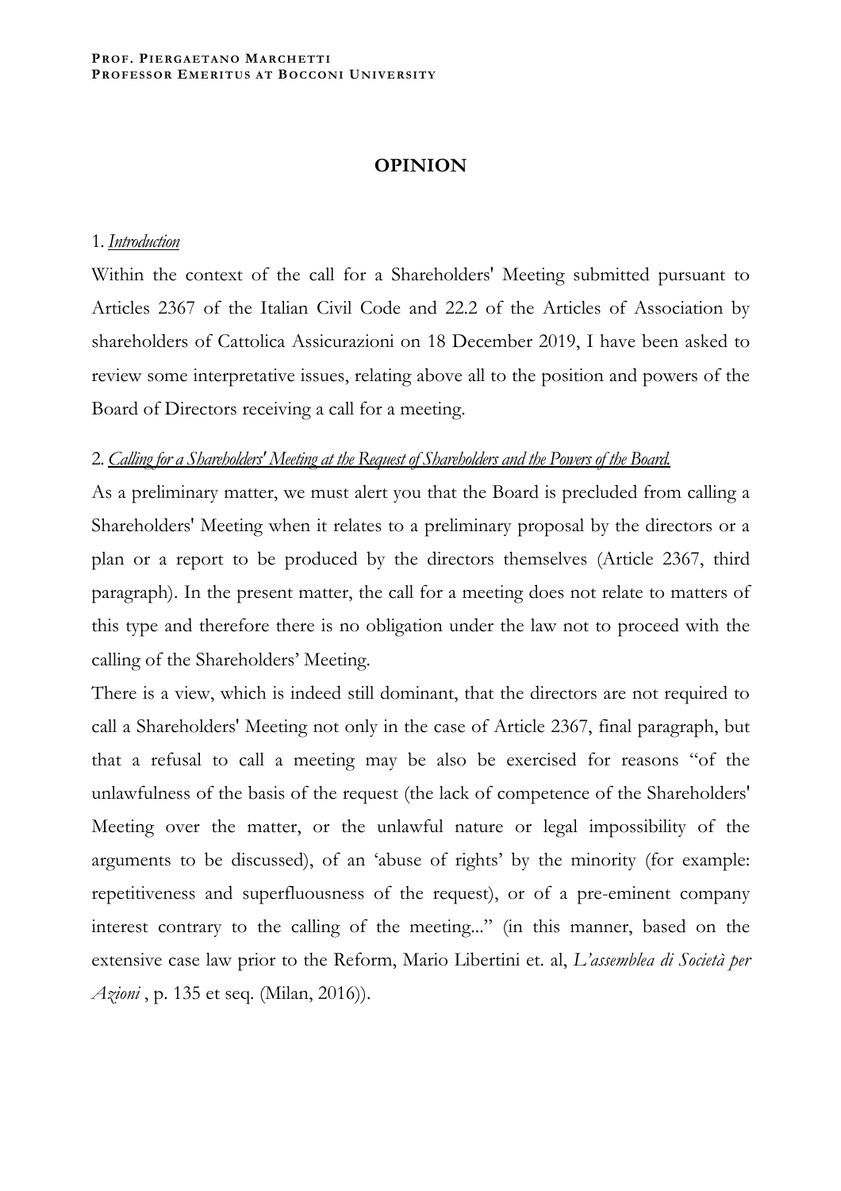**PROF. PIERGAETANO MARCHETTI**
**PROFESSOR EMERITUS AT BOCCONI UNIVERSITY**

# OPINION

1. *Introduction*

Within the context of the call for a Shareholders' Meeting submitted pursuant to Articles 2367 of the Italian Civil Code and 22.2 of the Articles of Association by shareholders of Cattolica Assicurazioni on 18 December 2019, I have been asked to review some interpretative issues, relating above all to the position and powers of the Board of Directors receiving a call for a meeting.

2. *Calling for a Shareholders' Meeting at the Request of Shareholders and the Powers of the Board.*

As a preliminary matter, we must alert you that the Board is precluded from calling a Shareholders' Meeting when it relates to a preliminary proposal by the directors or a plan or a report to be produced by the directors themselves (Article 2367, third paragraph). In the present matter, the call for a meeting does not relate to matters of this type and therefore there is no obligation under the law not to proceed with the calling of the Shareholders' Meeting.

There is a view, which is indeed still dominant, that the directors are not required to call a Shareholders' Meeting not only in the case of Article 2367, final paragraph, but that a refusal to call a meeting may be also be exercised for reasons "of the unlawfulness of the basis of the request (the lack of competence of the Shareholders' Meeting over the matter, or the unlawful nature or legal impossibility of the arguments to be discussed), of an 'abuse of rights' by the minority (for example: repetitiveness and superfluousness of the request), or of a pre-eminent company interest contrary to the calling of the meeting..." (in this manner, based on the extensive case law prior to the Reform, Mario Libertini et. al, *L'assemblea di Società per Azioni* , p. 135 et seq. (Milan, 2016)).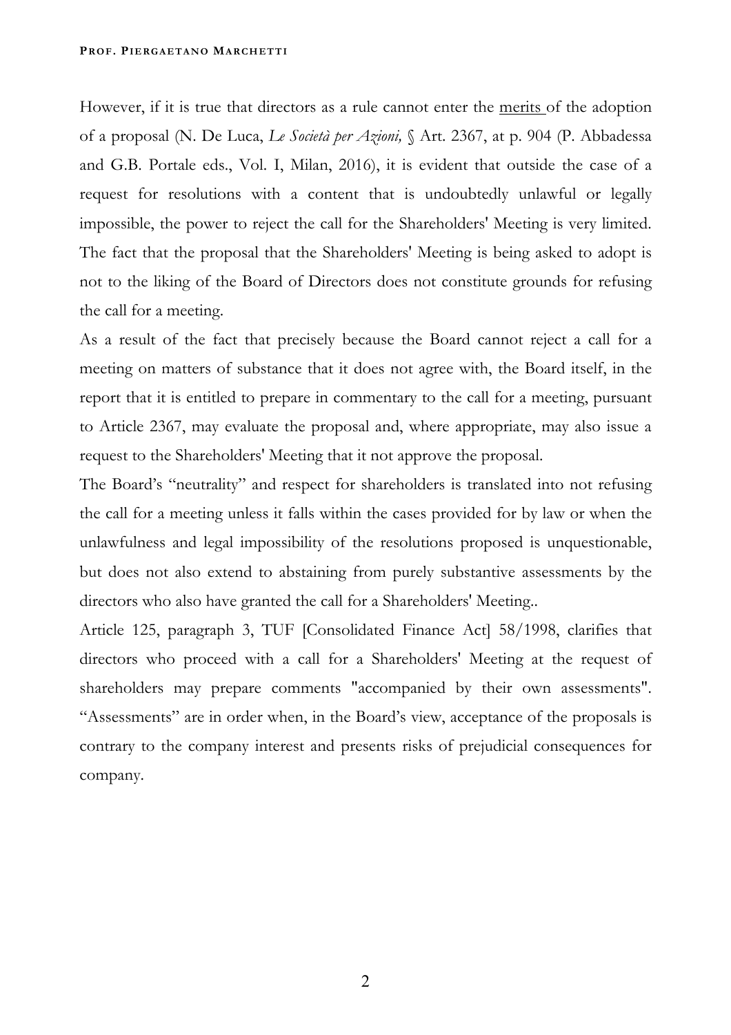However, if it is true that directors as a rule cannot enter the merits of the adoption of a proposal (N. De Luca, *Le Società per Azioni,* § Art. 2367, at p. 904 (P. Abbadessa and G.B. Portale eds., Vol. I, Milan, 2016), it is evident that outside the case of a request for resolutions with a content that is undoubtedly unlawful or legally impossible, the power to reject the call for the Shareholders' Meeting is very limited. The fact that the proposal that the Shareholders' Meeting is being asked to adopt is not to the liking of the Board of Directors does not constitute grounds for refusing the call for a meeting.

As a result of the fact that precisely because the Board cannot reject a call for a meeting on matters of substance that it does not agree with, the Board itself, in the report that it is entitled to prepare in commentary to the call for a meeting, pursuant to Article 2367, may evaluate the proposal and, where appropriate, may also issue a request to the Shareholders' Meeting that it not approve the proposal.

The Board's "neutrality" and respect for shareholders is translated into not refusing the call for a meeting unless it falls within the cases provided for by law or when the unlawfulness and legal impossibility of the resolutions proposed is unquestionable, but does not also extend to abstaining from purely substantive assessments by the directors who also have granted the call for a Shareholders' Meeting..

Article 125, paragraph 3, TUF [Consolidated Finance Act] 58/1998, clarifies that directors who proceed with a call for a Shareholders' Meeting at the request of shareholders may prepare comments "accompanied by their own assessments". "Assessments" are in order when, in the Board's view, acceptance of the proposals is contrary to the company interest and presents risks of prejudicial consequences for company.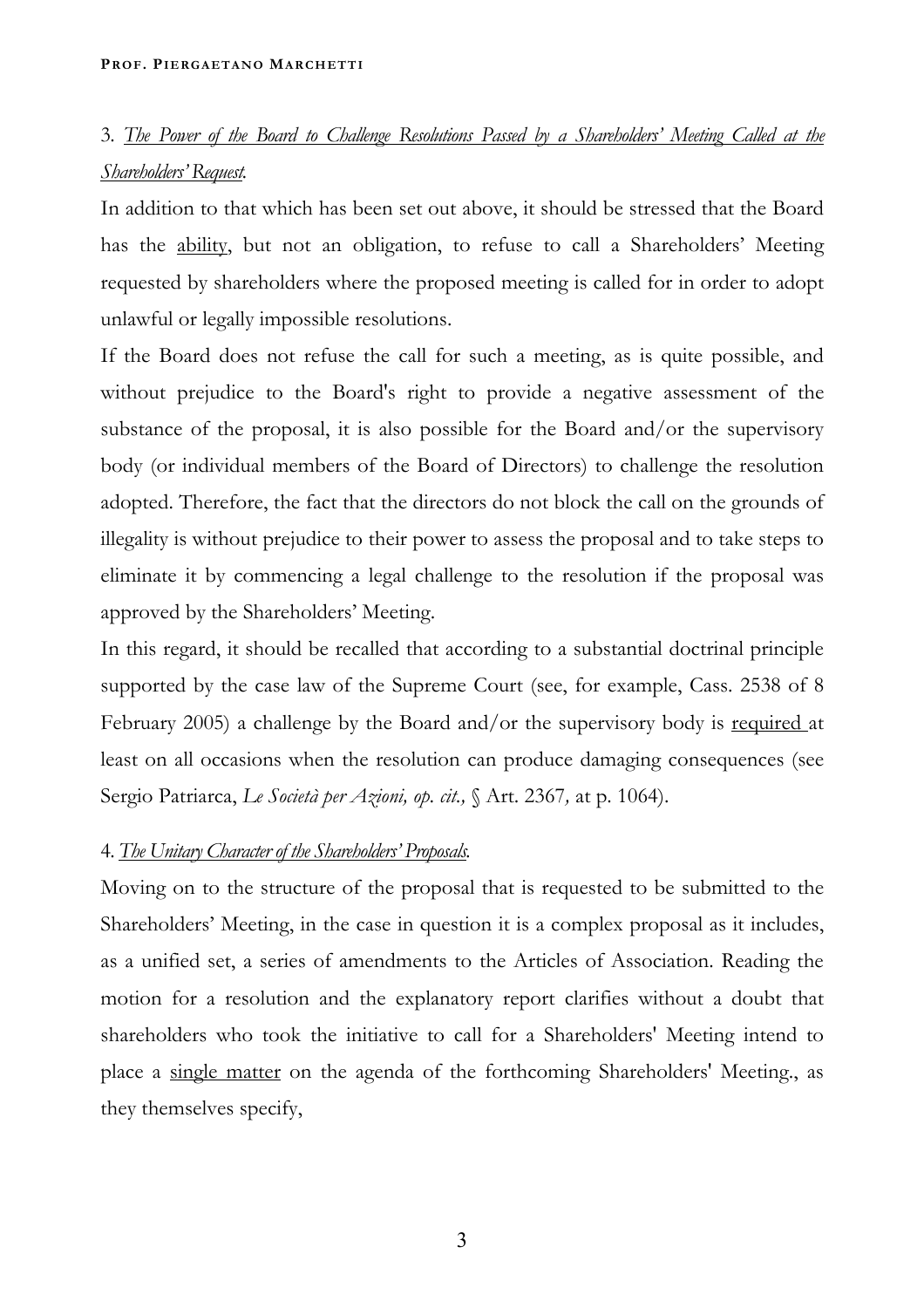3. *The Power of the Board to Challenge Resolutions Passed by a Shareholders' Meeting Called at the Shareholders' Request.*

In addition to that which has been set out above, it should be stressed that the Board has the ability, but not an obligation, to refuse to call a Shareholders' Meeting requested by shareholders where the proposed meeting is called for in order to adopt unlawful or legally impossible resolutions.

If the Board does not refuse the call for such a meeting, as is quite possible, and without prejudice to the Board's right to provide a negative assessment of the substance of the proposal, it is also possible for the Board and/or the supervisory body (or individual members of the Board of Directors) to challenge the resolution adopted. Therefore, the fact that the directors do not block the call on the grounds of illegality is without prejudice to their power to assess the proposal and to take steps to eliminate it by commencing a legal challenge to the resolution if the proposal was approved by the Shareholders' Meeting.

In this regard, it should be recalled that according to a substantial doctrinal principle supported by the case law of the Supreme Court (see, for example, Cass. 2538 of 8 February 2005) a challenge by the Board and/or the supervisory body is required at least on all occasions when the resolution can produce damaging consequences (see Sergio Patriarca, *Le Società per Azioni, op. cit.,* § Art. 2367*,* at p. 1064).

4. *The Unitary Character of the Shareholders' Proposals.*

Moving on to the structure of the proposal that is requested to be submitted to the Shareholders' Meeting, in the case in question it is a complex proposal as it includes, as a unified set, a series of amendments to the Articles of Association. Reading the motion for a resolution and the explanatory report clarifies without a doubt that shareholders who took the initiative to call for a Shareholders' Meeting intend to place a single matter on the agenda of the forthcoming Shareholders' Meeting., as they themselves specify,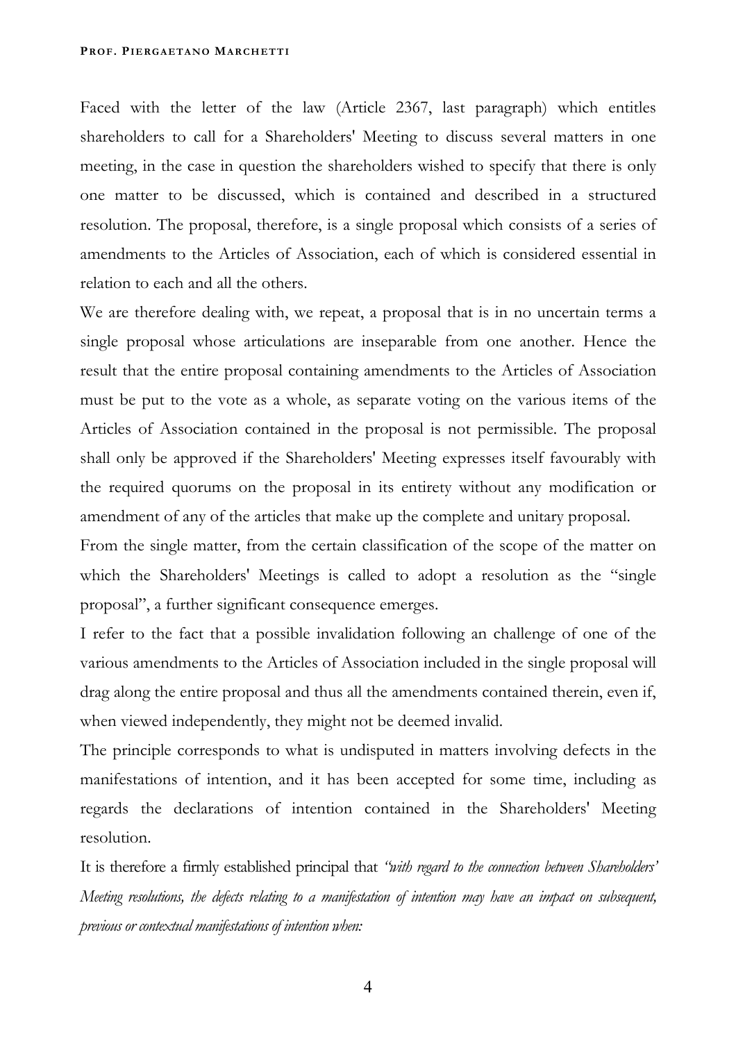Faced with the letter of the law (Article 2367, last paragraph) which entitles shareholders to call for a Shareholders' Meeting to discuss several matters in one meeting, in the case in question the shareholders wished to specify that there is only one matter to be discussed, which is contained and described in a structured resolution. The proposal, therefore, is a single proposal which consists of a series of amendments to the Articles of Association, each of which is considered essential in relation to each and all the others.

We are therefore dealing with, we repeat, a proposal that is in no uncertain terms a single proposal whose articulations are inseparable from one another. Hence the result that the entire proposal containing amendments to the Articles of Association must be put to the vote as a whole, as separate voting on the various items of the Articles of Association contained in the proposal is not permissible. The proposal shall only be approved if the Shareholders' Meeting expresses itself favourably with the required quorums on the proposal in its entirety without any modification or amendment of any of the articles that make up the complete and unitary proposal.

From the single matter, from the certain classification of the scope of the matter on which the Shareholders' Meetings is called to adopt a resolution as the "single proposal", a further significant consequence emerges.

I refer to the fact that a possible invalidation following an challenge of one of the various amendments to the Articles of Association included in the single proposal will drag along the entire proposal and thus all the amendments contained therein, even if, when viewed independently, they might not be deemed invalid.

The principle corresponds to what is undisputed in matters involving defects in the manifestations of intention, and it has been accepted for some time, including as regards the declarations of intention contained in the Shareholders' Meeting resolution.

It is therefore a firmly established principal that *"with regard to the connection between Shareholders' Meeting resolutions, the defects relating to a manifestation of intention may have an impact on subsequent, previous or contextual manifestations of intention when:*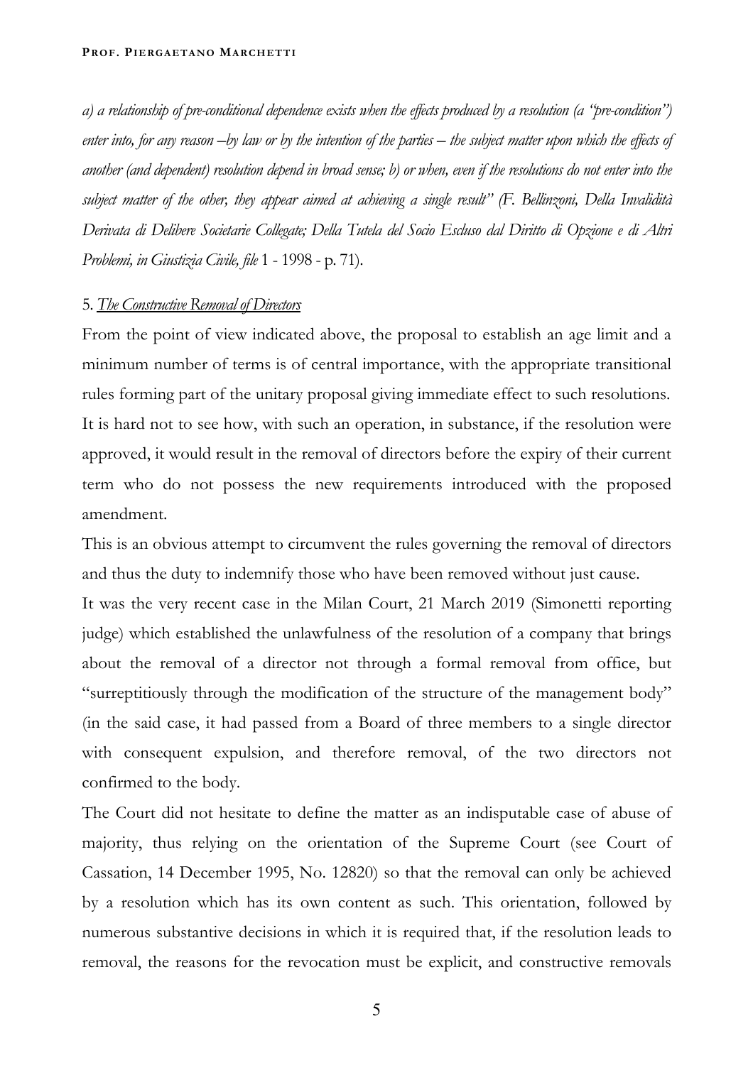*a) a relationship of pre-conditional dependence exists when the effects produced by a resolution (a "pre-condition") enter into, for any reason –by law or by the intention of the parties – the subject matter upon which the effects of another (and dependent) resolution depend in broad sense; b) or when, even if the resolutions do not enter into the subject matter of the other, they appear aimed at achieving a single result" (F. Bellinzoni, Della Invalidità Derivata di Delibere Societarie Collegate; Della Tutela del Socio Escluso dal Diritto di Opzione e di Altri Problemi, in Giustizia Civile, file* 1 - 1998 - p. 71).

5. *The Constructive Removal of Directors*

From the point of view indicated above, the proposal to establish an age limit and a minimum number of terms is of central importance, with the appropriate transitional rules forming part of the unitary proposal giving immediate effect to such resolutions. It is hard not to see how, with such an operation, in substance, if the resolution were approved, it would result in the removal of directors before the expiry of their current term who do not possess the new requirements introduced with the proposed amendment.

This is an obvious attempt to circumvent the rules governing the removal of directors and thus the duty to indemnify those who have been removed without just cause.

It was the very recent case in the Milan Court, 21 March 2019 (Simonetti reporting judge) which established the unlawfulness of the resolution of a company that brings about the removal of a director not through a formal removal from office, but "surreptitiously through the modification of the structure of the management body" (in the said case, it had passed from a Board of three members to a single director with consequent expulsion, and therefore removal, of the two directors not confirmed to the body.

The Court did not hesitate to define the matter as an indisputable case of abuse of majority, thus relying on the orientation of the Supreme Court (see Court of Cassation, 14 December 1995, No. 12820) so that the removal can only be achieved by a resolution which has its own content as such. This orientation, followed by numerous substantive decisions in which it is required that, if the resolution leads to removal, the reasons for the revocation must be explicit, and constructive removals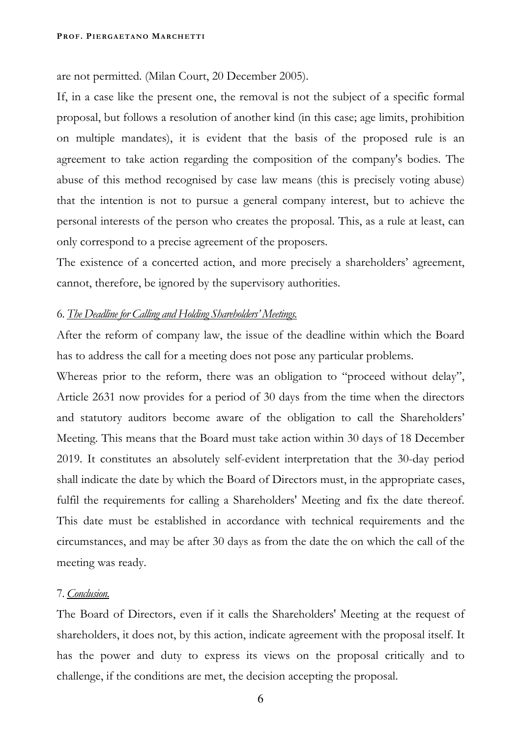are not permitted. (Milan Court, 20 December 2005).

If, in a case like the present one, the removal is not the subject of a specific formal proposal, but follows a resolution of another kind (in this case; age limits, prohibition on multiple mandates), it is evident that the basis of the proposed rule is an agreement to take action regarding the composition of the company's bodies. The abuse of this method recognised by case law means (this is precisely voting abuse) that the intention is not to pursue a general company interest, but to achieve the personal interests of the person who creates the proposal. This, as a rule at least, can only correspond to a precise agreement of the proposers.

The existence of a concerted action, and more precisely a shareholders' agreement, cannot, therefore, be ignored by the supervisory authorities.

6. *The Deadline for Calling and Holding Shareholders' Meetings.*

After the reform of company law, the issue of the deadline within which the Board has to address the call for a meeting does not pose any particular problems.

Whereas prior to the reform, there was an obligation to "proceed without delay", Article 2631 now provides for a period of 30 days from the time when the directors and statutory auditors become aware of the obligation to call the Shareholders' Meeting. This means that the Board must take action within 30 days of 18 December 2019. It constitutes an absolutely self-evident interpretation that the 30-day period shall indicate the date by which the Board of Directors must, in the appropriate cases, fulfil the requirements for calling a Shareholders' Meeting and fix the date thereof. This date must be established in accordance with technical requirements and the circumstances, and may be after 30 days as from the date the on which the call of the meeting was ready.

7. *Conclusion.*

The Board of Directors, even if it calls the Shareholders' Meeting at the request of shareholders, it does not, by this action, indicate agreement with the proposal itself. It has the power and duty to express its views on the proposal critically and to challenge, if the conditions are met, the decision accepting the proposal.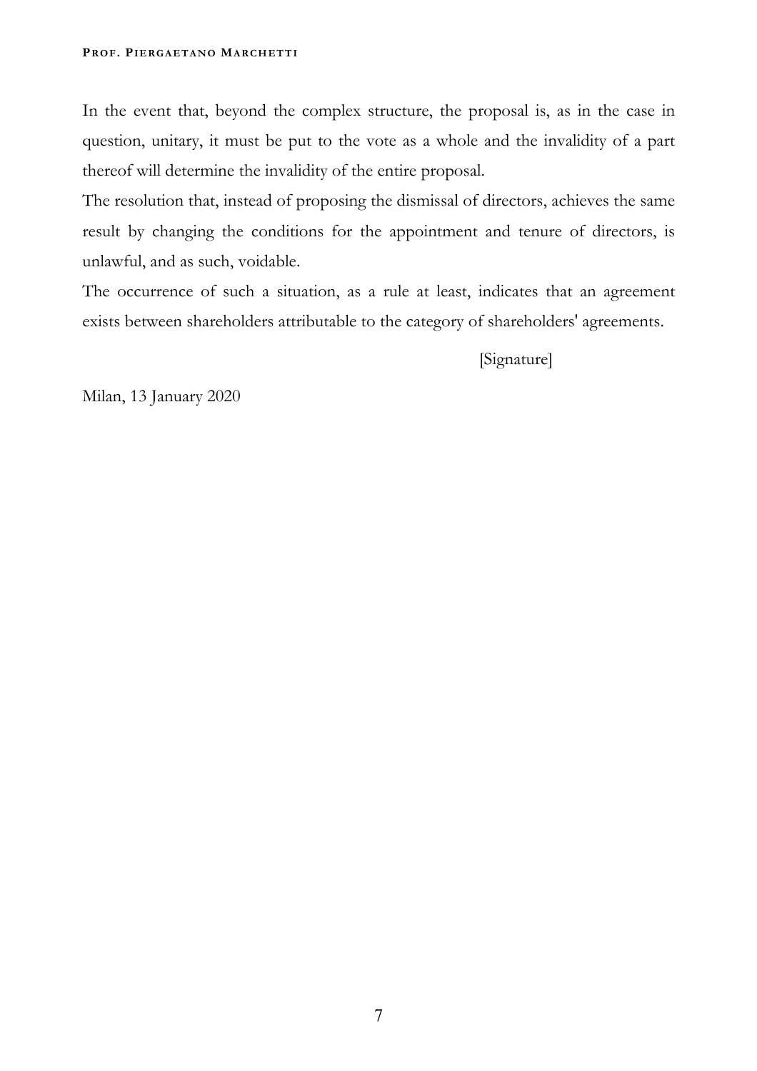In the event that, beyond the complex structure, the proposal is, as in the case in question, unitary, it must be put to the vote as a whole and the invalidity of a part thereof will determine the invalidity of the entire proposal.

The resolution that, instead of proposing the dismissal of directors, achieves the same result by changing the conditions for the appointment and tenure of directors, is unlawful, and as such, voidable.

The occurrence of such a situation, as a rule at least, indicates that an agreement exists between shareholders attributable to the category of shareholders' agreements.

[Signature]

Milan, 13 January 2020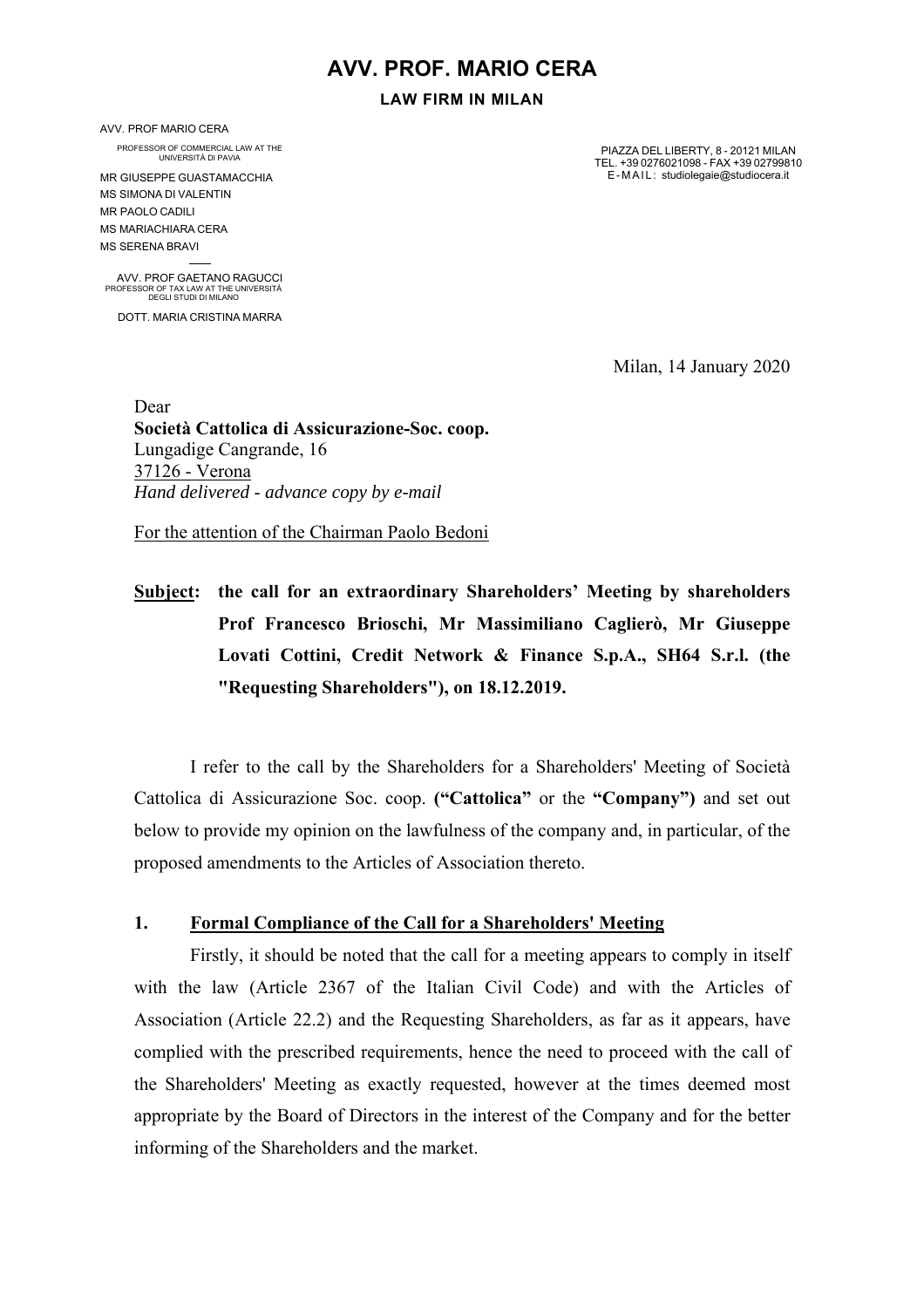# AVV. PROF. MARIO CERA

**LAW FIRM IN MILAN**

AVV. PROF MARIO CERA
PROFESSOR OF COMMERCIAL LAW AT THE UNIVERSITÀ DI PAVIA
MR GIUSEPPE GUASTAMACCHIA
MS SIMONA DI VALENTIN
MR PAOLO CADILI
MS MARIACHIARA CERA
MS SERENA BRAVI

AVV. PROF GAETANO RAGUCCI
PROFESSOR OF TAX LAW AT THE UNIVERSITÀ DEGLI STUDI DI MILANO

DOTT. MARIA CRISTINA MARRA

PIAZZA DEL LIBERTY, 8 - 20121 MILAN
TEL. +39 0276021098 - FAX +39 02799810
E-MAIL: studiolegaie@studiocera.it

Milan, 14 January 2020

Dear
**Società Cattolica di Assicurazione-Soc. coop.**
Lungadige Cangrande, 16
37126 - Verona
*Hand delivered - advance copy by e-mail*

For the attention of the Chairman Paolo Bedoni

**Subject: the call for an extraordinary Shareholders' Meeting by shareholders Prof Francesco Brioschi, Mr Massimiliano Caglierò, Mr Giuseppe Lovati Cottini, Credit Network & Finance S.p.A., SH64 S.r.l. (the "Requesting Shareholders"), on 18.12.2019.**

I refer to the call by the Shareholders for a Shareholders' Meeting of Società Cattolica di Assicurazione Soc. coop. **("Cattolica"** or the **"Company")** and set out below to provide my opinion on the lawfulness of the company and, in particular, of the proposed amendments to the Articles of Association thereto.

## 1. Formal Compliance of the Call for a Shareholders' Meeting

Firstly, it should be noted that the call for a meeting appears to comply in itself with the law (Article 2367 of the Italian Civil Code) and with the Articles of Association (Article 22.2) and the Requesting Shareholders, as far as it appears, have complied with the prescribed requirements, hence the need to proceed with the call of the Shareholders' Meeting as exactly requested, however at the times deemed most appropriate by the Board of Directors in the interest of the Company and for the better informing of the Shareholders and the market.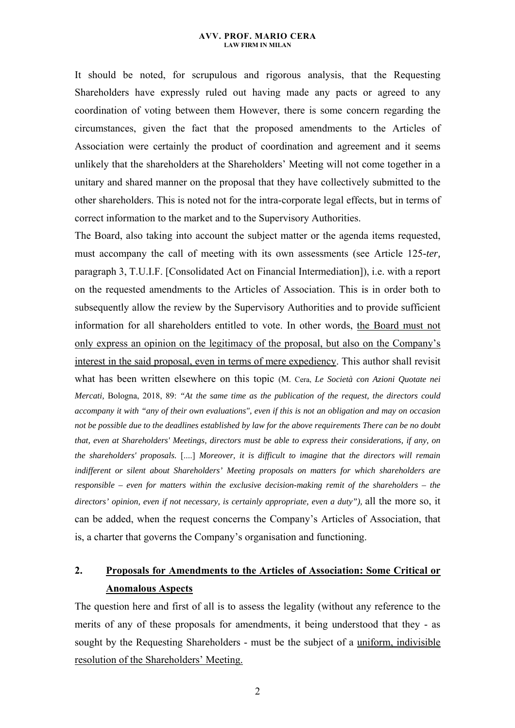It should be noted, for scrupulous and rigorous analysis, that the Requesting Shareholders have expressly ruled out having made any pacts or agreed to any coordination of voting between them However, there is some concern regarding the circumstances, given the fact that the proposed amendments to the Articles of Association were certainly the product of coordination and agreement and it seems unlikely that the shareholders at the Shareholders' Meeting will not come together in a unitary and shared manner on the proposal that they have collectively submitted to the other shareholders. This is noted not for the intra-corporate legal effects, but in terms of correct information to the market and to the Supervisory Authorities.

The Board, also taking into account the subject matter or the agenda items requested, must accompany the call of meeting with its own assessments (see Article 125-*ter,* paragraph 3, T.U.I.F. [Consolidated Act on Financial Intermediation]), i.e. with a report on the requested amendments to the Articles of Association. This is in order both to subsequently allow the review by the Supervisory Authorities and to provide sufficient information for all shareholders entitled to vote. In other words, <u>the Board must not only express an opinion on the legitimacy of the proposal, but also on the Company's interest in the said proposal, even in terms of mere expediency</u>. This author shall revisit what has been written elsewhere on this topic (M. Cera, *Le Società con Azioni Quotate nei Mercati,* Bologna, 2018, 89: *"At the same time as the publication of the request, the directors could accompany it with "any of their own evaluations", even if this is not an obligation and may on occasion not be possible due to the deadlines established by law for the above requirements There can be no doubt that, even at Shareholders' Meetings, directors must be able to express their considerations, if any, on the shareholders' proposals.* [....] *Moreover, it is difficult to imagine that the directors will remain indifferent or silent about Shareholders' Meeting proposals on matters for which shareholders are responsible – even for matters within the exclusive decision-making remit of the shareholders – the directors' opinion, even if not necessary, is certainly appropriate, even a duty"),* all the more so, it can be added, when the request concerns the Company's Articles of Association, that is, a charter that governs the Company's organisation and functioning.

## 2. Proposals for Amendments to the Articles of Association: Some Critical or Anomalous Aspects

The question here and first of all is to assess the legality (without any reference to the merits of any of these proposals for amendments, it being understood that they - as sought by the Requesting Shareholders - must be the subject of a <u>uniform, indivisible resolution of the Shareholders' Meeting.</u>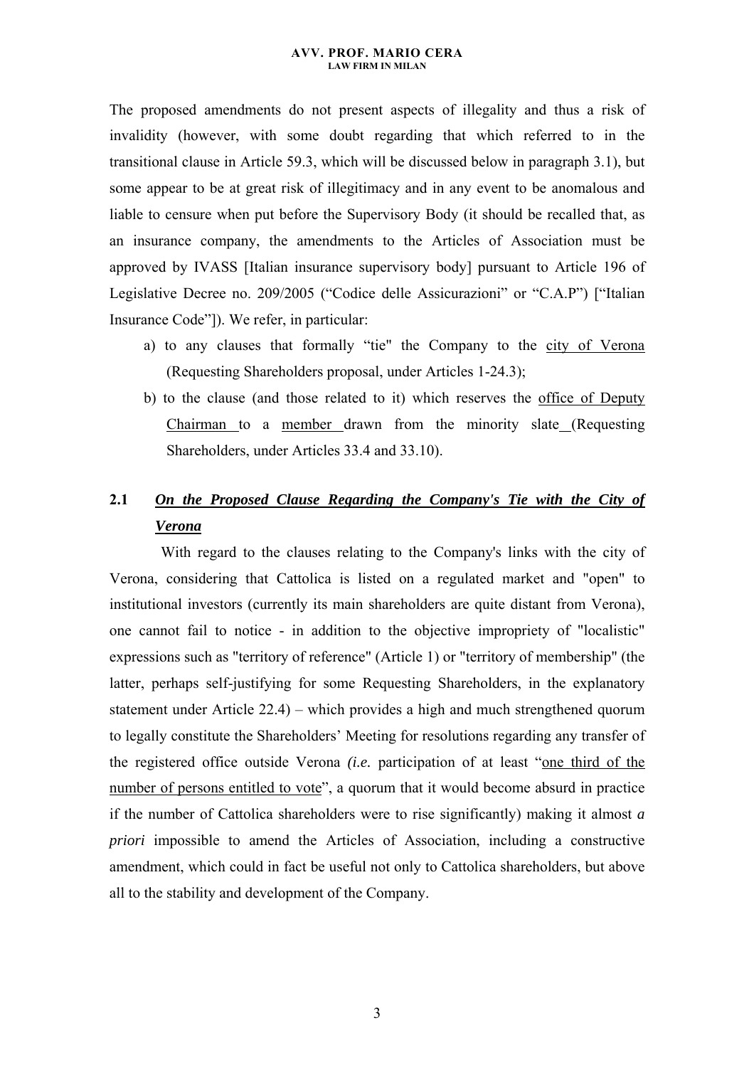The proposed amendments do not present aspects of illegality and thus a risk of invalidity (however, with some doubt regarding that which referred to in the transitional clause in Article 59.3, which will be discussed below in paragraph 3.1), but some appear to be at great risk of illegitimacy and in any event to be anomalous and liable to censure when put before the Supervisory Body (it should be recalled that, as an insurance company, the amendments to the Articles of Association must be approved by IVASS [Italian insurance supervisory body] pursuant to Article 196 of Legislative Decree no. 209/2005 ("Codice delle Assicurazioni" or "C.A.P") ["Italian Insurance Code"]). We refer, in particular:

a) to any clauses that formally "tie" the Company to the <u>city of Verona</u> (Requesting Shareholders proposal, under Articles 1-24.3);
b) to the clause (and those related to it) which reserves the <u>office of Deputy Chairman</u> to a <u>member</u> drawn from the minority slate (Requesting Shareholders, under Articles 33.4 and 33.10).

## 2.1 ***<u>On the Proposed Clause Regarding the Company's Tie with the City of Verona</u>***

With regard to the clauses relating to the Company's links with the city of Verona, considering that Cattolica is listed on a regulated market and "open" to institutional investors (currently its main shareholders are quite distant from Verona), one cannot fail to notice - in addition to the objective impropriety of "localistic" expressions such as "territory of reference" (Article 1) or "territory of membership" (the latter, perhaps self-justifying for some Requesting Shareholders, in the explanatory statement under Article 22.4) – which provides a high and much strengthened quorum to legally constitute the Shareholders' Meeting for resolutions regarding any transfer of the registered office outside Verona *(i.e.* participation of at least "<u>one third of the number of persons entitled to vote</u>", a quorum that it would become absurd in practice if the number of Cattolica shareholders were to rise significantly) making it almost *a priori* impossible to amend the Articles of Association, including a constructive amendment, which could in fact be useful not only to Cattolica shareholders, but above all to the stability and development of the Company.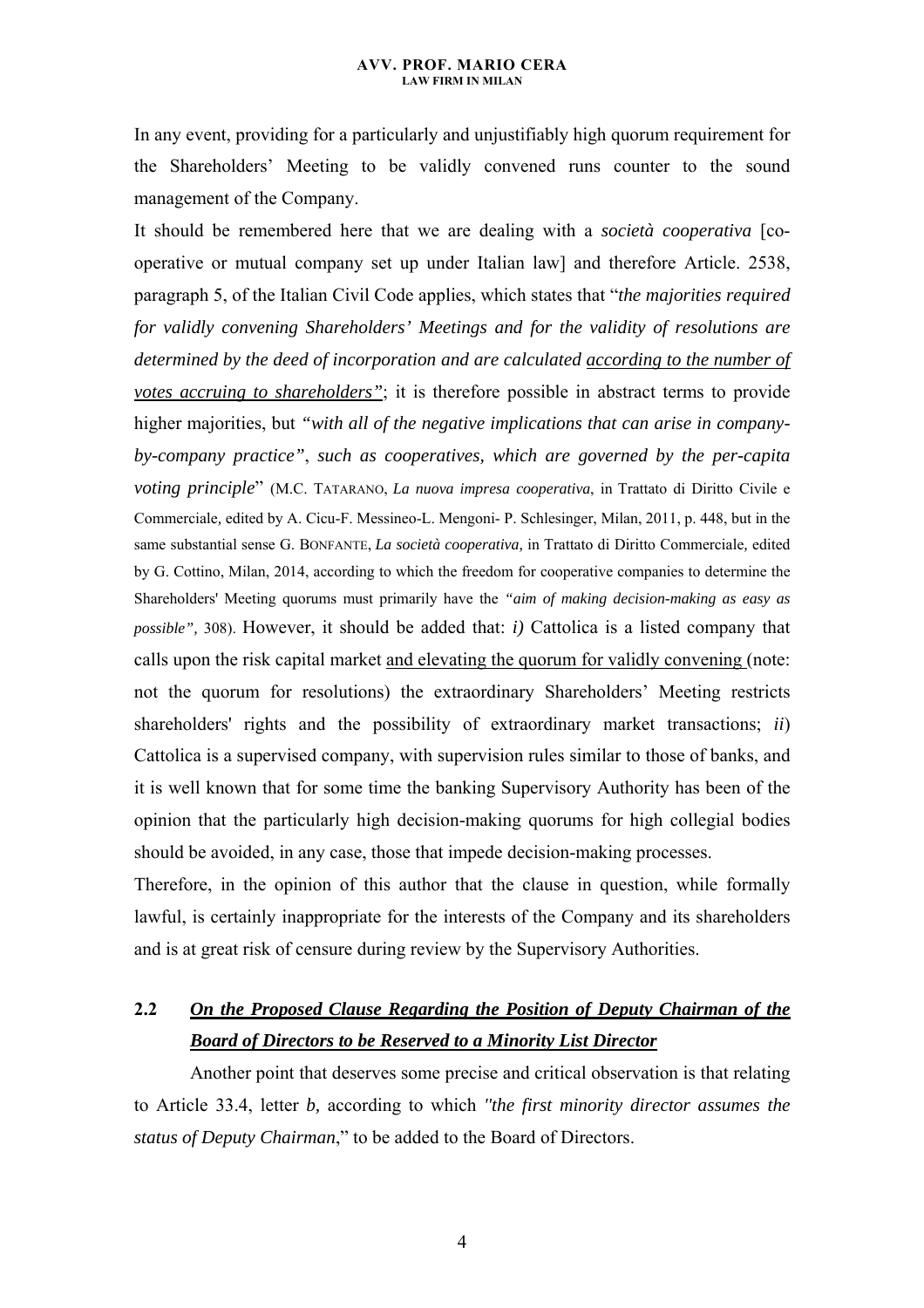In any event, providing for a particularly and unjustifiably high quorum requirement for the Shareholders' Meeting to be validly convened runs counter to the sound management of the Company.

It should be remembered here that we are dealing with a *società cooperativa* [co-operative or mutual company set up under Italian law] and therefore Article. 2538, paragraph 5, of the Italian Civil Code applies, which states that "*the majorities required for validly convening Shareholders' Meetings and for the validity of resolutions are determined by the deed of incorporation and are calculated <u>according to the number of votes accruing to shareholders</u>"*; it is therefore possible in abstract terms to provide higher majorities, but *"with all of the negative implications that can arise in company-by-company practice"*, *such as cooperatives, which are governed by the per-capita voting principle*" (M.C. TATARANO, *La nuova impresa cooperativa*, in Trattato di Diritto Civile e Commerciale, edited by A. Cicu-F. Messineo-L. Mengoni- P. Schlesinger, Milan, 2011, p. 448, but in the same substantial sense G. BONFANTE, *La società cooperativa,* in Trattato di Diritto Commerciale, edited by G. Cottino, Milan, 2014, according to which the freedom for cooperative companies to determine the Shareholders' Meeting quorums must primarily have the *"aim of making decision-making as easy as possible",* 308). However, it should be added that: *i)* Cattolica is a listed company that calls upon the risk capital market <u>and elevating the quorum for validly convening</u> (note: not the quorum for resolutions) the extraordinary Shareholders' Meeting restricts shareholders' rights and the possibility of extraordinary market transactions; *ii*) Cattolica is a supervised company, with supervision rules similar to those of banks, and it is well known that for some time the banking Supervisory Authority has been of the opinion that the particularly high decision-making quorums for high collegial bodies should be avoided, in any case, those that impede decision-making processes.

Therefore, in the opinion of this author that the clause in question, while formally lawful, is certainly inappropriate for the interests of the Company and its shareholders and is at great risk of censure during review by the Supervisory Authorities.

## 2.2 ***<u>On the Proposed Clause Regarding the Position of Deputy Chairman of the Board of Directors to be Reserved to a Minority List Director</u>***

Another point that deserves some precise and critical observation is that relating to Article 33.4, letter *b,* according to which *"the first minority director assumes the status of Deputy Chairman*," to be added to the Board of Directors.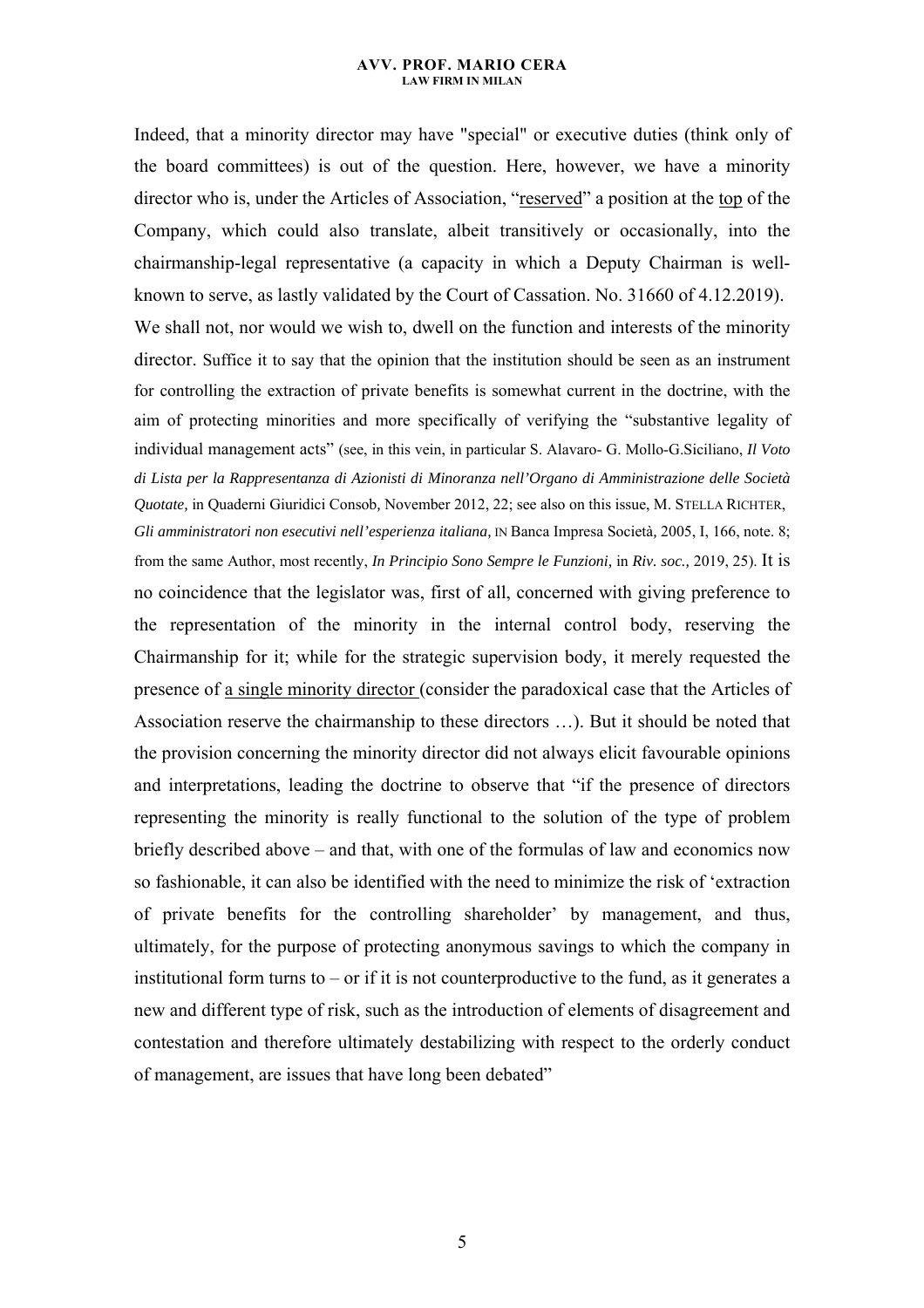Indeed, that a minority director may have "special" or executive duties (think only of the board committees) is out of the question. Here, however, we have a minority director who is, under the Articles of Association, "reserved" a position at the top of the Company, which could also translate, albeit transitively or occasionally, into the chairmanship-legal representative (a capacity in which a Deputy Chairman is well-known to serve, as lastly validated by the Court of Cassation. No. 31660 of 4.12.2019).

We shall not, nor would we wish to, dwell on the function and interests of the minority director. Suffice it to say that the opinion that the institution should be seen as an instrument for controlling the extraction of private benefits is somewhat current in the doctrine, with the aim of protecting minorities and more specifically of verifying the "substantive legality of individual management acts" (see, in this vein, in particular S. Alavaro- G. Mollo-G.Siciliano, *Il Voto di Lista per la Rappresentanza di Azionisti di Minoranza nell'Organo di Amministrazione delle Società Quotate,* in Quaderni Giuridici Consob, November 2012, 22; see also on this issue, M. STELLA RICHTER, *Gli amministratori non esecutivi nell'esperienza italiana,* IN Banca Impresa Società, 2005, I, 166, note. 8; from the same Author, most recently, *In Principio Sono Sempre le Funzioni,* in *Riv. soc.,* 2019, 25). It is no coincidence that the legislator was, first of all, concerned with giving preference to the representation of the minority in the internal control body, reserving the Chairmanship for it; while for the strategic supervision body, it merely requested the presence of a single minority director (consider the paradoxical case that the Articles of Association reserve the chairmanship to these directors …). But it should be noted that the provision concerning the minority director did not always elicit favourable opinions and interpretations, leading the doctrine to observe that "if the presence of directors representing the minority is really functional to the solution of the type of problem briefly described above – and that, with one of the formulas of law and economics now so fashionable, it can also be identified with the need to minimize the risk of 'extraction of private benefits for the controlling shareholder' by management, and thus, ultimately, for the purpose of protecting anonymous savings to which the company in institutional form turns to – or if it is not counterproductive to the fund, as it generates a new and different type of risk, such as the introduction of elements of disagreement and contestation and therefore ultimately destabilizing with respect to the orderly conduct of management, are issues that have long been debated"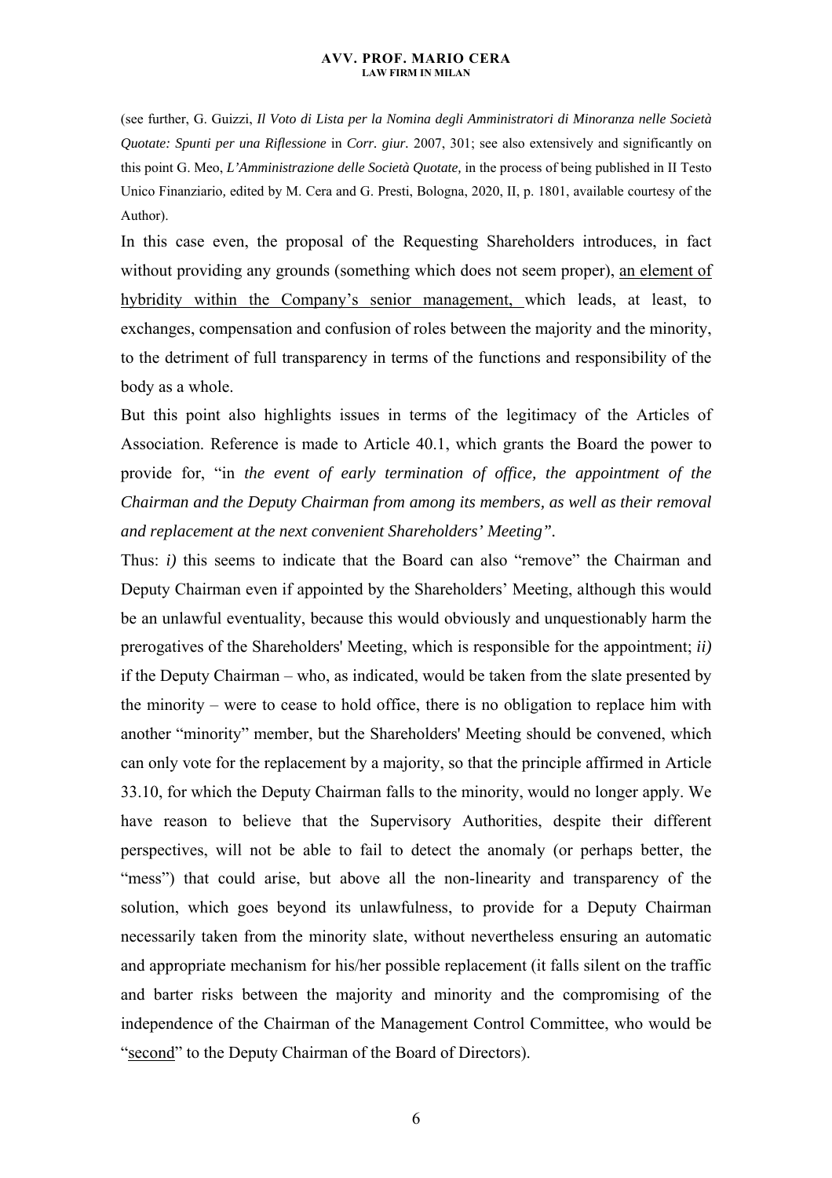(see further, G. Guizzi, *Il Voto di Lista per la Nomina degli Amministratori di Minoranza nelle Società Quotate: Spunti per una Riflessione* in *Corr. giur.* 2007, 301; see also extensively and significantly on this point G. Meo, *L'Amministrazione delle Società Quotate,* in the process of being published in Il Testo Unico Finanziario, edited by M. Cera and G. Presti, Bologna, 2020, II, p. 1801, available courtesy of the Author).

In this case even, the proposal of the Requesting Shareholders introduces, in fact without providing any grounds (something which does not seem proper), <u>an element of hybridity within the Company's senior management,</u> which leads, at least, to exchanges, compensation and confusion of roles between the majority and the minority, to the detriment of full transparency in terms of the functions and responsibility of the body as a whole.

But this point also highlights issues in terms of the legitimacy of the Articles of Association. Reference is made to Article 40.1, which grants the Board the power to provide for, "in *the event of early termination of office, the appointment of the Chairman and the Deputy Chairman from among its members, as well as their removal and replacement at the next convenient Shareholders' Meeting".*

Thus: *i)* this seems to indicate that the Board can also "remove" the Chairman and Deputy Chairman even if appointed by the Shareholders' Meeting, although this would be an unlawful eventuality, because this would obviously and unquestionably harm the prerogatives of the Shareholders' Meeting, which is responsible for the appointment; *ii)* if the Deputy Chairman – who, as indicated, would be taken from the slate presented by the minority – were to cease to hold office, there is no obligation to replace him with another "minority" member, but the Shareholders' Meeting should be convened, which can only vote for the replacement by a majority, so that the principle affirmed in Article 33.10, for which the Deputy Chairman falls to the minority, would no longer apply. We have reason to believe that the Supervisory Authorities, despite their different perspectives, will not be able to fail to detect the anomaly (or perhaps better, the "mess") that could arise, but above all the non-linearity and transparency of the solution, which goes beyond its unlawfulness, to provide for a Deputy Chairman necessarily taken from the minority slate, without nevertheless ensuring an automatic and appropriate mechanism for his/her possible replacement (it falls silent on the traffic and barter risks between the majority and minority and the compromising of the independence of the Chairman of the Management Control Committee, who would be "<u>second</u>" to the Deputy Chairman of the Board of Directors).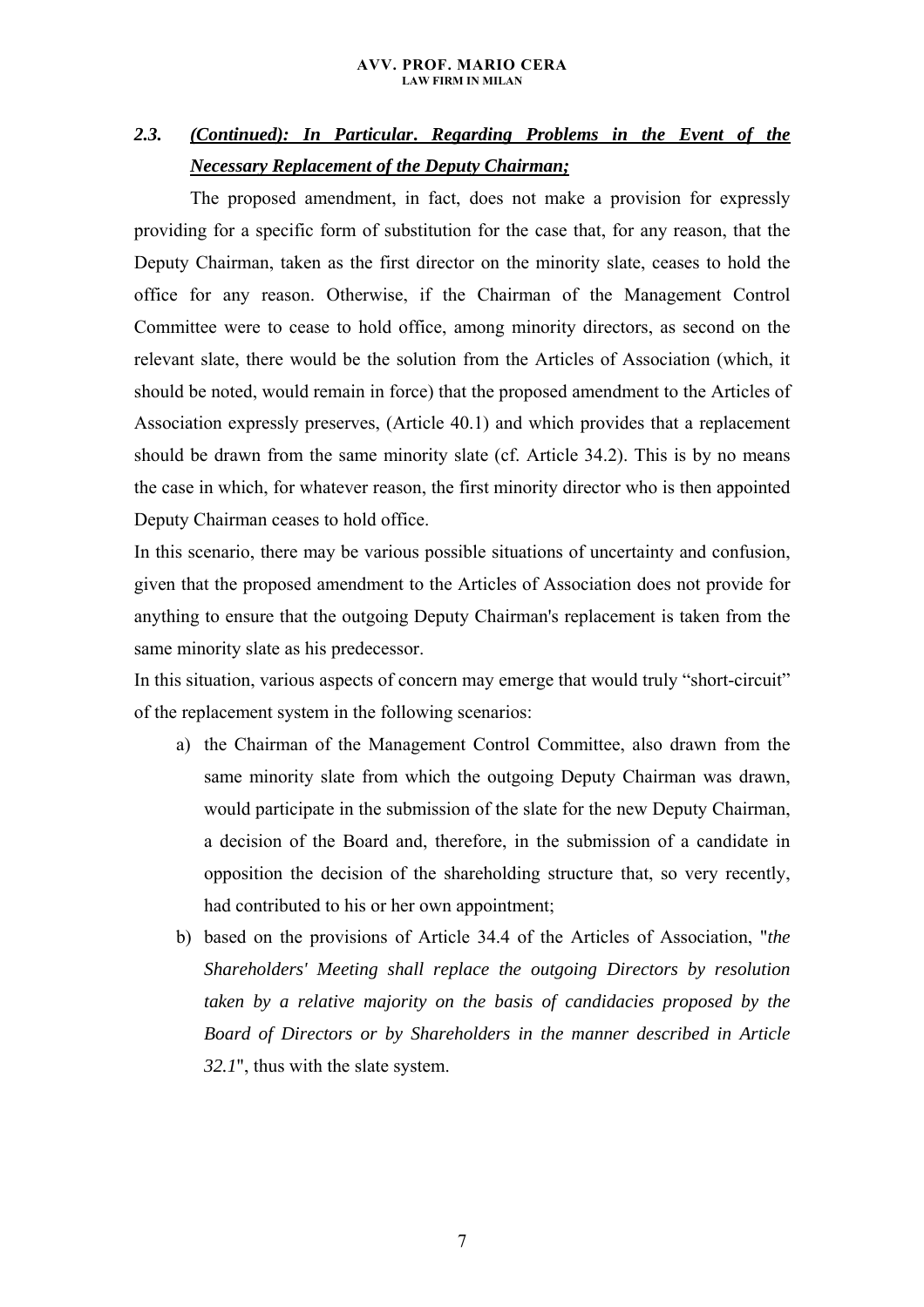## 2.3. *(Continued): In Particular. Regarding Problems in the Event of the Necessary Replacement of the Deputy Chairman;*

The proposed amendment, in fact, does not make a provision for expressly providing for a specific form of substitution for the case that, for any reason, that the Deputy Chairman, taken as the first director on the minority slate, ceases to hold the office for any reason. Otherwise, if the Chairman of the Management Control Committee were to cease to hold office, among minority directors, as second on the relevant slate, there would be the solution from the Articles of Association (which, it should be noted, would remain in force) that the proposed amendment to the Articles of Association expressly preserves, (Article 40.1) and which provides that a replacement should be drawn from the same minority slate (cf. Article 34.2). This is by no means the case in which, for whatever reason, the first minority director who is then appointed Deputy Chairman ceases to hold office.

In this scenario, there may be various possible situations of uncertainty and confusion, given that the proposed amendment to the Articles of Association does not provide for anything to ensure that the outgoing Deputy Chairman's replacement is taken from the same minority slate as his predecessor.

In this situation, various aspects of concern may emerge that would truly "short-circuit" of the replacement system in the following scenarios:

a) the Chairman of the Management Control Committee, also drawn from the same minority slate from which the outgoing Deputy Chairman was drawn, would participate in the submission of the slate for the new Deputy Chairman, a decision of the Board and, therefore, in the submission of a candidate in opposition the decision of the shareholding structure that, so very recently, had contributed to his or her own appointment;

b) based on the provisions of Article 34.4 of the Articles of Association, "*the Shareholders' Meeting shall replace the outgoing Directors by resolution taken by a relative majority on the basis of candidacies proposed by the Board of Directors or by Shareholders in the manner described in Article 32.1*", thus with the slate system.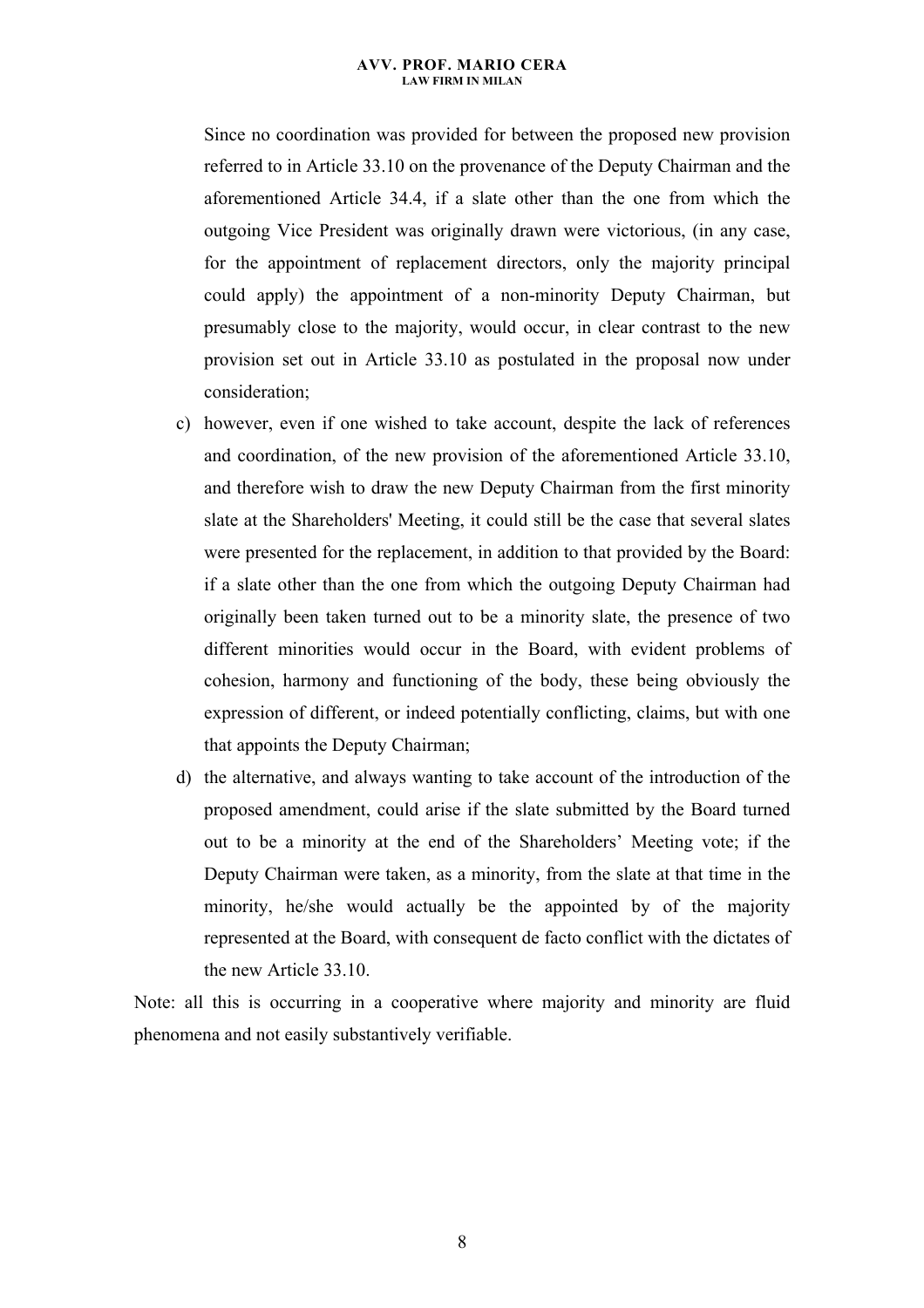Since no coordination was provided for between the proposed new provision referred to in Article 33.10 on the provenance of the Deputy Chairman and the aforementioned Article 34.4, if a slate other than the one from which the outgoing Vice President was originally drawn were victorious, (in any case, for the appointment of replacement directors, only the majority principal could apply) the appointment of a non-minority Deputy Chairman, but presumably close to the majority, would occur, in clear contrast to the new provision set out in Article 33.10 as postulated in the proposal now under consideration;

c) however, even if one wished to take account, despite the lack of references and coordination, of the new provision of the aforementioned Article 33.10, and therefore wish to draw the new Deputy Chairman from the first minority slate at the Shareholders' Meeting, it could still be the case that several slates were presented for the replacement, in addition to that provided by the Board: if a slate other than the one from which the outgoing Deputy Chairman had originally been taken turned out to be a minority slate, the presence of two different minorities would occur in the Board, with evident problems of cohesion, harmony and functioning of the body, these being obviously the expression of different, or indeed potentially conflicting, claims, but with one that appoints the Deputy Chairman;

d) the alternative, and always wanting to take account of the introduction of the proposed amendment, could arise if the slate submitted by the Board turned out to be a minority at the end of the Shareholders' Meeting vote; if the Deputy Chairman were taken, as a minority, from the slate at that time in the minority, he/she would actually be the appointed by of the majority represented at the Board, with consequent de facto conflict with the dictates of the new Article 33.10.

Note: all this is occurring in a cooperative where majority and minority are fluid phenomena and not easily substantively verifiable.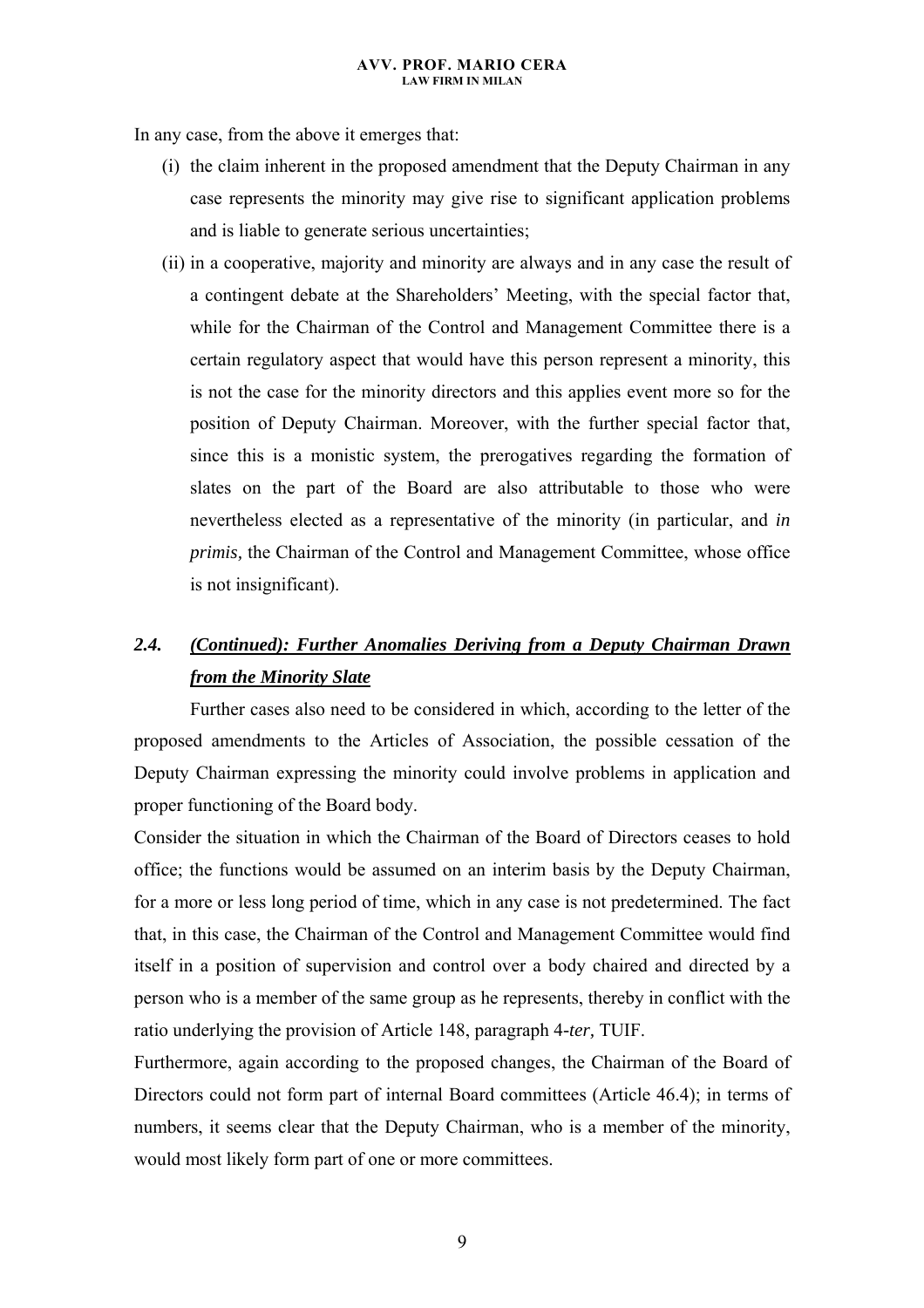In any case, from the above it emerges that:

(i) the claim inherent in the proposed amendment that the Deputy Chairman in any case represents the minority may give rise to significant application problems and is liable to generate serious uncertainties;

(ii) in a cooperative, majority and minority are always and in any case the result of a contingent debate at the Shareholders' Meeting, with the special factor that, while for the Chairman of the Control and Management Committee there is a certain regulatory aspect that would have this person represent a minority, this is not the case for the minority directors and this applies event more so for the position of Deputy Chairman. Moreover, with the further special factor that, since this is a monistic system, the prerogatives regarding the formation of slates on the part of the Board are also attributable to those who were nevertheless elected as a representative of the minority (in particular, and *in primis,* the Chairman of the Control and Management Committee, whose office is not insignificant).

## *2.4. (Continued): Further Anomalies Deriving from a Deputy Chairman Drawn from the Minority Slate*

Further cases also need to be considered in which, according to the letter of the proposed amendments to the Articles of Association, the possible cessation of the Deputy Chairman expressing the minority could involve problems in application and proper functioning of the Board body.

Consider the situation in which the Chairman of the Board of Directors ceases to hold office; the functions would be assumed on an interim basis by the Deputy Chairman, for a more or less long period of time, which in any case is not predetermined. The fact that, in this case, the Chairman of the Control and Management Committee would find itself in a position of supervision and control over a body chaired and directed by a person who is a member of the same group as he represents, thereby in conflict with the ratio underlying the provision of Article 148, paragraph 4-*ter,* TUIF.

Furthermore, again according to the proposed changes, the Chairman of the Board of Directors could not form part of internal Board committees (Article 46.4); in terms of numbers, it seems clear that the Deputy Chairman, who is a member of the minority, would most likely form part of one or more committees.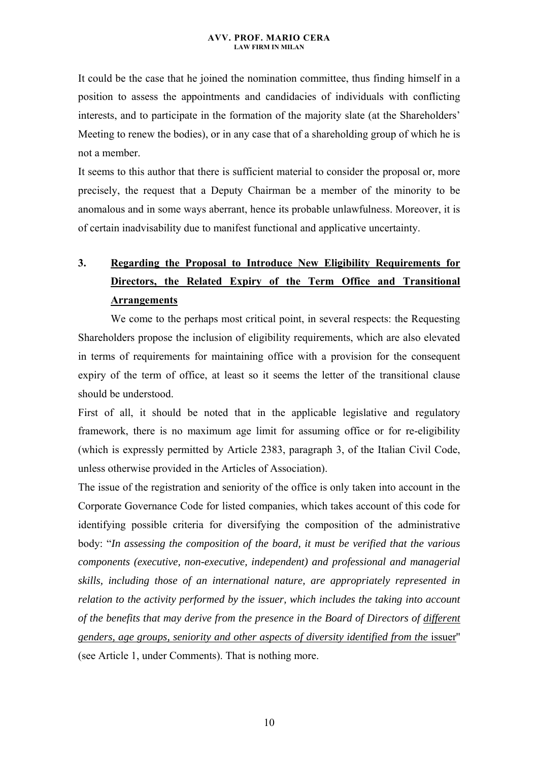It could be the case that he joined the nomination committee, thus finding himself in a position to assess the appointments and candidacies of individuals with conflicting interests, and to participate in the formation of the majority slate (at the Shareholders' Meeting to renew the bodies), or in any case that of a shareholding group of which he is not a member.

It seems to this author that there is sufficient material to consider the proposal or, more precisely, the request that a Deputy Chairman be a member of the minority to be anomalous and in some ways aberrant, hence its probable unlawfulness. Moreover, it is of certain inadvisability due to manifest functional and applicative uncertainty.

## 3. <u>Regarding the Proposal to Introduce New Eligibility Requirements for Directors, the Related Expiry of the Term Office and Transitional Arrangements</u>

We come to the perhaps most critical point, in several respects: the Requesting Shareholders propose the inclusion of eligibility requirements, which are also elevated in terms of requirements for maintaining office with a provision for the consequent expiry of the term of office, at least so it seems the letter of the transitional clause should be understood.

First of all, it should be noted that in the applicable legislative and regulatory framework, there is no maximum age limit for assuming office or for re-eligibility (which is expressly permitted by Article 2383, paragraph 3, of the Italian Civil Code, unless otherwise provided in the Articles of Association).

The issue of the registration and seniority of the office is only taken into account in the Corporate Governance Code for listed companies, which takes account of this code for identifying possible criteria for diversifying the composition of the administrative body: "*In assessing the composition of the board, it must be verified that the various components (executive, non-executive, independent) and professional and managerial skills, including those of an international nature, are appropriately represented in relation to the activity performed by the issuer, which includes the taking into account of the benefits that may derive from the presence in the Board of Directors of <u>different genders, age groups, seniority and other aspects of diversity identified from the</u>* <u>issuer</u>" (see Article 1, under Comments). That is nothing more.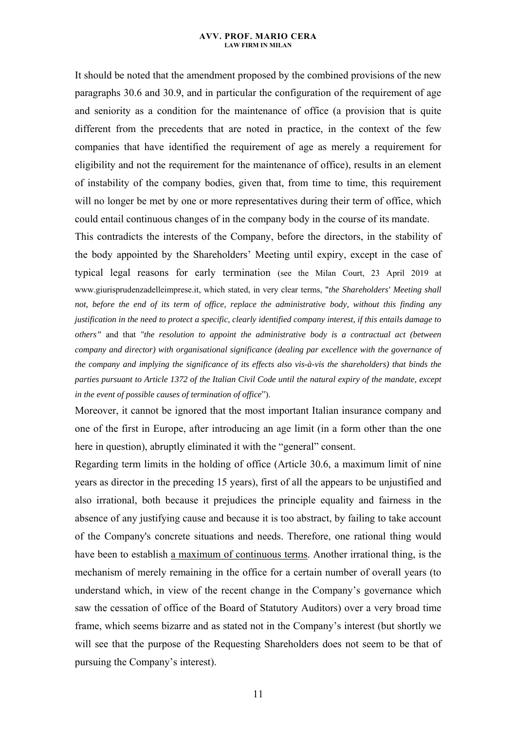It should be noted that the amendment proposed by the combined provisions of the new paragraphs 30.6 and 30.9, and in particular the configuration of the requirement of age and seniority as a condition for the maintenance of office (a provision that is quite different from the precedents that are noted in practice, in the context of the few companies that have identified the requirement of age as merely a requirement for eligibility and not the requirement for the maintenance of office), results in an element of instability of the company bodies, given that, from time to time, this requirement will no longer be met by one or more representatives during their term of office, which could entail continuous changes of in the company body in the course of its mandate.

This contradicts the interests of the Company, before the directors, in the stability of the body appointed by the Shareholders' Meeting until expiry, except in the case of typical legal reasons for early termination (see the Milan Court, 23 April 2019 at www.giurisprudenzadelleimprese.it, which stated, in very clear terms, "*the Shareholders' Meeting shall not, before the end of its term of office, replace the administrative body, without this finding any justification in the need to protect a specific, clearly identified company interest, if this entails damage to others"* and that *"the resolution to appoint the administrative body is a contractual act (between company and director) with organisational significance (dealing par excellence with the governance of the company and implying the significance of its effects also vis-à-vis the shareholders) that binds the parties pursuant to Article 1372 of the Italian Civil Code until the natural expiry of the mandate, except in the event of possible causes of termination of office*").

Moreover, it cannot be ignored that the most important Italian insurance company and one of the first in Europe, after introducing an age limit (in a form other than the one here in question), abruptly eliminated it with the "general" consent.

Regarding term limits in the holding of office (Article 30.6, a maximum limit of nine years as director in the preceding 15 years), first of all the appears to be unjustified and also irrational, both because it prejudices the principle equality and fairness in the absence of any justifying cause and because it is too abstract, by failing to take account of the Company's concrete situations and needs. Therefore, one rational thing would have been to establish <u>a maximum of continuous terms</u>. Another irrational thing, is the mechanism of merely remaining in the office for a certain number of overall years (to understand which, in view of the recent change in the Company's governance which saw the cessation of office of the Board of Statutory Auditors) over a very broad time frame, which seems bizarre and as stated not in the Company's interest (but shortly we will see that the purpose of the Requesting Shareholders does not seem to be that of pursuing the Company's interest).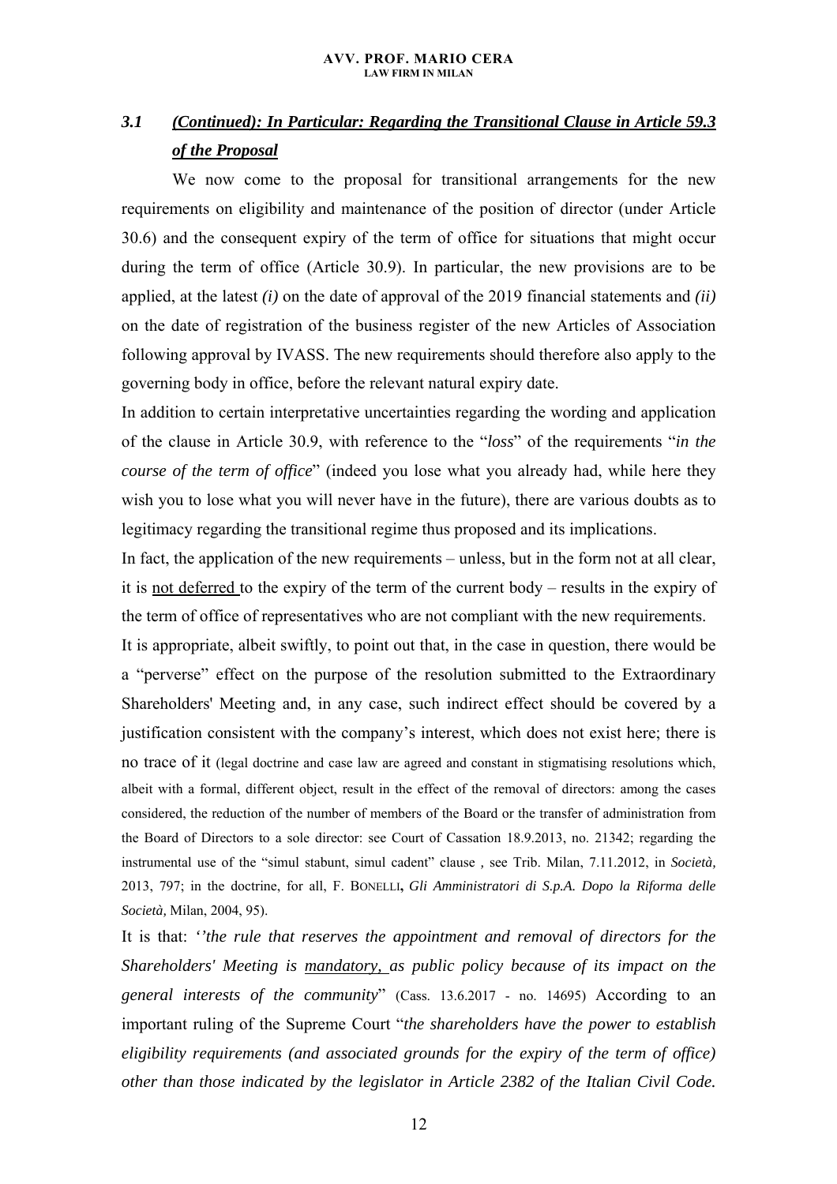## *3.1 (Continued): In Particular: Regarding the Transitional Clause in Article 59.3 of the Proposal*

We now come to the proposal for transitional arrangements for the new requirements on eligibility and maintenance of the position of director (under Article 30.6) and the consequent expiry of the term of office for situations that might occur during the term of office (Article 30.9). In particular, the new provisions are to be applied, at the latest *(i)* on the date of approval of the 2019 financial statements and *(ii)* on the date of registration of the business register of the new Articles of Association following approval by IVASS. The new requirements should therefore also apply to the governing body in office, before the relevant natural expiry date.

In addition to certain interpretative uncertainties regarding the wording and application of the clause in Article 30.9, with reference to the "*loss*" of the requirements "*in the course of the term of office*" (indeed you lose what you already had, while here they wish you to lose what you will never have in the future), there are various doubts as to legitimacy regarding the transitional regime thus proposed and its implications.

In fact, the application of the new requirements – unless, but in the form not at all clear, it is not deferred to the expiry of the term of the current body – results in the expiry of the term of office of representatives who are not compliant with the new requirements.

It is appropriate, albeit swiftly, to point out that, in the case in question, there would be a "perverse" effect on the purpose of the resolution submitted to the Extraordinary Shareholders' Meeting and, in any case, such indirect effect should be covered by a justification consistent with the company's interest, which does not exist here; there is no trace of it (legal doctrine and case law are agreed and constant in stigmatising resolutions which, albeit with a formal, different object, result in the effect of the removal of directors: among the cases considered, the reduction of the number of members of the Board or the transfer of administration from the Board of Directors to a sole director: see Court of Cassation 18.9.2013, no. 21342; regarding the instrumental use of the "simul stabunt, simul cadent" clause , see Trib. Milan, 7.11.2012, in *Società,* 2013, 797; in the doctrine, for all, F. BONELLI**,** *Gli Amministratori di S.p.A. Dopo la Riforma delle Società,* Milan, 2004, 95).

It is that: *''the rule that reserves the appointment and removal of directors for the Shareholders' Meeting is mandatory, as public policy because of its impact on the general interests of the community*" (Cass. 13.6.2017 - no. 14695) According to an important ruling of the Supreme Court "*the shareholders have the power to establish eligibility requirements (and associated grounds for the expiry of the term of office) other than those indicated by the legislator in Article 2382 of the Italian Civil Code.*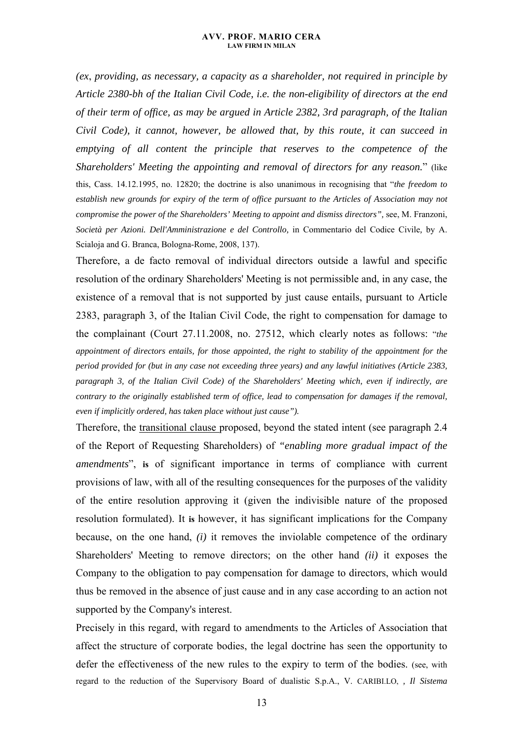*(ex, providing, as necessary, a capacity as a shareholder, not required in principle by Article 2380-bh of the Italian Civil Code, i.e. the non-eligibility of directors at the end of their term of office, as may be argued in Article 2382, 3rd paragraph, of the Italian Civil Code), it cannot, however, be allowed that, by this route, it can succeed in emptying of all content the principle that reserves to the competence of the Shareholders' Meeting the appointing and removal of directors for any reason.*" (like this, Cass. 14.12.1995, no. 12820; the doctrine is also unanimous in recognising that "*the freedom to establish new grounds for expiry of the term of office pursuant to the Articles of Association may not compromise the power of the Shareholders' Meeting to appoint and dismiss directors"*, see, M. Franzoni, *Società per Azioni. Dell'Amministrazione e del Controllo,* in Commentario del Codice Civile, by A. Scialoja and G. Branca, Bologna-Rome, 2008, 137).

Therefore, a de facto removal of individual directors outside a lawful and specific resolution of the ordinary Shareholders' Meeting is not permissible and, in any case, the existence of a removal that is not supported by just cause entails, pursuant to Article 2383, paragraph 3, of the Italian Civil Code, the right to compensation for damage to the complainant (Court 27.11.2008, no. 27512, which clearly notes as follows: "*the appointment of directors entails, for those appointed, the right to stability of the appointment for the period provided for (but in any case not exceeding three years) and any lawful initiatives (Article 2383, paragraph 3, of the Italian Civil Code) of the Shareholders' Meeting which, even if indirectly, are contrary to the originally established term of office, lead to compensation for damages if the removal, even if implicitly ordered, has taken place without just cause").*

Therefore, the <u>transitional clause</u> proposed, beyond the stated intent (see paragraph 2.4 of the Report of Requesting Shareholders) of *"enabling more gradual impact of the amendments*", **is** of significant importance in terms of compliance with current provisions of law, with all of the resulting consequences for the purposes of the validity of the entire resolution approving it (given the indivisible nature of the proposed resolution formulated). It **is** however, it has significant implications for the Company because, on the one hand, *(i)* it removes the inviolable competence of the ordinary Shareholders' Meeting to remove directors; on the other hand *(ii)* it exposes the Company to the obligation to pay compensation for damage to directors, which would thus be removed in the absence of just cause and in any case according to an action not supported by the Company's interest.

Precisely in this regard, with regard to amendments to the Articles of Association that affect the structure of corporate bodies, the legal doctrine has seen the opportunity to defer the effectiveness of the new rules to the expiry to term of the bodies. (see, with regard to the reduction of the Supervisory Board of dualistic S.p.A., V. CARIBILLO, , *Il Sistema*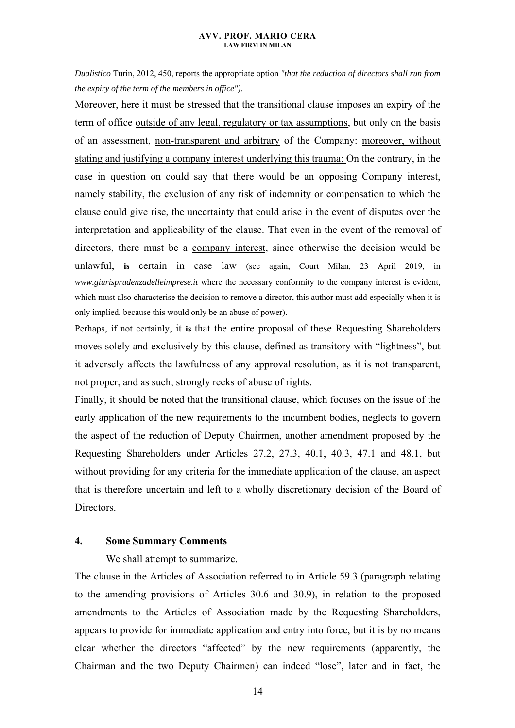*Dualistico* Turin, 2012, 450, reports the appropriate option *"that the reduction of directors shall run from the expiry of the term of the members in office").*

Moreover, here it must be stressed that the transitional clause imposes an expiry of the term of office <u>outside of any legal, regulatory or tax assumptions</u>, but only on the basis of an assessment, <u>non-transparent and arbitrary</u> of the Company: <u>moreover, without stating and justifying a company interest underlying this trauma:</u> On the contrary, in the case in question on could say that there would be an opposing Company interest, namely stability, the exclusion of any risk of indemnity or compensation to which the clause could give rise, the uncertainty that could arise in the event of disputes over the interpretation and applicability of the clause. That even in the event of the removal of directors, there must be a <u>company interest</u>, since otherwise the decision would be unlawful, **is** certain in case law (see again, Court Milan, 23 April 2019, in *www.giurisprudenzadelleimprese.it* where the necessary conformity to the company interest is evident, which must also characterise the decision to remove a director, this author must add especially when it is only implied, because this would only be an abuse of power).

Perhaps, if not certainly, it **is** that the entire proposal of these Requesting Shareholders moves solely and exclusively by this clause, defined as transitory with "lightness", but it adversely affects the lawfulness of any approval resolution, as it is not transparent, not proper, and as such, strongly reeks of abuse of rights.

Finally, it should be noted that the transitional clause, which focuses on the issue of the early application of the new requirements to the incumbent bodies, neglects to govern the aspect of the reduction of Deputy Chairmen, another amendment proposed by the Requesting Shareholders under Articles 27.2, 27.3, 40.1, 40.3, 47.1 and 48.1, but without providing for any criteria for the immediate application of the clause, an aspect that is therefore uncertain and left to a wholly discretionary decision of the Board of Directors.

## 4. <u>Some Summary Comments</u>

We shall attempt to summarize.

The clause in the Articles of Association referred to in Article 59.3 (paragraph relating to the amending provisions of Articles 30.6 and 30.9), in relation to the proposed amendments to the Articles of Association made by the Requesting Shareholders, appears to provide for immediate application and entry into force, but it is by no means clear whether the directors "affected" by the new requirements (apparently, the Chairman and the two Deputy Chairmen) can indeed "lose", later and in fact, the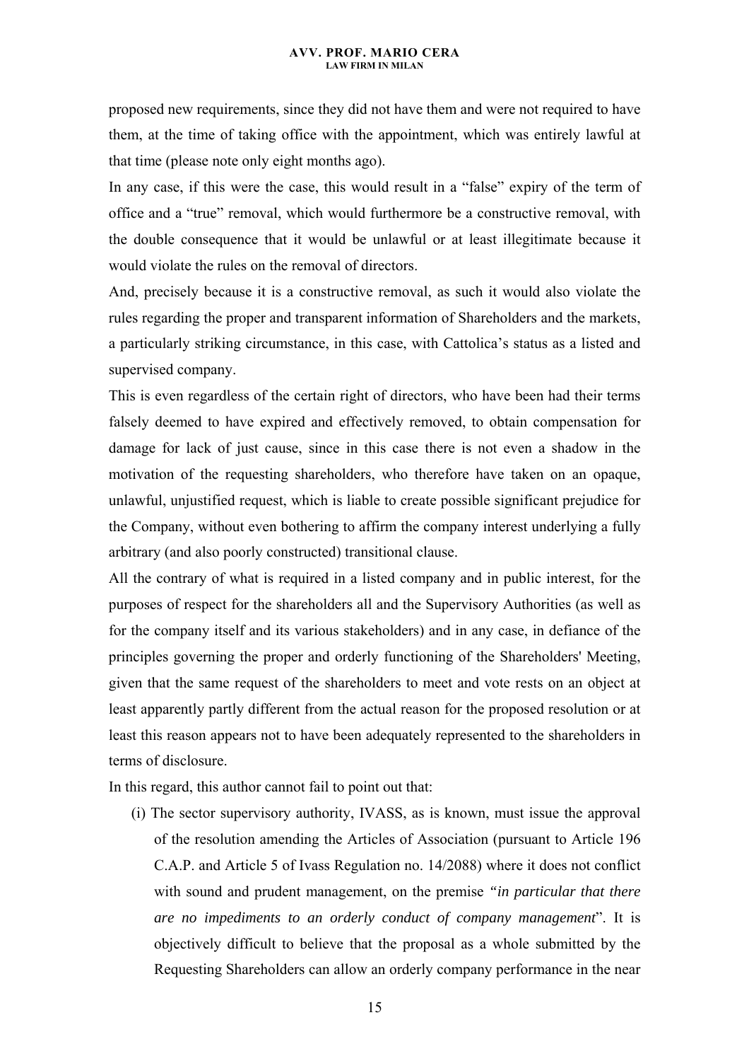proposed new requirements, since they did not have them and were not required to have them, at the time of taking office with the appointment, which was entirely lawful at that time (please note only eight months ago).

In any case, if this were the case, this would result in a "false" expiry of the term of office and a "true" removal, which would furthermore be a constructive removal, with the double consequence that it would be unlawful or at least illegitimate because it would violate the rules on the removal of directors.

And, precisely because it is a constructive removal, as such it would also violate the rules regarding the proper and transparent information of Shareholders and the markets, a particularly striking circumstance, in this case, with Cattolica's status as a listed and supervised company.

This is even regardless of the certain right of directors, who have been had their terms falsely deemed to have expired and effectively removed, to obtain compensation for damage for lack of just cause, since in this case there is not even a shadow in the motivation of the requesting shareholders, who therefore have taken on an opaque, unlawful, unjustified request, which is liable to create possible significant prejudice for the Company, without even bothering to affirm the company interest underlying a fully arbitrary (and also poorly constructed) transitional clause.

All the contrary of what is required in a listed company and in public interest, for the purposes of respect for the shareholders all and the Supervisory Authorities (as well as for the company itself and its various stakeholders) and in any case, in defiance of the principles governing the proper and orderly functioning of the Shareholders' Meeting, given that the same request of the shareholders to meet and vote rests on an object at least apparently partly different from the actual reason for the proposed resolution or at least this reason appears not to have been adequately represented to the shareholders in terms of disclosure.

In this regard, this author cannot fail to point out that:

(i) The sector supervisory authority, IVASS, as is known, must issue the approval of the resolution amending the Articles of Association (pursuant to Article 196 C.A.P. and Article 5 of Ivass Regulation no. 14/2088) where it does not conflict with sound and prudent management, on the premise *"in particular that there are no impediments to an orderly conduct of company management*". It is objectively difficult to believe that the proposal as a whole submitted by the Requesting Shareholders can allow an orderly company performance in the near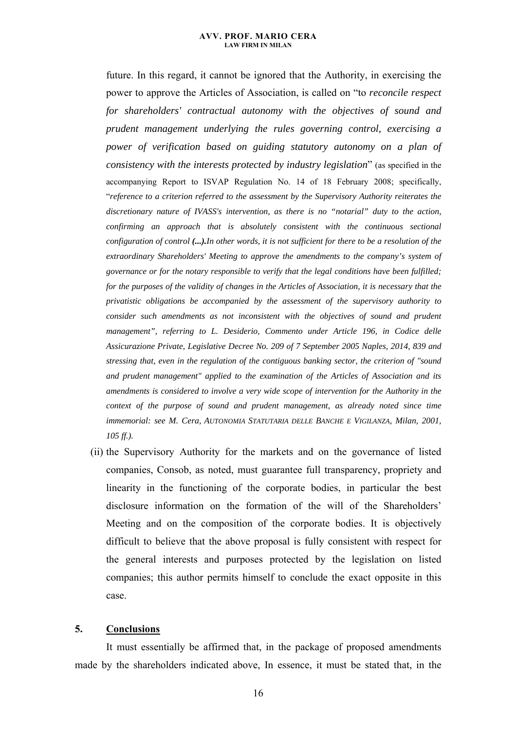future. In this regard, it cannot be ignored that the Authority, in exercising the power to approve the Articles of Association, is called on "to *reconcile respect for shareholders' contractual autonomy with the objectives of sound and prudent management underlying the rules governing control, exercising a power of verification based on guiding statutory autonomy on a plan of consistency with the interests protected by industry legislation*" (as specified in the accompanying Report to ISVAP Regulation No. 14 of 18 February 2008; specifically, "*reference to a criterion referred to the assessment by the Supervisory Authority reiterates the discretionary nature of IVASS's intervention, as there is no "notarial" duty to the action, confirming an approach that is absolutely consistent with the continuous sectional configuration of control **(...)**.In other words, it is not sufficient for there to be a resolution of the extraordinary Shareholders' Meeting to approve the amendments to the company's system of governance or for the notary responsible to verify that the legal conditions have been fulfilled; for the purposes of the validity of changes in the Articles of Association, it is necessary that the privatistic obligations be accompanied by the assessment of the supervisory authority to consider such amendments as not inconsistent with the objectives of sound and prudent management", referring to L. Desiderio, Commento under Article 196, in Codice delle Assicurazione Private, Legislative Decree No. 209 of 7 September 2005 Naples, 2014, 839 and stressing that, even in the regulation of the contiguous banking sector, the criterion of "sound and prudent management" applied to the examination of the Articles of Association and its amendments is considered to involve a very wide scope of intervention for the Authority in the context of the purpose of sound and prudent management, as already noted since time immemorial: see M. Cera, AUTONOMIA STATUTARIA DELLE BANCHE E VIGILANZA, Milan, 2001, 105 ff.).*

(ii) the Supervisory Authority for the markets and on the governance of listed companies, Consob, as noted, must guarantee full transparency, propriety and linearity in the functioning of the corporate bodies, in particular the best disclosure information on the formation of the will of the Shareholders' Meeting and on the composition of the corporate bodies. It is objectively difficult to believe that the above proposal is fully consistent with respect for the general interests and purposes protected by the legislation on listed companies; this author permits himself to conclude the exact opposite in this case.

## 5. <u>Conclusions</u>

It must essentially be affirmed that, in the package of proposed amendments made by the shareholders indicated above, In essence, it must be stated that, in the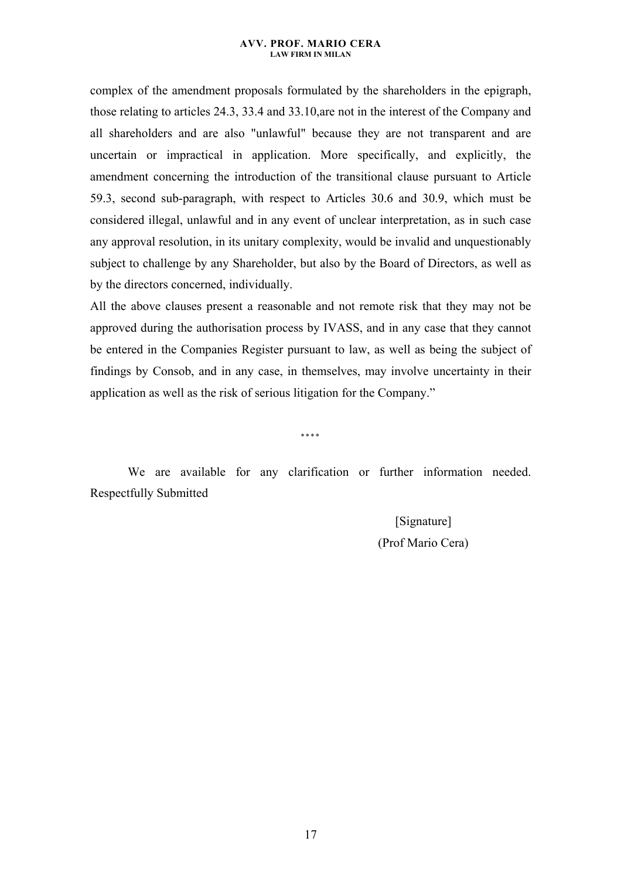complex of the amendment proposals formulated by the shareholders in the epigraph, those relating to articles 24.3, 33.4 and 33.10,are not in the interest of the Company and all shareholders and are also "unlawful" because they are not transparent and are uncertain or impractical in application. More specifically, and explicitly, the amendment concerning the introduction of the transitional clause pursuant to Article 59.3, second sub-paragraph, with respect to Articles 30.6 and 30.9, which must be considered illegal, unlawful and in any event of unclear interpretation, as in such case any approval resolution, in its unitary complexity, would be invalid and unquestionably subject to challenge by any Shareholder, but also by the Board of Directors, as well as by the directors concerned, individually.

All the above clauses present a reasonable and not remote risk that they may not be approved during the authorisation process by IVASS, and in any case that they cannot be entered in the Companies Register pursuant to law, as well as being the subject of findings by Consob, and in any case, in themselves, may involve uncertainty in their application as well as the risk of serious litigation for the Company."

\*\*\*\*

We are available for any clarification or further information needed. Respectfully Submitted

[Signature]

(Prof Mario Cera)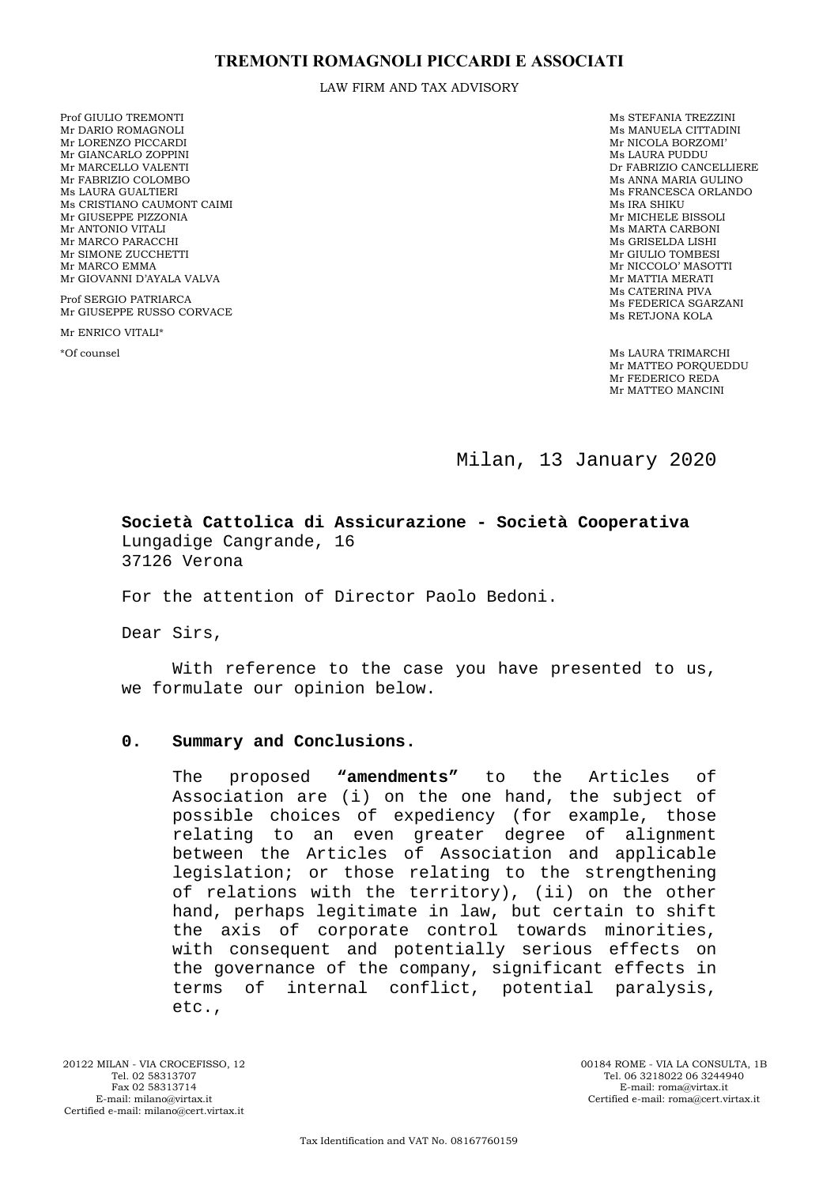# TREMONTI ROMAGNOLI PICCARDI E ASSOCIATI

LAW FIRM AND TAX ADVISORY

Prof GIULIO TREMONTI
Mr DARIO ROMAGNOLI
Mr LORENZO PICCARDI
Mr GIANCARLO ZOPPINI
Mr MARCELLO VALENTI
Mr FABRIZIO COLOMBO
Ms LAURA GUALTIERI
Ms CRISTIANO CAUMONT CAIMI
Mr GIUSEPPE PIZZONIA
Mr ANTONIO VITALI
Mr MARCO PARACCHI
Mr SIMONE ZUCCHETTI
Mr MARCO EMMA
Mr GIOVANNI D'AYALA VALVA

Prof SERGIO PATRIARCA
Mr GIUSEPPE RUSSO CORVACE

Mr ENRICO VITALI*

*Of counsel

Ms STEFANIA TREZZINI
Ms MANUELA CITTADINI
Mr NICOLA BORZOMI'
Ms LAURA PUDDU
Dr FABRIZIO CANCELLIERE
Ms ANNA MARIA GULINO
Ms FRANCESCA ORLANDO
Ms IRA SHIKU
Mr MICHELE BISSOLI
Ms MARTA CARBONI
Ms GRISELDA LISHI
Mr GIULIO TOMBESI
Mr NICCOLO' MASOTTI
Mr MATTIA MERATI
Ms CATERINA PIVA
Ms FEDERICA SGARZANI
Ms RETJONA KOLA

Ms LAURA TRIMARCHI
Mr MATTEO PORQUEDDU
Mr FEDERICO REDA
Mr MATTEO MANCINI

Milan, 13 January 2020

**Società Cattolica di Assicurazione - Società Cooperativa**
Lungadige Cangrande, 16
37126 Verona

For the attention of Director Paolo Bedoni.

Dear Sirs,

With reference to the case you have presented to us, we formulate our opinion below.

## 0. Summary and Conclusions.

The proposed **"amendments"** to the Articles of Association are (i) on the one hand, the subject of possible choices of expediency (for example, those relating to an even greater degree of alignment between the Articles of Association and applicable legislation; or those relating to the strengthening of relations with the territory), (ii) on the other hand, perhaps legitimate in law, but certain to shift the axis of corporate control towards minorities, with consequent and potentially serious effects on the governance of the company, significant effects in terms of internal conflict, potential paralysis, etc.,

20122 MILAN - VIA CROCEFISSO, 12
Tel. 02 58313707
Fax 02 58313714
E-mail: milano@virtax.it
Certified e-mail: milano@cert.virtax.it

00184 ROME - VIA LA CONSULTA, 1B
Tel. 06 3218022 06 3244940
E-mail: roma@virtax.it
Certified e-mail: roma@cert.virtax.it

Tax Identification and VAT No. 08167760159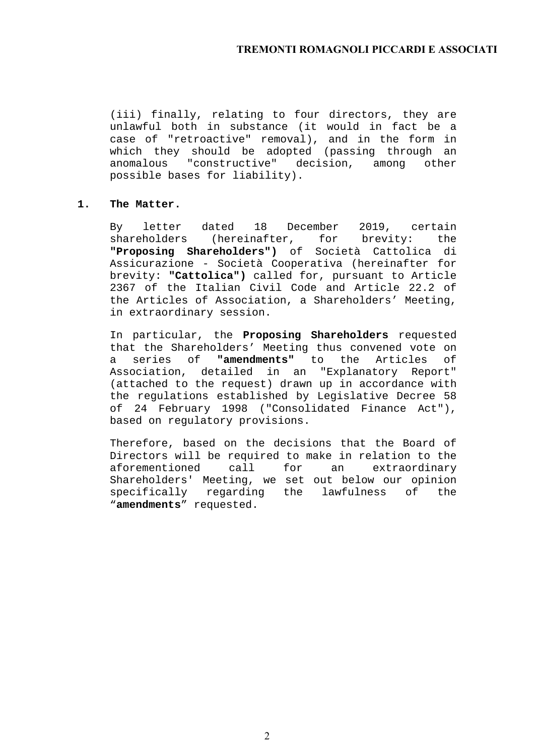(iii) finally, relating to four directors, they are unlawful both in substance (it would in fact be a case of "retroactive" removal), and in the form in which they should be adopted (passing through an anomalous "constructive" decision, among other possible bases for liability).

## 1. The Matter.

By letter dated 18 December 2019, certain shareholders (hereinafter, for brevity: the **"Proposing Shareholders")** of Società Cattolica di Assicurazione - Società Cooperativa (hereinafter for brevity: **"Cattolica")** called for, pursuant to Article 2367 of the Italian Civil Code and Article 22.2 of the Articles of Association, a Shareholders' Meeting, in extraordinary session.

In particular, the **Proposing Shareholders** requested that the Shareholders' Meeting thus convened vote on a series of **"amendments"** to the Articles of Association, detailed in an "Explanatory Report" (attached to the request) drawn up in accordance with the regulations established by Legislative Decree 58 of 24 February 1998 ("Consolidated Finance Act"), based on regulatory provisions.

Therefore, based on the decisions that the Board of Directors will be required to make in relation to the aforementioned call for an extraordinary Shareholders' Meeting, we set out below our opinion specifically regarding the lawfulness of the "**amendments**" requested.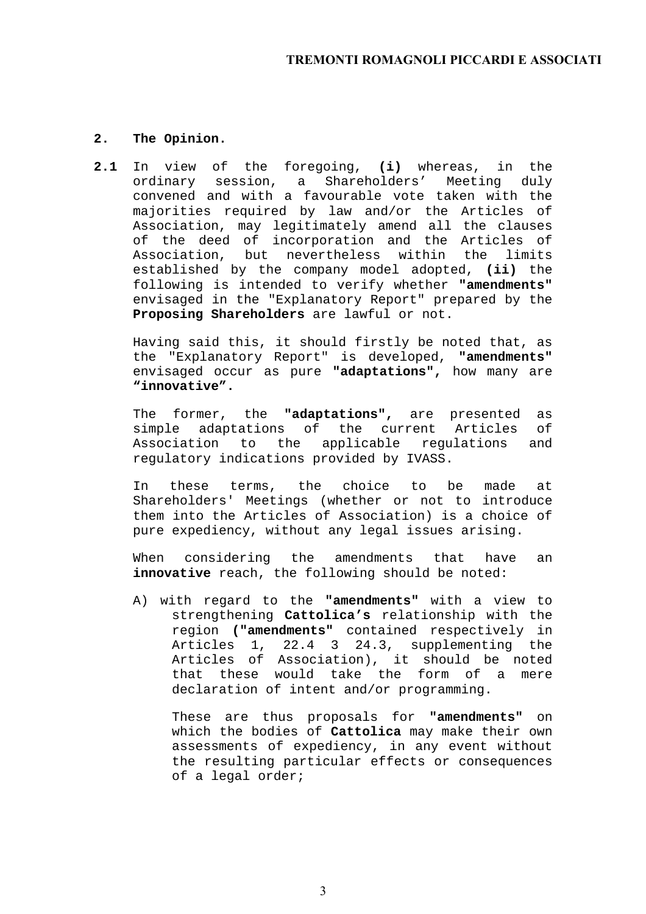## 2. The Opinion.

**2.1** In view of the foregoing, **(i)** whereas, in the ordinary session, a Shareholders' Meeting duly convened and with a favourable vote taken with the majorities required by law and/or the Articles of Association, may legitimately amend all the clauses of the deed of incorporation and the Articles of Association, but nevertheless within the limits established by the company model adopted, **(ii)** the following is intended to verify whether **"amendments"** envisaged in the "Explanatory Report" prepared by the **Proposing Shareholders** are lawful or not.

Having said this, it should firstly be noted that, as the "Explanatory Report" is developed, **"amendments"** envisaged occur as pure **"adaptations",** how many are **"innovative".**

The former, the **"adaptations",** are presented as simple adaptations of the current Articles of Association to the applicable regulations and regulatory indications provided by IVASS.

In these terms, the choice to be made at Shareholders' Meetings (whether or not to introduce them into the Articles of Association) is a choice of pure expediency, without any legal issues arising.

When considering the amendments that have an **innovative** reach, the following should be noted:

A) with regard to the **"amendments"** with a view to strengthening **Cattolica's** relationship with the region **("amendments"** contained respectively in Articles 1, 22.4 3 24.3, supplementing the Articles of Association), it should be noted that these would take the form of a mere declaration of intent and/or programming.

These are thus proposals for **"amendments"** on which the bodies of **Cattolica** may make their own assessments of expediency, in any event without the resulting particular effects or consequences of a legal order;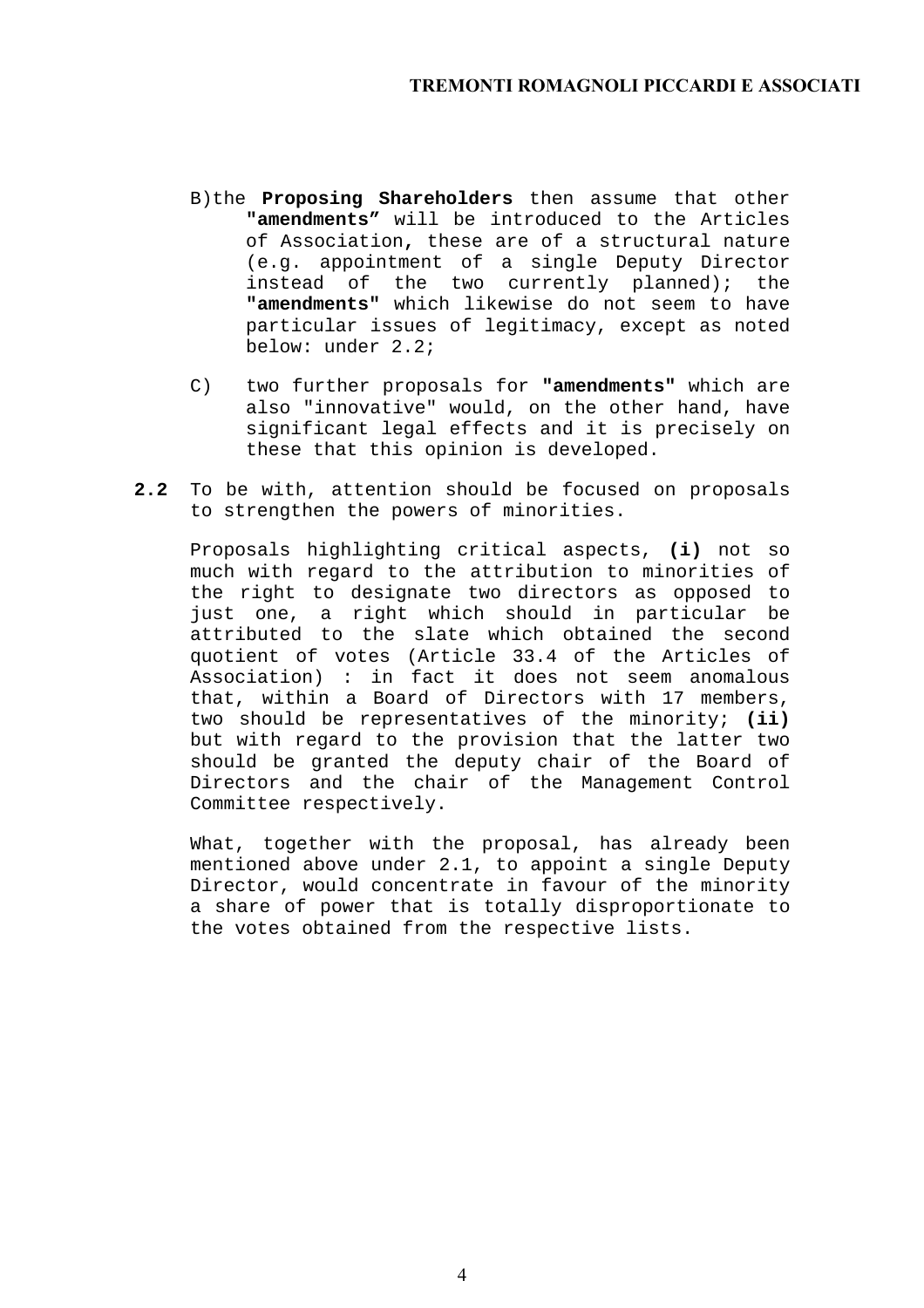B) the **Proposing Shareholders** then assume that other **"amendments"** will be introduced to the Articles of Association**,** these are of a structural nature (e.g. appointment of a single Deputy Director instead of the two currently planned); the **"amendments"** which likewise do not seem to have particular issues of legitimacy, except as noted below: under 2.2;

C) two further proposals for **"amendments"** which are also "innovative" would, on the other hand, have significant legal effects and it is precisely on these that this opinion is developed.

**2.2** To be with, attention should be focused on proposals to strengthen the powers of minorities.

Proposals highlighting critical aspects, **(i)** not so much with regard to the attribution to minorities of the right to designate two directors as opposed to just one, a right which should in particular be attributed to the slate which obtained the second quotient of votes (Article 33.4 of the Articles of Association) : in fact it does not seem anomalous that, within a Board of Directors with 17 members, two should be representatives of the minority; **(ii)** but with regard to the provision that the latter two should be granted the deputy chair of the Board of Directors and the chair of the Management Control Committee respectively.

What, together with the proposal, has already been mentioned above under 2.1, to appoint a single Deputy Director, would concentrate in favour of the minority a share of power that is totally disproportionate to the votes obtained from the respective lists.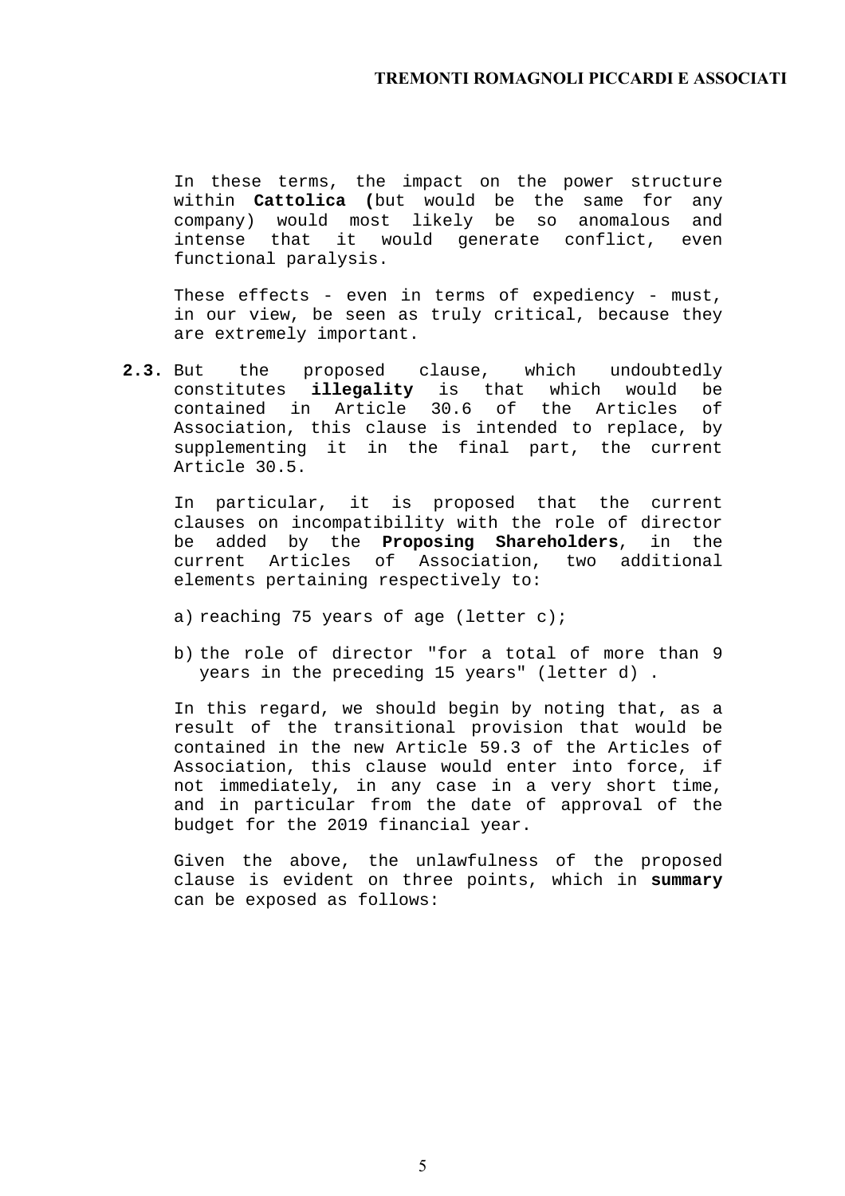In these terms, the impact on the power structure within **Cattolica (**but would be the same for any company) would most likely be so anomalous and intense that it would generate conflict, even functional paralysis.

These effects - even in terms of expediency - must, in our view, be seen as truly critical, because they are extremely important.

**2.3.** But the proposed clause, which undoubtedly constitutes **illegality** is that which would be contained in Article 30.6 of the Articles of Association, this clause is intended to replace, by supplementing it in the final part, the current Article 30.5.

In particular, it is proposed that the current clauses on incompatibility with the role of director be added by the **Proposing Shareholders**, in the current Articles of Association, two additional elements pertaining respectively to:

a) reaching 75 years of age (letter c);

b) the role of director "for a total of more than 9 years in the preceding 15 years" (letter d) .

In this regard, we should begin by noting that, as a result of the transitional provision that would be contained in the new Article 59.3 of the Articles of Association, this clause would enter into force, if not immediately, in any case in a very short time, and in particular from the date of approval of the budget for the 2019 financial year.

Given the above, the unlawfulness of the proposed clause is evident on three points, which in **summary** can be exposed as follows: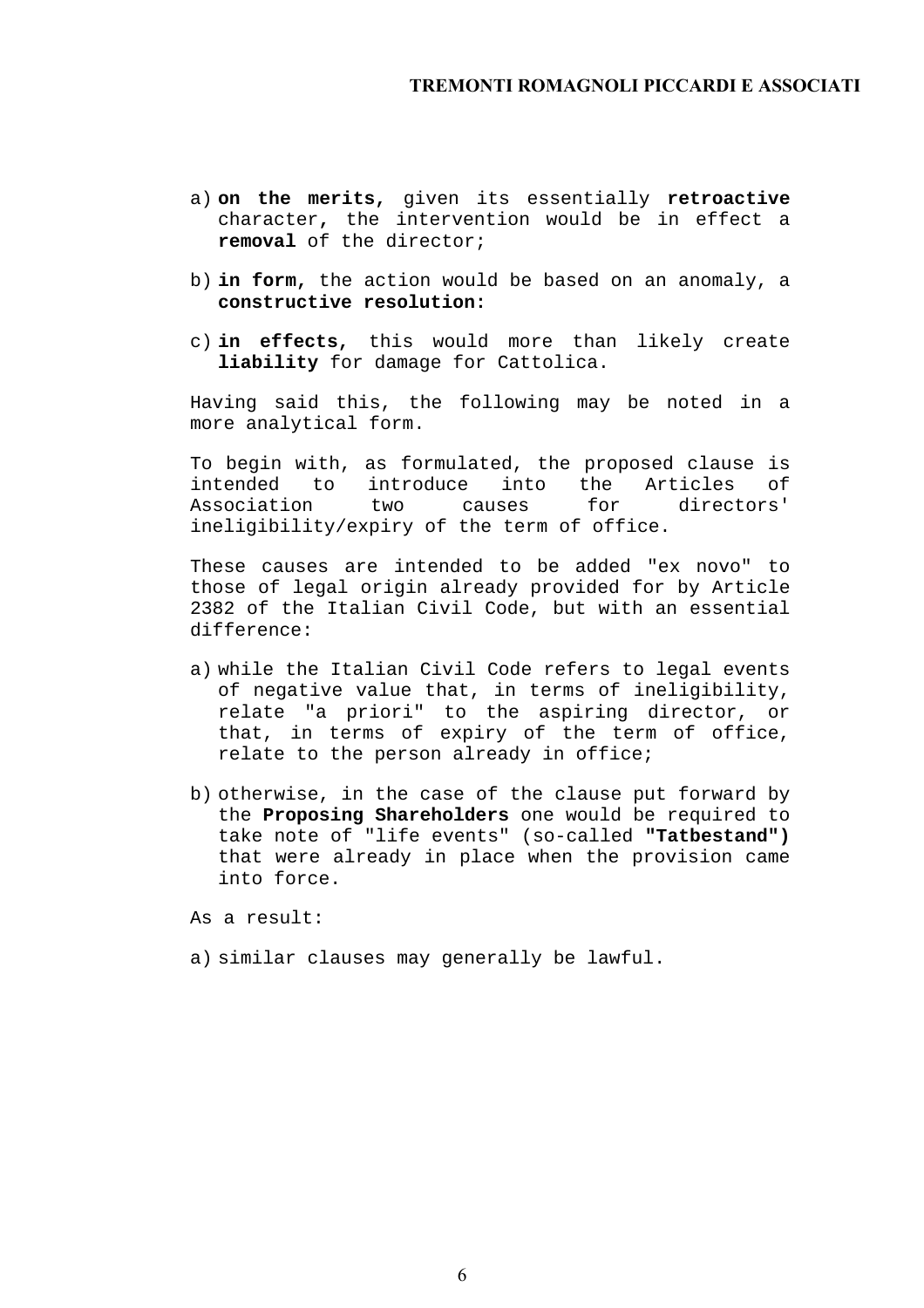a) **on the merits,** given its essentially **retroactive** character**,** the intervention would be in effect a **removal** of the director;

b) **in form,** the action would be based on an anomaly, a **constructive resolution:**

c) **in effects,** this would more than likely create **liability** for damage for Cattolica.

Having said this, the following may be noted in a more analytical form.

To begin with, as formulated, the proposed clause is intended to introduce into the Articles of Association two causes for directors' ineligibility/expiry of the term of office.

These causes are intended to be added "ex novo" to those of legal origin already provided for by Article 2382 of the Italian Civil Code, but with an essential difference:

a) while the Italian Civil Code refers to legal events of negative value that, in terms of ineligibility, relate "a priori" to the aspiring director, or that, in terms of expiry of the term of office, relate to the person already in office;

b) otherwise, in the case of the clause put forward by the **Proposing Shareholders** one would be required to take note of "life events" (so-called **"Tatbestand")** that were already in place when the provision came into force.

As a result:

a) similar clauses may generally be lawful.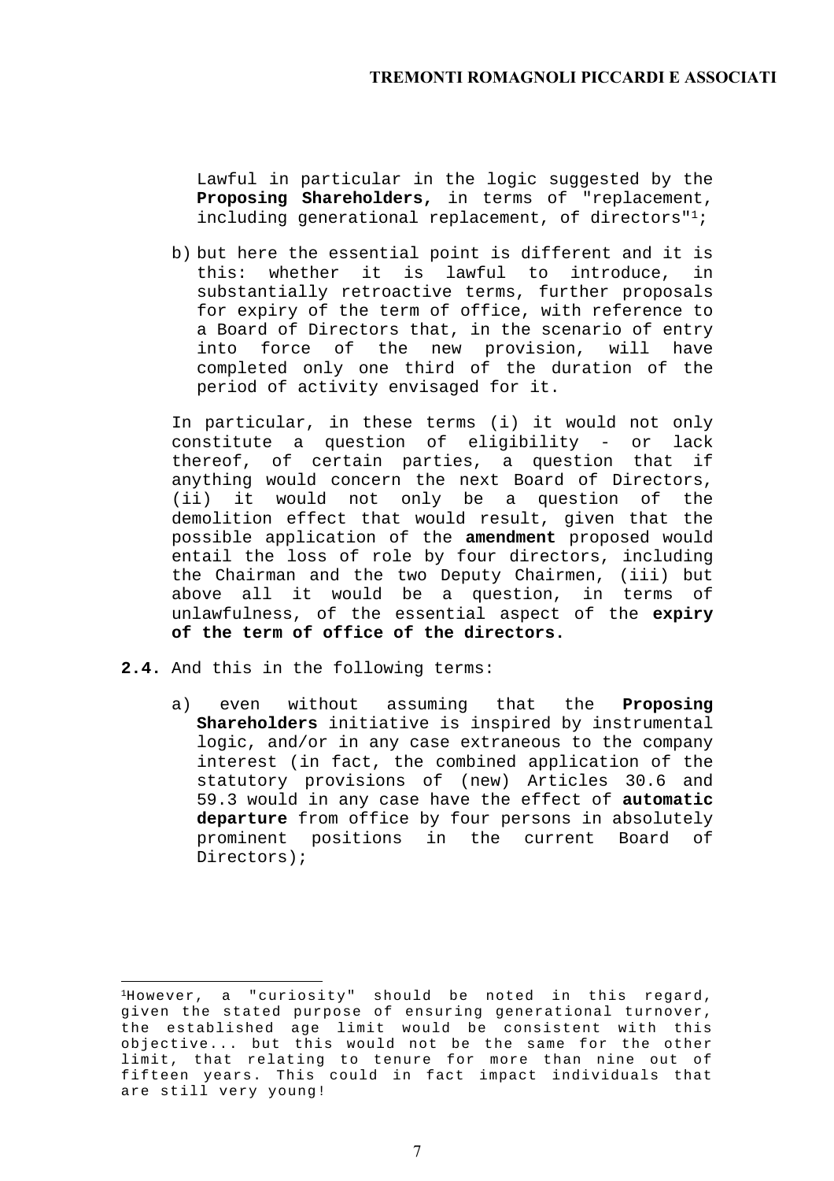Lawful in particular in the logic suggested by the **Proposing Shareholders,** in terms of "replacement, including generational replacement, of directors"[1];

b) but here the essential point is different and it is this: whether it is lawful to introduce, in substantially retroactive terms, further proposals for expiry of the term of office, with reference to a Board of Directors that, in the scenario of entry into force of the new provision, will have completed only one third of the duration of the period of activity envisaged for it.

In particular, in these terms (i) it would not only constitute a question of eligibility - or lack thereof, of certain parties, a question that if anything would concern the next Board of Directors, (ii) it would not only be a question of the demolition effect that would result, given that the possible application of the **amendment** proposed would entail the loss of role by four directors, including the Chairman and the two Deputy Chairmen, (iii) but above all it would be a question, in terms of unlawfulness, of the essential aspect of the **expiry of the term of office of the directors.**

**2.4.** And this in the following terms:

a) even without assuming that the **Proposing Shareholders** initiative is inspired by instrumental logic, and/or in any case extraneous to the company interest (in fact, the combined application of the statutory provisions of (new) Articles 30.6 and 59.3 would in any case have the effect of **automatic departure** from office by four persons in absolutely prominent positions in the current Board of Directors);

---

[1] However, a "curiosity" should be noted in this regard, given the stated purpose of ensuring generational turnover, the established age limit would be consistent with this objective... but this would not be the same for the other limit, that relating to tenure for more than nine out of fifteen years. This could in fact impact individuals that are still very young!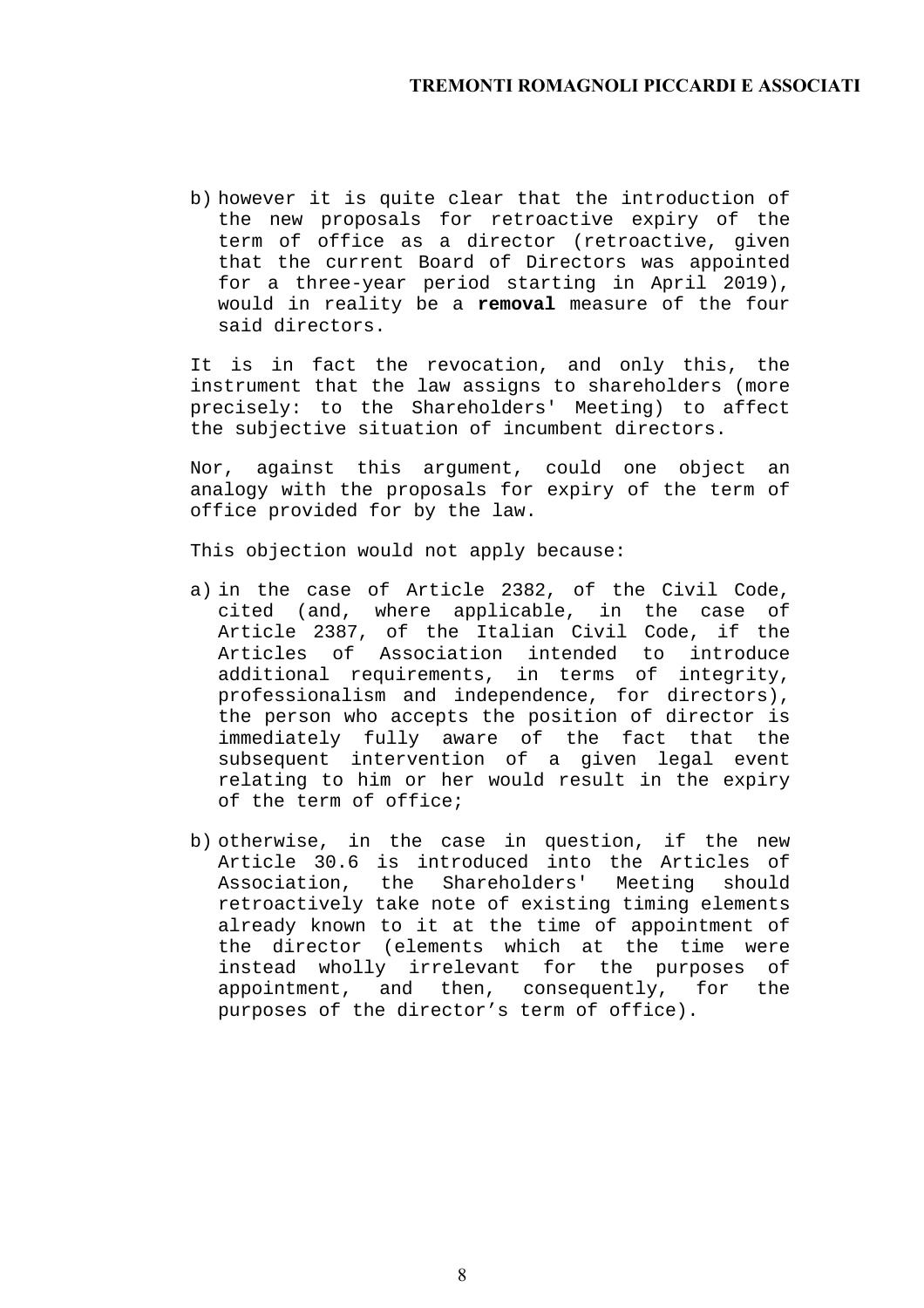b) however it is quite clear that the introduction of the new proposals for retroactive expiry of the term of office as a director (retroactive, given that the current Board of Directors was appointed for a three-year period starting in April 2019), would in reality be a **removal** measure of the four said directors.

It is in fact the revocation, and only this, the instrument that the law assigns to shareholders (more precisely: to the Shareholders' Meeting) to affect the subjective situation of incumbent directors.

Nor, against this argument, could one object an analogy with the proposals for expiry of the term of office provided for by the law.

This objection would not apply because:

a) in the case of Article 2382, of the Civil Code, cited (and, where applicable, in the case of Article 2387, of the Italian Civil Code, if the Articles of Association intended to introduce additional requirements, in terms of integrity, professionalism and independence, for directors), the person who accepts the position of director is immediately fully aware of the fact that the subsequent intervention of a given legal event relating to him or her would result in the expiry of the term of office;

b) otherwise, in the case in question, if the new Article 30.6 is introduced into the Articles of Association, the Shareholders' Meeting should retroactively take note of existing timing elements already known to it at the time of appointment of the director (elements which at the time were instead wholly irrelevant for the purposes of appointment, and then, consequently, for the purposes of the director's term of office).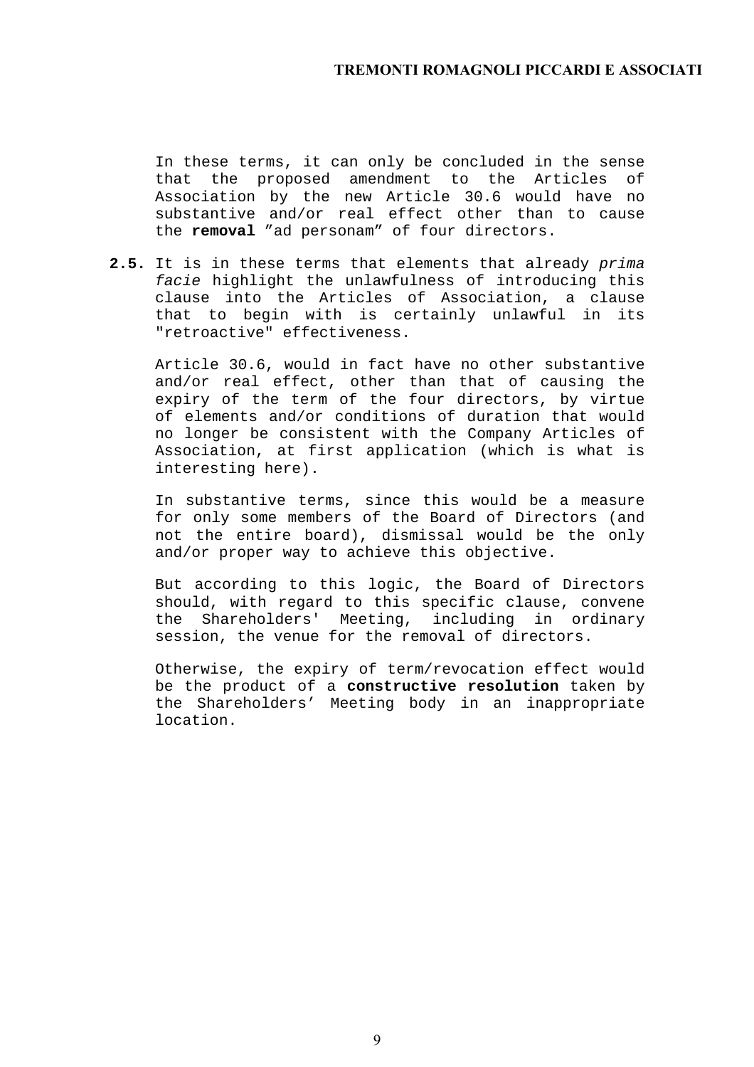In these terms, it can only be concluded in the sense that the proposed amendment to the Articles of Association by the new Article 30.6 would have no substantive and/or real effect other than to cause the **removal** ”ad personam” of four directors.

**2.5.** It is in these terms that elements that already *prima facie* highlight the unlawfulness of introducing this clause into the Articles of Association, a clause that to begin with is certainly unlawful in its "retroactive" effectiveness.

Article 30.6, would in fact have no other substantive and/or real effect, other than that of causing the expiry of the term of the four directors, by virtue of elements and/or conditions of duration that would no longer be consistent with the Company Articles of Association, at first application (which is what is interesting here).

In substantive terms, since this would be a measure for only some members of the Board of Directors (and not the entire board), dismissal would be the only and/or proper way to achieve this objective.

But according to this logic, the Board of Directors should, with regard to this specific clause, convene the Shareholders' Meeting, including in ordinary session, the venue for the removal of directors.

Otherwise, the expiry of term/revocation effect would be the product of a **constructive resolution** taken by the Shareholders’ Meeting body in an inappropriate location.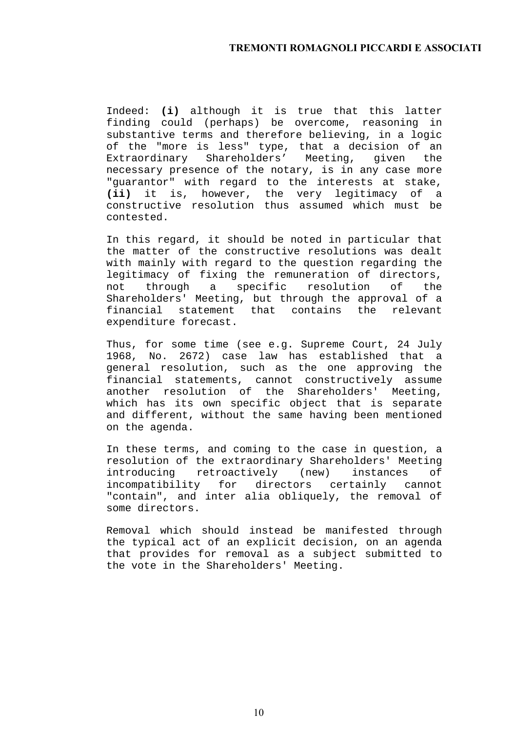Indeed: **(i)** although it is true that this latter finding could (perhaps) be overcome, reasoning in substantive terms and therefore believing, in a logic of the "more is less" type, that a decision of an Extraordinary Shareholders' Meeting, given the necessary presence of the notary, is in any case more "guarantor" with regard to the interests at stake, **(ii)** it is, however, the very legitimacy of a constructive resolution thus assumed which must be contested.

In this regard, it should be noted in particular that the matter of the constructive resolutions was dealt with mainly with regard to the question regarding the legitimacy of fixing the remuneration of directors, not through a specific resolution of the Shareholders' Meeting, but through the approval of a financial statement that contains the relevant expenditure forecast.

Thus, for some time (see e.g. Supreme Court, 24 July 1968, No. 2672) case law has established that a general resolution, such as the one approving the financial statements, cannot constructively assume another resolution of the Shareholders' Meeting, which has its own specific object that is separate and different, without the same having been mentioned on the agenda.

In these terms, and coming to the case in question, a resolution of the extraordinary Shareholders' Meeting introducing retroactively (new) instances of incompatibility for directors certainly cannot "contain", and inter alia obliquely, the removal of some directors.

Removal which should instead be manifested through the typical act of an explicit decision, on an agenda that provides for removal as a subject submitted to the vote in the Shareholders' Meeting.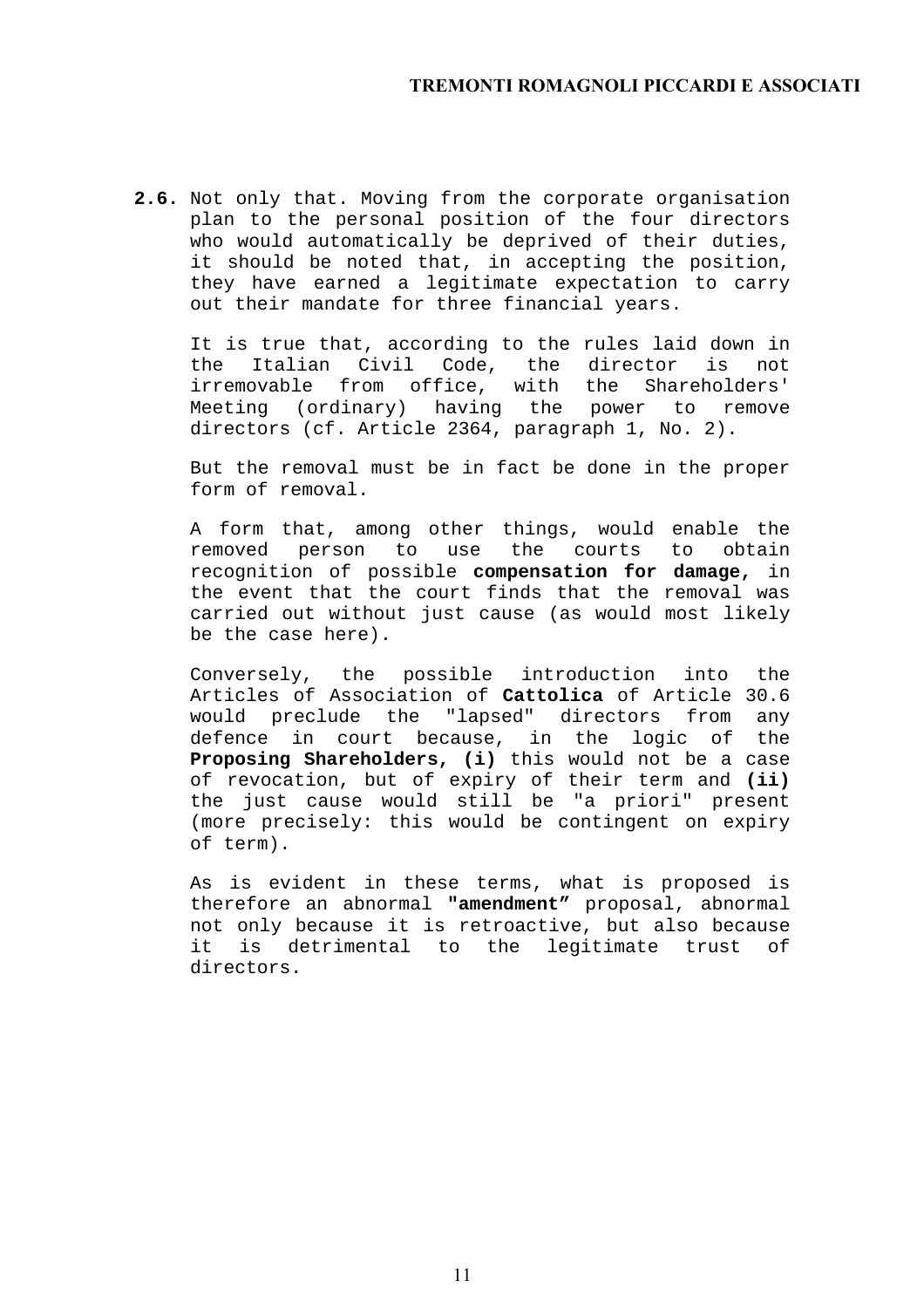**2.6.** Not only that. Moving from the corporate organisation plan to the personal position of the four directors who would automatically be deprived of their duties, it should be noted that, in accepting the position, they have earned a legitimate expectation to carry out their mandate for three financial years.

It is true that, according to the rules laid down in the Italian Civil Code, the director is not irremovable from office, with the Shareholders' Meeting (ordinary) having the power to remove directors (cf. Article 2364, paragraph 1, No. 2).

But the removal must be in fact be done in the proper form of removal.

A form that, among other things, would enable the removed person to use the courts to obtain recognition of possible **compensation for damage,** in the event that the court finds that the removal was carried out without just cause (as would most likely be the case here).

Conversely, the possible introduction into the Articles of Association of **Cattolica** of Article 30.6 would preclude the "lapsed" directors from any defence in court because, in the logic of the **Proposing Shareholders, (i)** this would not be a case of revocation, but of expiry of their term and **(ii)** the just cause would still be "a priori" present (more precisely: this would be contingent on expiry of term).

As is evident in these terms, what is proposed is therefore an abnormal **"amendment”** proposal, abnormal not only because it is retroactive, but also because it is detrimental to the legitimate trust of directors.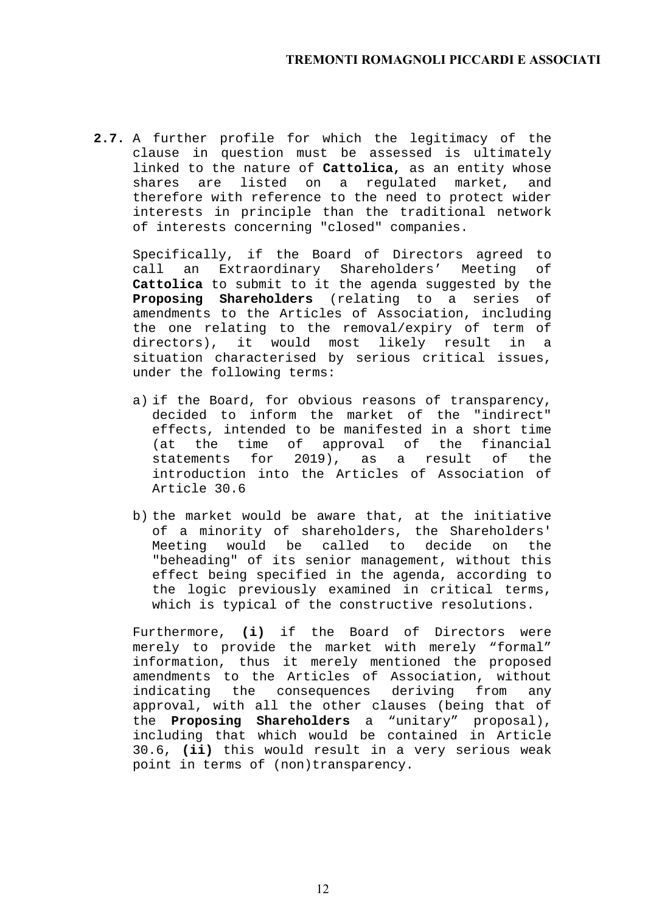**2.7.** A further profile for which the legitimacy of the clause in question must be assessed is ultimately linked to the nature of **Cattolica,** as an entity whose shares are listed on a regulated market, and therefore with reference to the need to protect wider interests in principle than the traditional network of interests concerning "closed" companies.

Specifically, if the Board of Directors agreed to call an Extraordinary Shareholders' Meeting of **Cattolica** to submit to it the agenda suggested by the **Proposing Shareholders** (relating to a series of amendments to the Articles of Association, including the one relating to the removal/expiry of term of directors), it would most likely result in a situation characterised by serious critical issues, under the following terms:

a) if the Board, for obvious reasons of transparency, decided to inform the market of the "indirect" effects, intended to be manifested in a short time (at the time of approval of the financial statements for 2019), as a result of the introduction into the Articles of Association of Article 30.6

b) the market would be aware that, at the initiative of a minority of shareholders, the Shareholders' Meeting would be called to decide on the "beheading" of its senior management, without this effect being specified in the agenda, according to the logic previously examined in critical terms, which is typical of the constructive resolutions.

Furthermore, **(i)** if the Board of Directors were merely to provide the market with merely "formal" information, thus it merely mentioned the proposed amendments to the Articles of Association, without indicating the consequences deriving from any approval, with all the other clauses (being that of the **Proposing Shareholders** a "unitary" proposal), including that which would be contained in Article 30.6, **(ii)** this would result in a very serious weak point in terms of (non)transparency.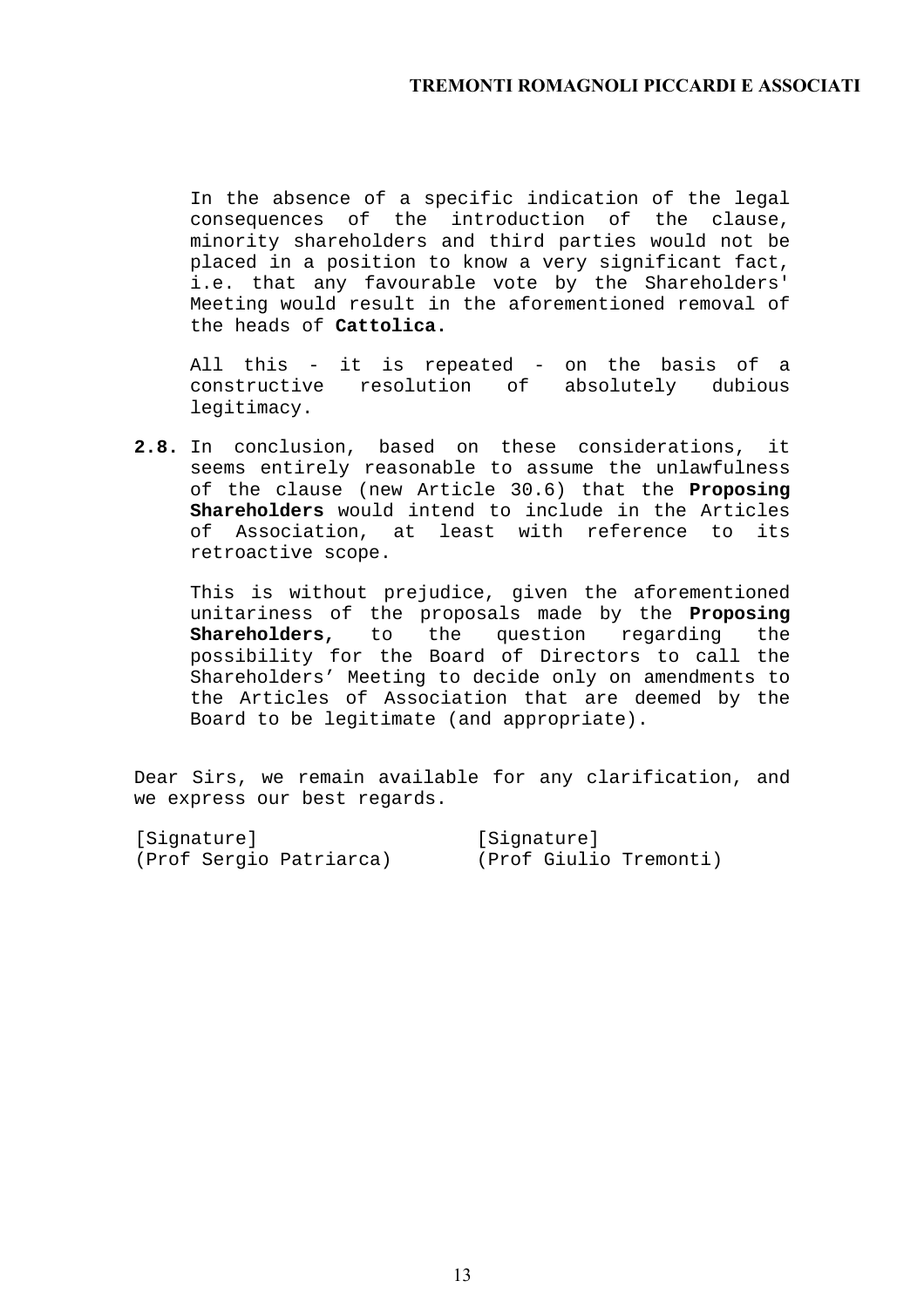In the absence of a specific indication of the legal consequences of the introduction of the clause, minority shareholders and third parties would not be placed in a position to know a very significant fact, i.e. that any favourable vote by the Shareholders' Meeting would result in the aforementioned removal of the heads of **Cattolica.**

All this - it is repeated - on the basis of a constructive resolution of absolutely dubious legitimacy.

**2.8.** In conclusion, based on these considerations, it seems entirely reasonable to assume the unlawfulness of the clause (new Article 30.6) that the **Proposing Shareholders** would intend to include in the Articles of Association, at least with reference to its retroactive scope.

This is without prejudice, given the aforementioned unitariness of the proposals made by the **Proposing Shareholders,** to the question regarding the possibility for the Board of Directors to call the Shareholders' Meeting to decide only on amendments to the Articles of Association that are deemed by the Board to be legitimate (and appropriate).

Dear Sirs, we remain available for any clarification, and we express our best regards.

[Signature]
(Prof Sergio Patriarca)

[Signature]
(Prof Giulio Tremonti)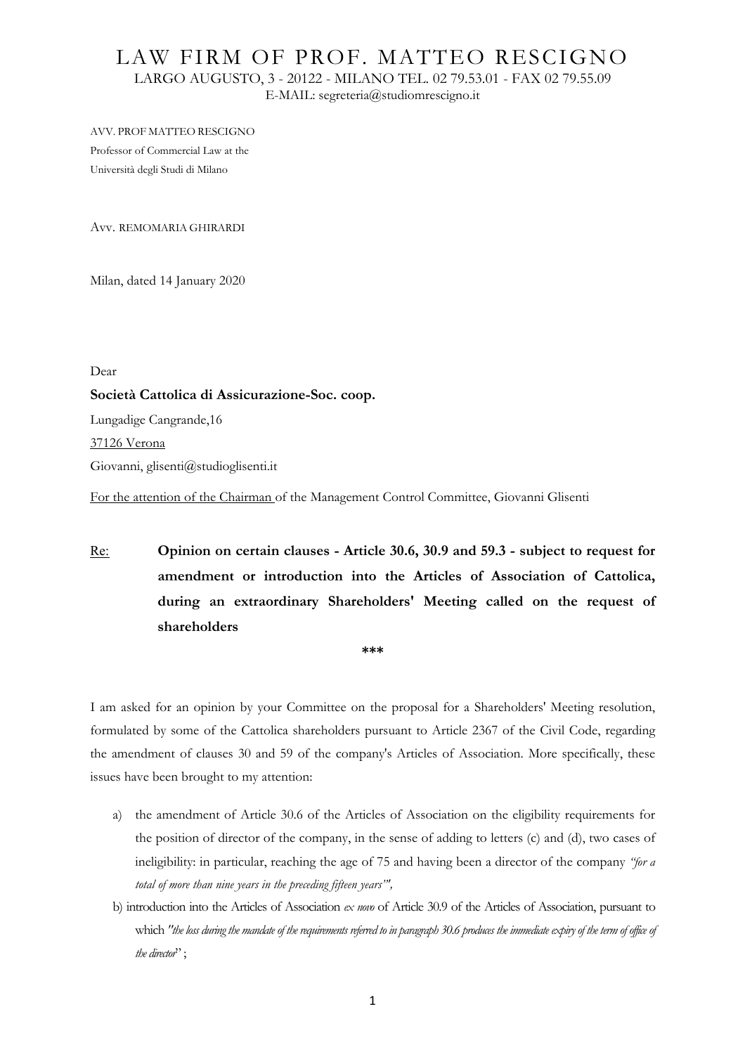# LAW FIRM OF PROF. MATTEO RESCIGNO

LARGO AUGUSTO, 3 - 20122 - MILANO TEL. 02 79.53.01 - FAX 02 79.55.09

E-MAIL: segreteria@studiomrescigno.it

AVV. PROF MATTEO RESCIGNO
Professor of Commercial Law at the
Università degli Studi di Milano

AVV. REMOMARIA GHIRARDI

Milan, dated 14 January 2020

Dear

**Società Cattolica di Assicurazione-Soc. coop.**

Lungadige Cangrande,16

37126 Verona

Giovanni, glisenti@studioglisenti.it

For the attention of the Chairman of the Management Control Committee, Giovanni Glisenti

Re: **Opinion on certain clauses - Article 30.6, 30.9 and 59.3 - subject to request for amendment or introduction into the Articles of Association of Cattolica, during an extraordinary Shareholders' Meeting called on the request of shareholders**

**\*\*\***

I am asked for an opinion by your Committee on the proposal for a Shareholders' Meeting resolution, formulated by some of the Cattolica shareholders pursuant to Article 2367 of the Civil Code, regarding the amendment of clauses 30 and 59 of the company's Articles of Association. More specifically, these issues have been brought to my attention:

a) the amendment of Article 30.6 of the Articles of Association on the eligibility requirements for the position of director of the company, in the sense of adding to letters (c) and (d), two cases of ineligibility: in particular, reaching the age of 75 and having been a director of the company *"for a total of more than nine years in the preceding fifteen years"*,

b) introduction into the Articles of Association *ex novo* of Article 30.9 of the Articles of Association, pursuant to which *"the loss during the mandate of the requirements referred to in paragraph 30.6 produces the immediate expiry of the term of office of the director"*;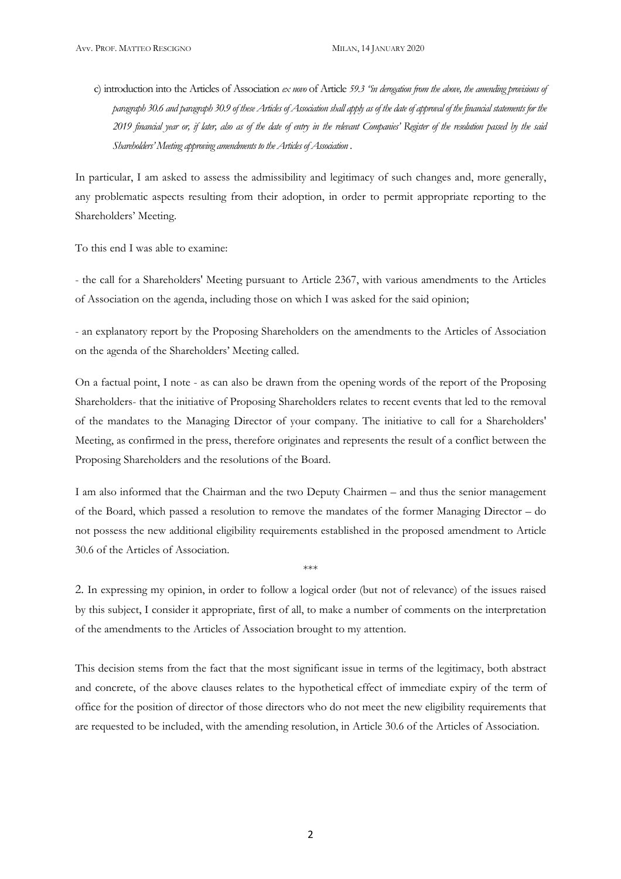c) introduction into the Articles of Association *ex novo* of Article *59.3 "in derogation from the above, the amending provisions of paragraph 30.6 and paragraph 30.9 of these Articles of Association shall apply as of the date of approval of the financial statements for the 2019 financial year or, if later, also as of the date of entry in the relevant Companies' Register of the resolution passed by the said Shareholders' Meeting approving amendments to the Articles of Association* .

In particular, I am asked to assess the admissibility and legitimacy of such changes and, more generally, any problematic aspects resulting from their adoption, in order to permit appropriate reporting to the Shareholders' Meeting.

To this end I was able to examine:

- the call for a Shareholders' Meeting pursuant to Article 2367, with various amendments to the Articles of Association on the agenda, including those on which I was asked for the said opinion;

- an explanatory report by the Proposing Shareholders on the amendments to the Articles of Association on the agenda of the Shareholders' Meeting called.

On a factual point, I note - as can also be drawn from the opening words of the report of the Proposing Shareholders- that the initiative of Proposing Shareholders relates to recent events that led to the removal of the mandates to the Managing Director of your company. The initiative to call for a Shareholders' Meeting, as confirmed in the press, therefore originates and represents the result of a conflict between the Proposing Shareholders and the resolutions of the Board.

I am also informed that the Chairman and the two Deputy Chairmen – and thus the senior management of the Board, which passed a resolution to remove the mandates of the former Managing Director – do not possess the new additional eligibility requirements established in the proposed amendment to Article 30.6 of the Articles of Association.

\*\*\*

2. In expressing my opinion, in order to follow a logical order (but not of relevance) of the issues raised by this subject, I consider it appropriate, first of all, to make a number of comments on the interpretation of the amendments to the Articles of Association brought to my attention.

This decision stems from the fact that the most significant issue in terms of the legitimacy, both abstract and concrete, of the above clauses relates to the hypothetical effect of immediate expiry of the term of office for the position of director of those directors who do not meet the new eligibility requirements that are requested to be included, with the amending resolution, in Article 30.6 of the Articles of Association.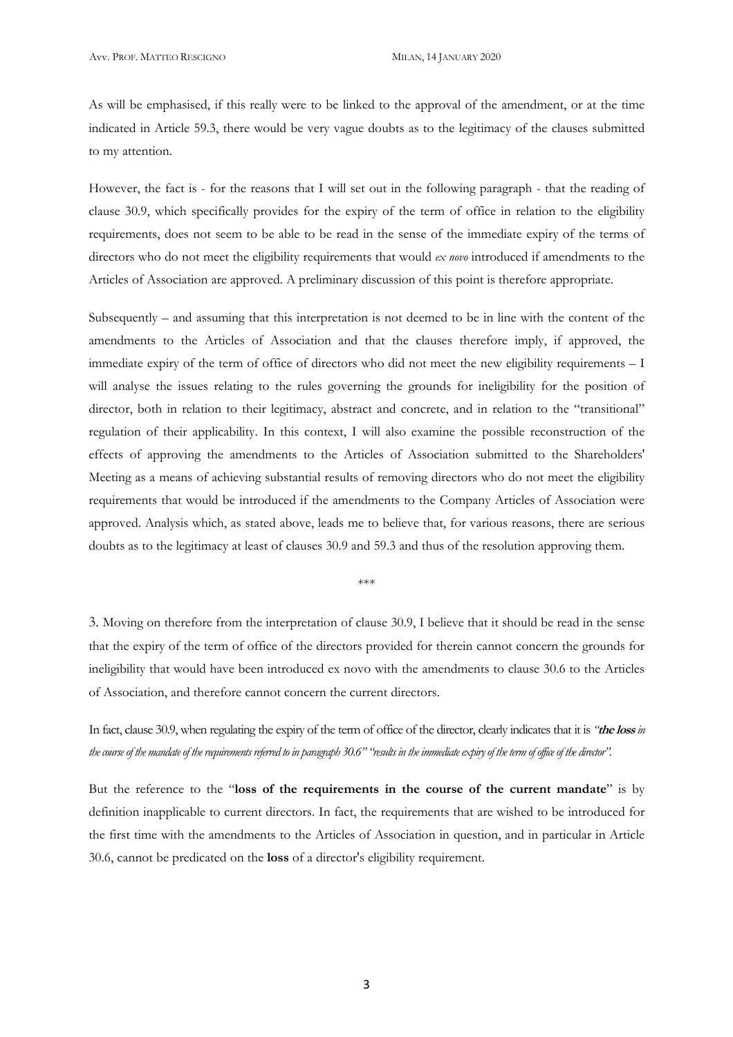As will be emphasised, if this really were to be linked to the approval of the amendment, or at the time indicated in Article 59.3, there would be very vague doubts as to the legitimacy of the clauses submitted to my attention.

However, the fact is - for the reasons that I will set out in the following paragraph - that the reading of clause 30.9, which specifically provides for the expiry of the term of office in relation to the eligibility requirements, does not seem to be able to be read in the sense of the immediate expiry of the terms of directors who do not meet the eligibility requirements that would *ex novo* introduced if amendments to the Articles of Association are approved. A preliminary discussion of this point is therefore appropriate.

Subsequently – and assuming that this interpretation is not deemed to be in line with the content of the amendments to the Articles of Association and that the clauses therefore imply, if approved, the immediate expiry of the term of office of directors who did not meet the new eligibility requirements – I will analyse the issues relating to the rules governing the grounds for ineligibility for the position of director, both in relation to their legitimacy, abstract and concrete, and in relation to the "transitional" regulation of their applicability. In this context, I will also examine the possible reconstruction of the effects of approving the amendments to the Articles of Association submitted to the Shareholders' Meeting as a means of achieving substantial results of removing directors who do not meet the eligibility requirements that would be introduced if the amendments to the Company Articles of Association were approved. Analysis which, as stated above, leads me to believe that, for various reasons, there are serious doubts as to the legitimacy at least of clauses 30.9 and 59.3 and thus of the resolution approving them.

\*\*\*

3. Moving on therefore from the interpretation of clause 30.9, I believe that it should be read in the sense that the expiry of the term of office of the directors provided for therein cannot concern the grounds for ineligibility that would have been introduced ex novo with the amendments to clause 30.6 to the Articles of Association, and therefore cannot concern the current directors.

In fact, clause 30.9, when regulating the expiry of the term of office of the director, clearly indicates that it is *"**the loss** in the course of the mandate of the requirements referred to in paragraph 30.6" "results in the immediate expiry of the term of office of the director"*.

But the reference to the "**loss of the requirements in the course of the current mandate**" is by definition inapplicable to current directors. In fact, the requirements that are wished to be introduced for the first time with the amendments to the Articles of Association in question, and in particular in Article 30.6, cannot be predicated on the **loss** of a director's eligibility requirement.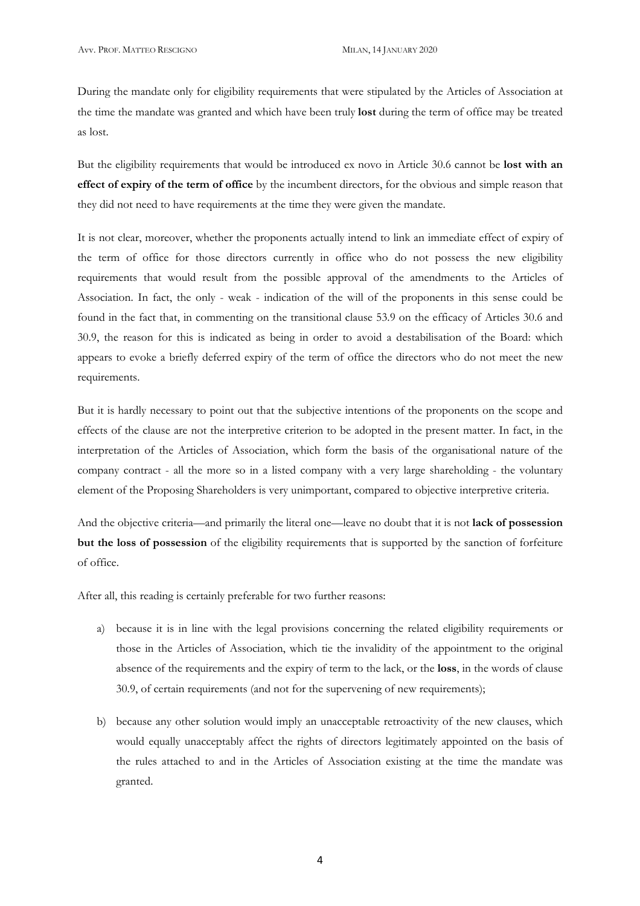During the mandate only for eligibility requirements that were stipulated by the Articles of Association at the time the mandate was granted and which have been truly **lost** during the term of office may be treated as lost.

But the eligibility requirements that would be introduced ex novo in Article 30.6 cannot be **lost with an effect of expiry of the term of office** by the incumbent directors, for the obvious and simple reason that they did not need to have requirements at the time they were given the mandate.

It is not clear, moreover, whether the proponents actually intend to link an immediate effect of expiry of the term of office for those directors currently in office who do not possess the new eligibility requirements that would result from the possible approval of the amendments to the Articles of Association. In fact, the only - weak - indication of the will of the proponents in this sense could be found in the fact that, in commenting on the transitional clause 53.9 on the efficacy of Articles 30.6 and 30.9, the reason for this is indicated as being in order to avoid a destabilisation of the Board: which appears to evoke a briefly deferred expiry of the term of office the directors who do not meet the new requirements.

But it is hardly necessary to point out that the subjective intentions of the proponents on the scope and effects of the clause are not the interpretive criterion to be adopted in the present matter. In fact, in the interpretation of the Articles of Association, which form the basis of the organisational nature of the company contract - all the more so in a listed company with a very large shareholding - the voluntary element of the Proposing Shareholders is very unimportant, compared to objective interpretive criteria.

And the objective criteria—and primarily the literal one—leave no doubt that it is not **lack of possession but the loss of possession** of the eligibility requirements that is supported by the sanction of forfeiture of office.

After all, this reading is certainly preferable for two further reasons:

a) because it is in line with the legal provisions concerning the related eligibility requirements or those in the Articles of Association, which tie the invalidity of the appointment to the original absence of the requirements and the expiry of term to the lack, or the **loss**, in the words of clause 30.9, of certain requirements (and not for the supervening of new requirements);

b) because any other solution would imply an unacceptable retroactivity of the new clauses, which would equally unacceptably affect the rights of directors legitimately appointed on the basis of the rules attached to and in the Articles of Association existing at the time the mandate was granted.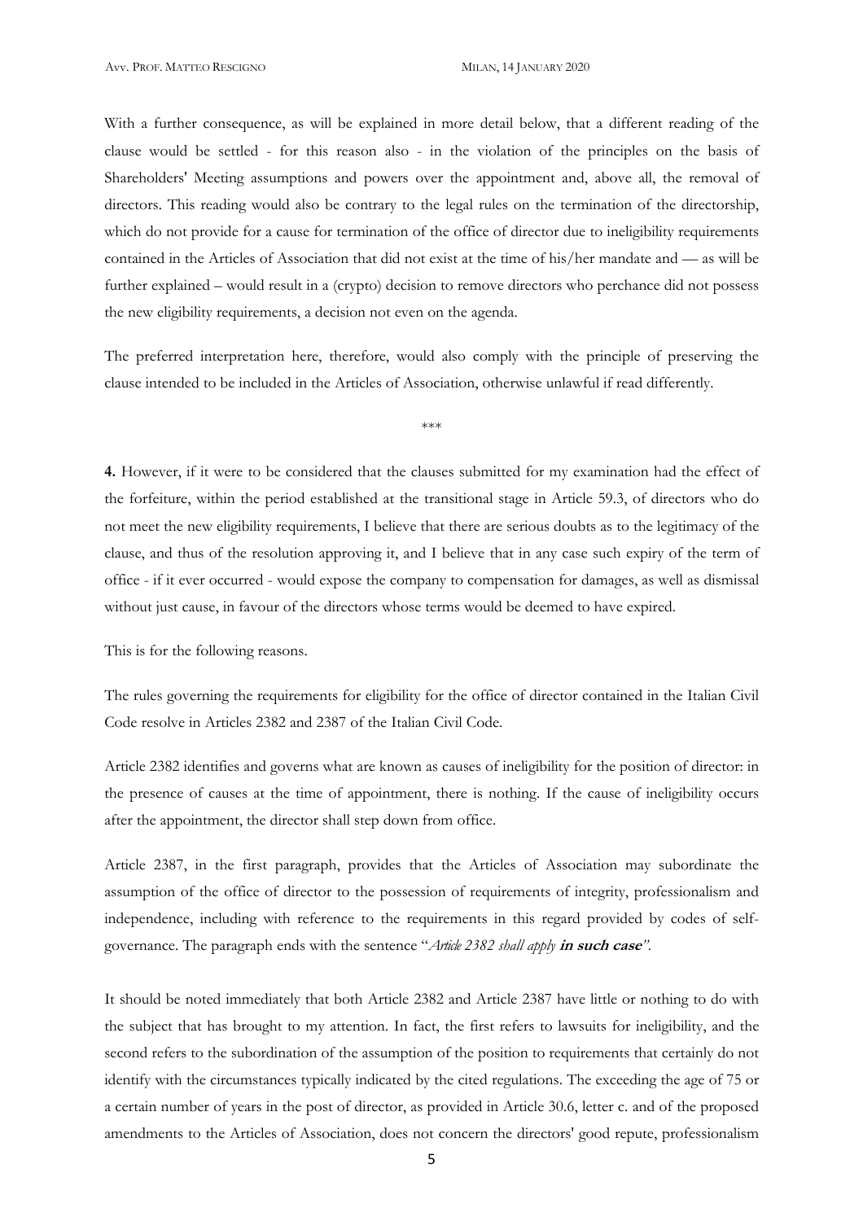With a further consequence, as will be explained in more detail below, that a different reading of the clause would be settled - for this reason also - in the violation of the principles on the basis of Shareholders' Meeting assumptions and powers over the appointment and, above all, the removal of directors. This reading would also be contrary to the legal rules on the termination of the directorship, which do not provide for a cause for termination of the office of director due to ineligibility requirements contained in the Articles of Association that did not exist at the time of his/her mandate and — as will be further explained – would result in a (crypto) decision to remove directors who perchance did not possess the new eligibility requirements, a decision not even on the agenda.

The preferred interpretation here, therefore, would also comply with the principle of preserving the clause intended to be included in the Articles of Association, otherwise unlawful if read differently.

\*\*\*

**4.** However, if it were to be considered that the clauses submitted for my examination had the effect of the forfeiture, within the period established at the transitional stage in Article 59.3, of directors who do not meet the new eligibility requirements, I believe that there are serious doubts as to the legitimacy of the clause, and thus of the resolution approving it, and I believe that in any case such expiry of the term of office - if it ever occurred - would expose the company to compensation for damages, as well as dismissal without just cause, in favour of the directors whose terms would be deemed to have expired.

This is for the following reasons.

The rules governing the requirements for eligibility for the office of director contained in the Italian Civil Code resolve in Articles 2382 and 2387 of the Italian Civil Code.

Article 2382 identifies and governs what are known as causes of ineligibility for the position of director: in the presence of causes at the time of appointment, there is nothing. If the cause of ineligibility occurs after the appointment, the director shall step down from office.

Article 2387, in the first paragraph, provides that the Articles of Association may subordinate the assumption of the office of director to the possession of requirements of integrity, professionalism and independence, including with reference to the requirements in this regard provided by codes of self-governance. The paragraph ends with the sentence "*Article 2382 shall apply* ***in such case***".

It should be noted immediately that both Article 2382 and Article 2387 have little or nothing to do with the subject that has brought to my attention. In fact, the first refers to lawsuits for ineligibility, and the second refers to the subordination of the assumption of the position to requirements that certainly do not identify with the circumstances typically indicated by the cited regulations. The exceeding the age of 75 or a certain number of years in the post of director, as provided in Article 30.6, letter c. and of the proposed amendments to the Articles of Association, does not concern the directors' good repute, professionalism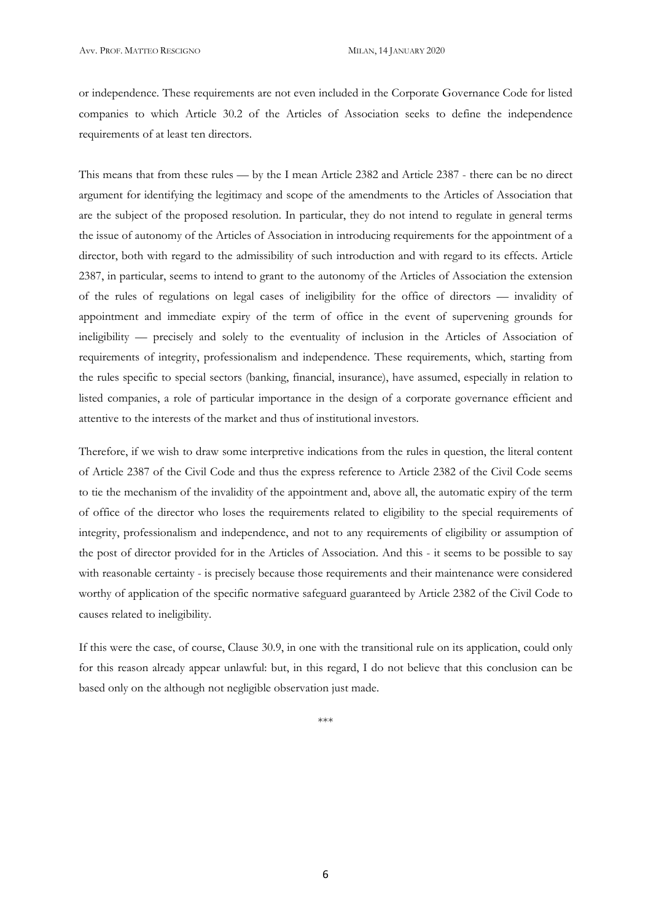or independence. These requirements are not even included in the Corporate Governance Code for listed companies to which Article 30.2 of the Articles of Association seeks to define the independence requirements of at least ten directors.

This means that from these rules — by the I mean Article 2382 and Article 2387 - there can be no direct argument for identifying the legitimacy and scope of the amendments to the Articles of Association that are the subject of the proposed resolution. In particular, they do not intend to regulate in general terms the issue of autonomy of the Articles of Association in introducing requirements for the appointment of a director, both with regard to the admissibility of such introduction and with regard to its effects. Article 2387, in particular, seems to intend to grant to the autonomy of the Articles of Association the extension of the rules of regulations on legal cases of ineligibility for the office of directors — invalidity of appointment and immediate expiry of the term of office in the event of supervening grounds for ineligibility — precisely and solely to the eventuality of inclusion in the Articles of Association of requirements of integrity, professionalism and independence. These requirements, which, starting from the rules specific to special sectors (banking, financial, insurance), have assumed, especially in relation to listed companies, a role of particular importance in the design of a corporate governance efficient and attentive to the interests of the market and thus of institutional investors.

Therefore, if we wish to draw some interpretive indications from the rules in question, the literal content of Article 2387 of the Civil Code and thus the express reference to Article 2382 of the Civil Code seems to tie the mechanism of the invalidity of the appointment and, above all, the automatic expiry of the term of office of the director who loses the requirements related to eligibility to the special requirements of integrity, professionalism and independence, and not to any requirements of eligibility or assumption of the post of director provided for in the Articles of Association. And this - it seems to be possible to say with reasonable certainty - is precisely because those requirements and their maintenance were considered worthy of application of the specific normative safeguard guaranteed by Article 2382 of the Civil Code to causes related to ineligibility.

If this were the case, of course, Clause 30.9, in one with the transitional rule on its application, could only for this reason already appear unlawful: but, in this regard, I do not believe that this conclusion can be based only on the although not negligible observation just made.

\*\*\*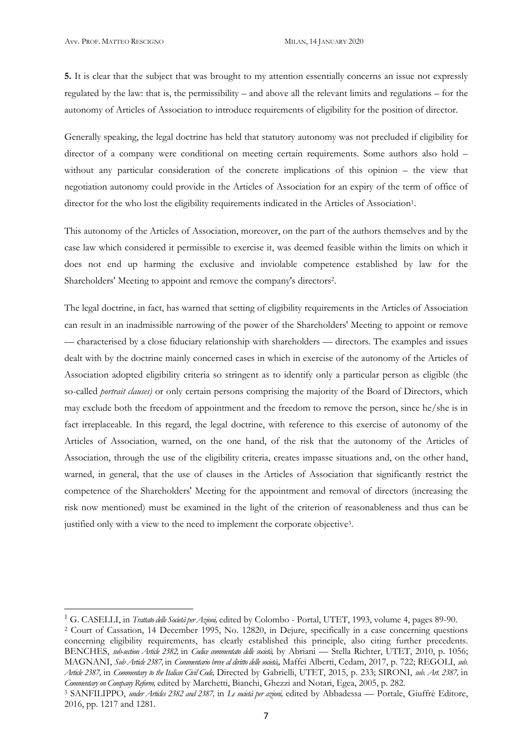**5.** It is clear that the subject that was brought to my attention essentially concerns an issue not expressly regulated by the law: that is, the permissibility – and above all the relevant limits and regulations – for the autonomy of Articles of Association to introduce requirements of eligibility for the position of director.

Generally speaking, the legal doctrine has held that statutory autonomy was not precluded if eligibility for director of a company were conditional on meeting certain requirements. Some authors also hold – without any particular consideration of the concrete implications of this opinion – the view that negotiation autonomy could provide in the Articles of Association for an expiry of the term of office of director for the who lost the eligibility requirements indicated in the Articles of Association[1].

This autonomy of the Articles of Association, moreover, on the part of the authors themselves and by the case law which considered it permissible to exercise it, was deemed feasible within the limits on which it does not end up harming the exclusive and inviolable competence established by law for the Shareholders' Meeting to appoint and remove the company's directors[2].

The legal doctrine, in fact, has warned that setting of eligibility requirements in the Articles of Association can result in an inadmissible narrowing of the power of the Shareholders' Meeting to appoint or remove — characterised by a close fiduciary relationship with shareholders — directors. The examples and issues dealt with by the doctrine mainly concerned cases in which in exercise of the autonomy of the Articles of Association adopted eligibility criteria so stringent as to identify only a particular person as eligible (the so-called *portrait clauses)* or only certain persons comprising the majority of the Board of Directors, which may exclude both the freedom of appointment and the freedom to remove the person, since he/she is in fact irreplaceable. In this regard, the legal doctrine, with reference to this exercise of autonomy of the Articles of Association, warned, on the one hand, of the risk that the autonomy of the Articles of Association, through the use of the eligibility criteria, creates impasse situations and, on the other hand, warned, in general, that the use of clauses in the Articles of Association that significantly restrict the competence of the Shareholders' Meeting for the appointment and removal of directors (increasing the risk now mentioned) must be examined in the light of the criterion of reasonableness and thus can be justified only with a view to the need to implement the corporate objective[3].

---

[1] G. CASELLI, in *Trattato delle Società per Azioni,* edited by Colombo - Portal, UTET, 1993, volume 4, pages 89-90.

[2] Court of Cassation, 14 December 1995, No. 12820, in Dejure, specifically in a case concerning questions concerning eligibility requirements, has clearly established this principle, also citing further precedents. BENCHES, *sub-section Article 2382,* in *Codice commentato delle società,* by Abriani — Stella Richter, UTET, 2010, p. 1056; MAGNANI, *Sub Article 2387,* in *Commentario breve al diritto delle società,,* Maffei Alberti, Cedam, 2017, p. 722; REGOLI, *sub. Article 2387,* in *Commentary to the Italian Civil Code,* Directed by Gabrielli, UTET, 2015, p. 233; SIRONI, *sub. Art. 2387,* in *Commentary on Company Reform,* edited by Marchetti, Bianchi, Ghezzi and Notari, Egea, 2005, p. 282.

[3] SANFILIPPO, *under Articles 2382 and 2387,* in *Le società per azioni,* edited by Abbadessa — Portale, Giuffrè Editore, 2016, pp. 1217 and 1281.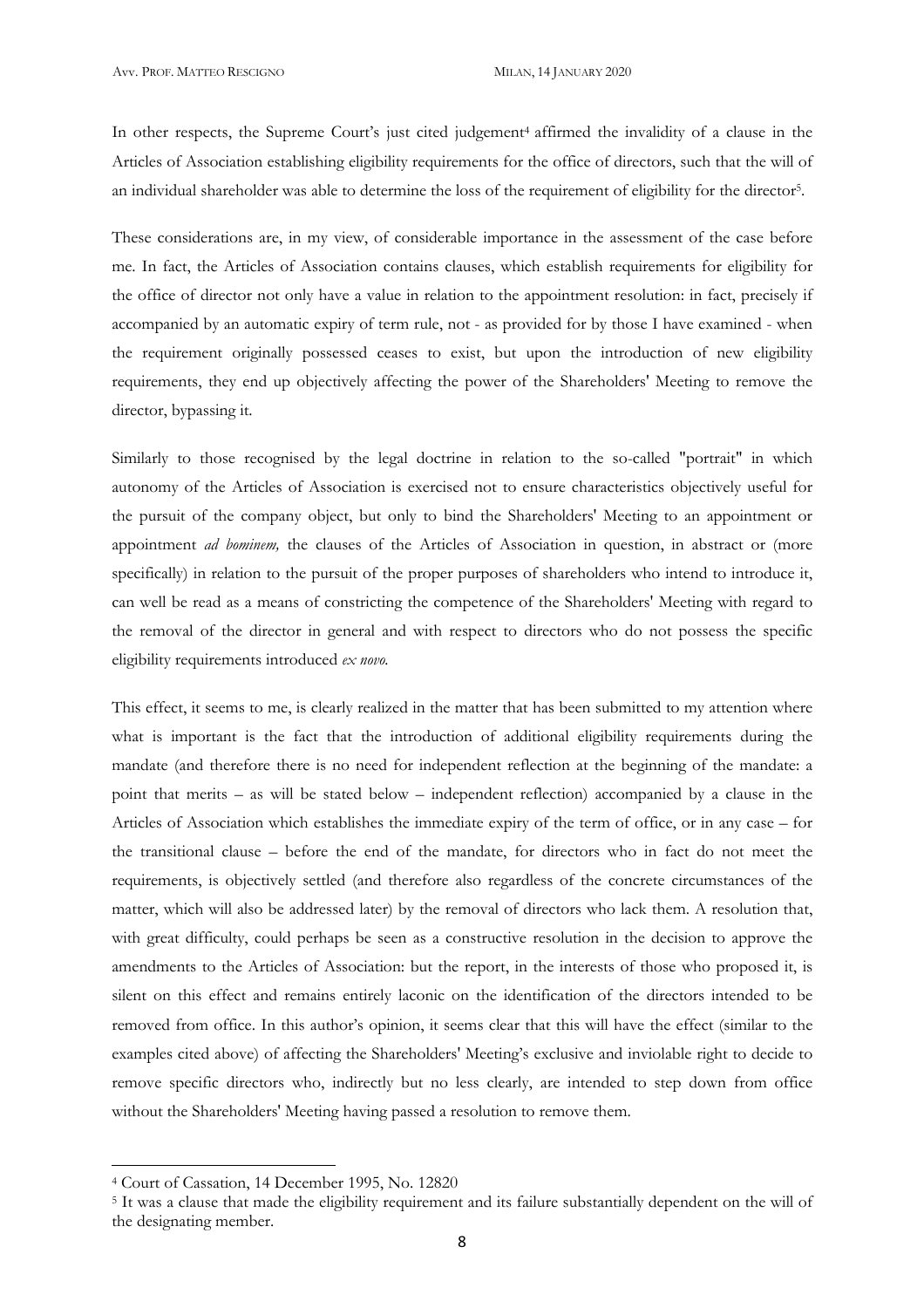In other respects, the Supreme Court's just cited judgement[4] affirmed the invalidity of a clause in the Articles of Association establishing eligibility requirements for the office of directors, such that the will of an individual shareholder was able to determine the loss of the requirement of eligibility for the director[5].

These considerations are, in my view, of considerable importance in the assessment of the case before me. In fact, the Articles of Association contains clauses, which establish requirements for eligibility for the office of director not only have a value in relation to the appointment resolution: in fact, precisely if accompanied by an automatic expiry of term rule, not - as provided for by those I have examined - when the requirement originally possessed ceases to exist, but upon the introduction of new eligibility requirements, they end up objectively affecting the power of the Shareholders' Meeting to remove the director, bypassing it.

Similarly to those recognised by the legal doctrine in relation to the so-called "portrait" in which autonomy of the Articles of Association is exercised not to ensure characteristics objectively useful for the pursuit of the company object, but only to bind the Shareholders' Meeting to an appointment or appointment *ad hominem,* the clauses of the Articles of Association in question, in abstract or (more specifically) in relation to the pursuit of the proper purposes of shareholders who intend to introduce it, can well be read as a means of constricting the competence of the Shareholders' Meeting with regard to the removal of the director in general and with respect to directors who do not possess the specific eligibility requirements introduced *ex novo.*

This effect, it seems to me, is clearly realized in the matter that has been submitted to my attention where what is important is the fact that the introduction of additional eligibility requirements during the mandate (and therefore there is no need for independent reflection at the beginning of the mandate: a point that merits – as will be stated below – independent reflection) accompanied by a clause in the Articles of Association which establishes the immediate expiry of the term of office, or in any case – for the transitional clause – before the end of the mandate, for directors who in fact do not meet the requirements, is objectively settled (and therefore also regardless of the concrete circumstances of the matter, which will also be addressed later) by the removal of directors who lack them. A resolution that, with great difficulty, could perhaps be seen as a constructive resolution in the decision to approve the amendments to the Articles of Association: but the report, in the interests of those who proposed it, is silent on this effect and remains entirely laconic on the identification of the directors intended to be removed from office. In this author's opinion, it seems clear that this will have the effect (similar to the examples cited above) of affecting the Shareholders' Meeting's exclusive and inviolable right to decide to remove specific directors who, indirectly but no less clearly, are intended to step down from office without the Shareholders' Meeting having passed a resolution to remove them.

---

[4] Court of Cassation, 14 December 1995, No. 12820

[5] It was a clause that made the eligibility requirement and its failure substantially dependent on the will of the designating member.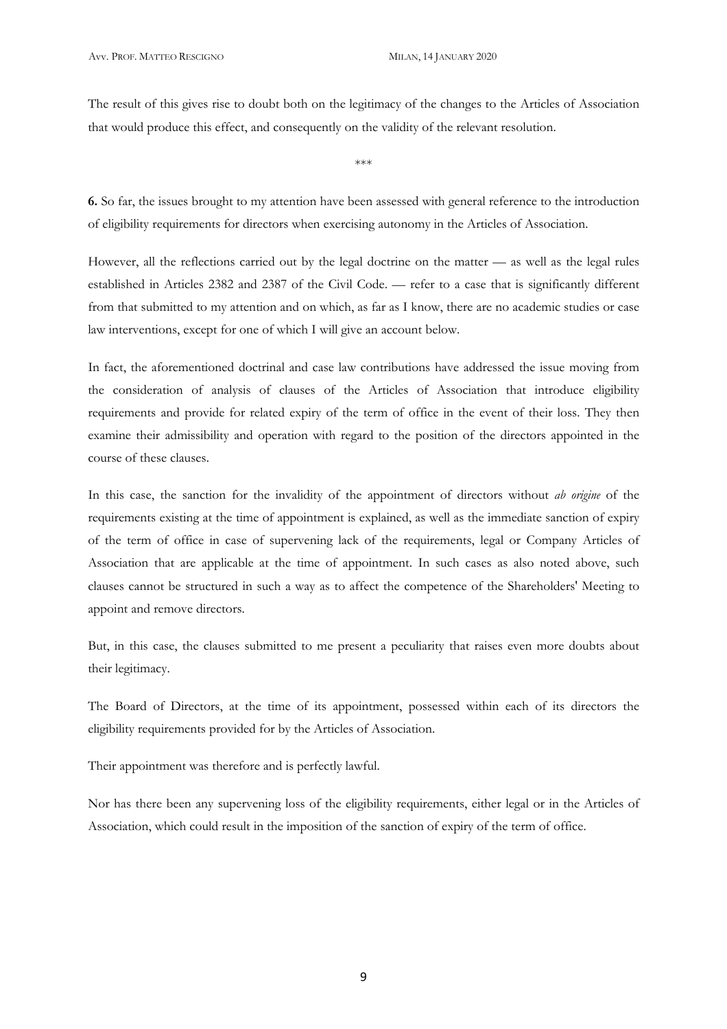The result of this gives rise to doubt both on the legitimacy of the changes to the Articles of Association that would produce this effect, and consequently on the validity of the relevant resolution.

\*\*\*

**6.** So far, the issues brought to my attention have been assessed with general reference to the introduction of eligibility requirements for directors when exercising autonomy in the Articles of Association.

However, all the reflections carried out by the legal doctrine on the matter — as well as the legal rules established in Articles 2382 and 2387 of the Civil Code. — refer to a case that is significantly different from that submitted to my attention and on which, as far as I know, there are no academic studies or case law interventions, except for one of which I will give an account below.

In fact, the aforementioned doctrinal and case law contributions have addressed the issue moving from the consideration of analysis of clauses of the Articles of Association that introduce eligibility requirements and provide for related expiry of the term of office in the event of their loss. They then examine their admissibility and operation with regard to the position of the directors appointed in the course of these clauses.

In this case, the sanction for the invalidity of the appointment of directors without *ab origine* of the requirements existing at the time of appointment is explained, as well as the immediate sanction of expiry of the term of office in case of supervening lack of the requirements, legal or Company Articles of Association that are applicable at the time of appointment. In such cases as also noted above, such clauses cannot be structured in such a way as to affect the competence of the Shareholders' Meeting to appoint and remove directors.

But, in this case, the clauses submitted to me present a peculiarity that raises even more doubts about their legitimacy.

The Board of Directors, at the time of its appointment, possessed within each of its directors the eligibility requirements provided for by the Articles of Association.

Their appointment was therefore and is perfectly lawful.

Nor has there been any supervening loss of the eligibility requirements, either legal or in the Articles of Association, which could result in the imposition of the sanction of expiry of the term of office.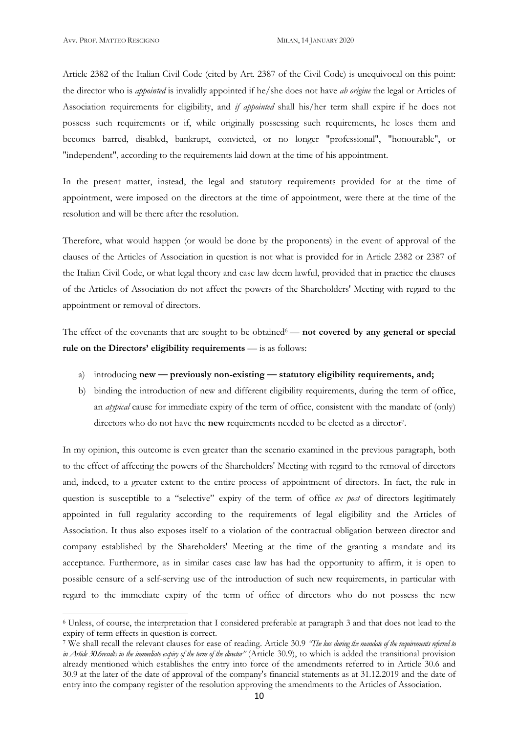Article 2382 of the Italian Civil Code (cited by Art. 2387 of the Civil Code) is unequivocal on this point: the director who is *appointed* is invalidly appointed if he/she does not have *ab origine* the legal or Articles of Association requirements for eligibility, and *if appointed* shall his/her term shall expire if he does not possess such requirements or if, while originally possessing such requirements, he loses them and becomes barred, disabled, bankrupt, convicted, or no longer "professional", "honourable", or "independent", according to the requirements laid down at the time of his appointment.

In the present matter, instead, the legal and statutory requirements provided for at the time of appointment, were imposed on the directors at the time of appointment, were there at the time of the resolution and will be there after the resolution.

Therefore, what would happen (or would be done by the proponents) in the event of approval of the clauses of the Articles of Association in question is not what is provided for in Article 2382 or 2387 of the Italian Civil Code, or what legal theory and case law deem lawful, provided that in practice the clauses of the Articles of Association do not affect the powers of the Shareholders' Meeting with regard to the appointment or removal of directors.

The effect of the covenants that are sought to be obtained[6] — **not covered by any general or special rule on the Directors' eligibility requirements** — is as follows:

a) introducing **new — previously non-existing — statutory eligibility requirements, and;**
b) binding the introduction of new and different eligibility requirements, during the term of office, an *atypical* cause for immediate expiry of the term of office, consistent with the mandate of (only) directors who do not have the **new** requirements needed to be elected as a director[7].

In my opinion, this outcome is even greater than the scenario examined in the previous paragraph, both to the effect of affecting the powers of the Shareholders' Meeting with regard to the removal of directors and, indeed, to a greater extent to the entire process of appointment of directors. In fact, the rule in question is susceptible to a "selective" expiry of the term of office *ex post* of directors legitimately appointed in full regularity according to the requirements of legal eligibility and the Articles of Association. It thus also exposes itself to a violation of the contractual obligation between director and company established by the Shareholders' Meeting at the time of the granting a mandate and its acceptance. Furthermore, as in similar cases case law has had the opportunity to affirm, it is open to possible censure of a self-serving use of the introduction of such new requirements, in particular with regard to the immediate expiry of the term of office of directors who do not possess the new

---

[6] Unless, of course, the interpretation that I considered preferable at paragraph 3 and that does not lead to the expiry of term effects in question is correct.

[7] We shall recall the relevant clauses for ease of reading. Article 30.9 *"The loss during the mandate of the requirements referred to in Article 30.6results in the immediate expiry of the term of the director"* (Article 30.9), to which is added the transitional provision already mentioned which establishes the entry into force of the amendments referred to in Article 30.6 and 30.9 at the later of the date of approval of the company's financial statements as at 31.12.2019 and the date of entry into the company register of the resolution approving the amendments to the Articles of Association.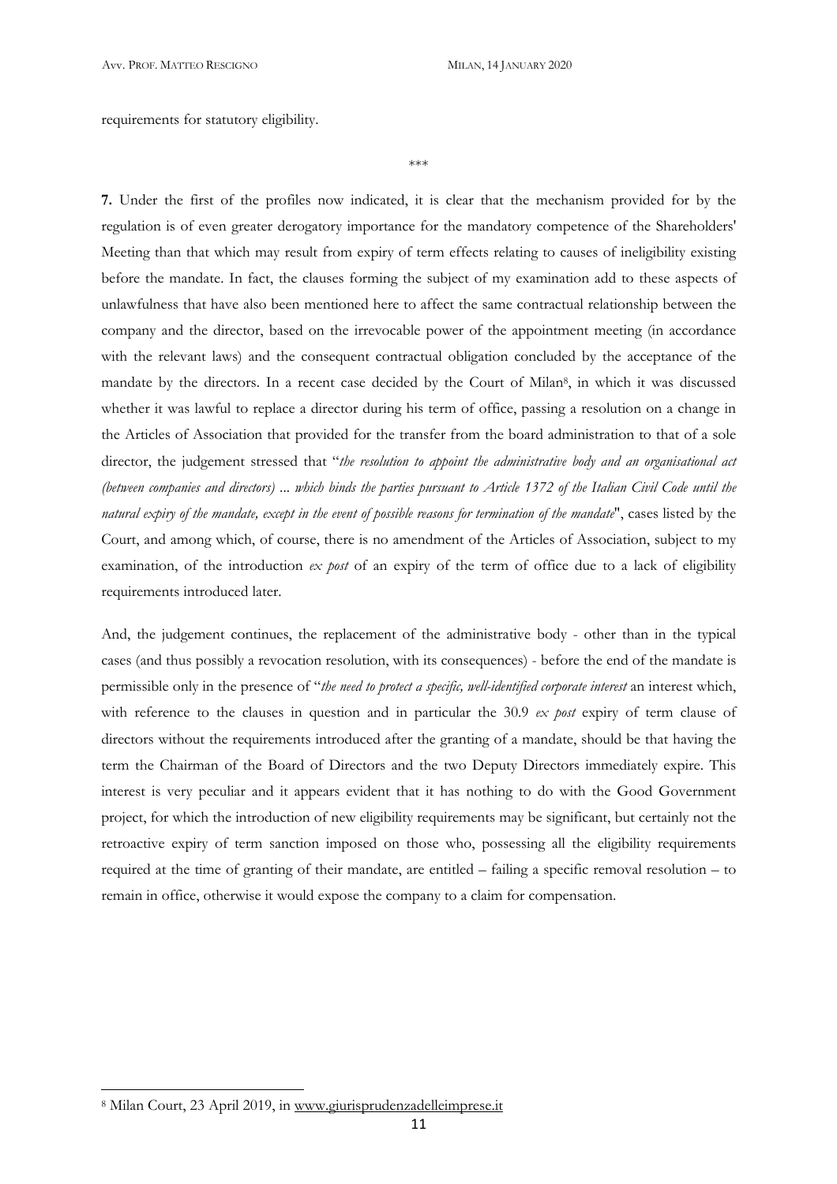requirements for statutory eligibility.

\*\*\*

**7.** Under the first of the profiles now indicated, it is clear that the mechanism provided for by the regulation is of even greater derogatory importance for the mandatory competence of the Shareholders' Meeting than that which may result from expiry of term effects relating to causes of ineligibility existing before the mandate. In fact, the clauses forming the subject of my examination add to these aspects of unlawfulness that have also been mentioned here to affect the same contractual relationship between the company and the director, based on the irrevocable power of the appointment meeting (in accordance with the relevant laws) and the consequent contractual obligation concluded by the acceptance of the mandate by the directors. In a recent case decided by the Court of Milan[8], in which it was discussed whether it was lawful to replace a director during his term of office, passing a resolution on a change in the Articles of Association that provided for the transfer from the board administration to that of a sole director, the judgement stressed that "*the resolution to appoint the administrative body and an organisational act (between companies and directors) ... which binds the parties pursuant to Article 1372 of the Italian Civil Code until the natural expiry of the mandate, except in the event of possible reasons for termination of the mandate*", cases listed by the Court, and among which, of course, there is no amendment of the Articles of Association, subject to my examination, of the introduction *ex post* of an expiry of the term of office due to a lack of eligibility requirements introduced later.

And, the judgement continues, the replacement of the administrative body - other than in the typical cases (and thus possibly a revocation resolution, with its consequences) - before the end of the mandate is permissible only in the presence of "*the need to protect a specific, well-identified corporate interest* an interest which, with reference to the clauses in question and in particular the 30.9 *ex post* expiry of term clause of directors without the requirements introduced after the granting of a mandate, should be that having the term the Chairman of the Board of Directors and the two Deputy Directors immediately expire. This interest is very peculiar and it appears evident that it has nothing to do with the Good Government project, for which the introduction of new eligibility requirements may be significant, but certainly not the retroactive expiry of term sanction imposed on those who, possessing all the eligibility requirements required at the time of granting of their mandate, are entitled – failing a specific removal resolution – to remain in office, otherwise it would expose the company to a claim for compensation.

---

[8] Milan Court, 23 April 2019, in www.giurisprudenzadelleimprese.it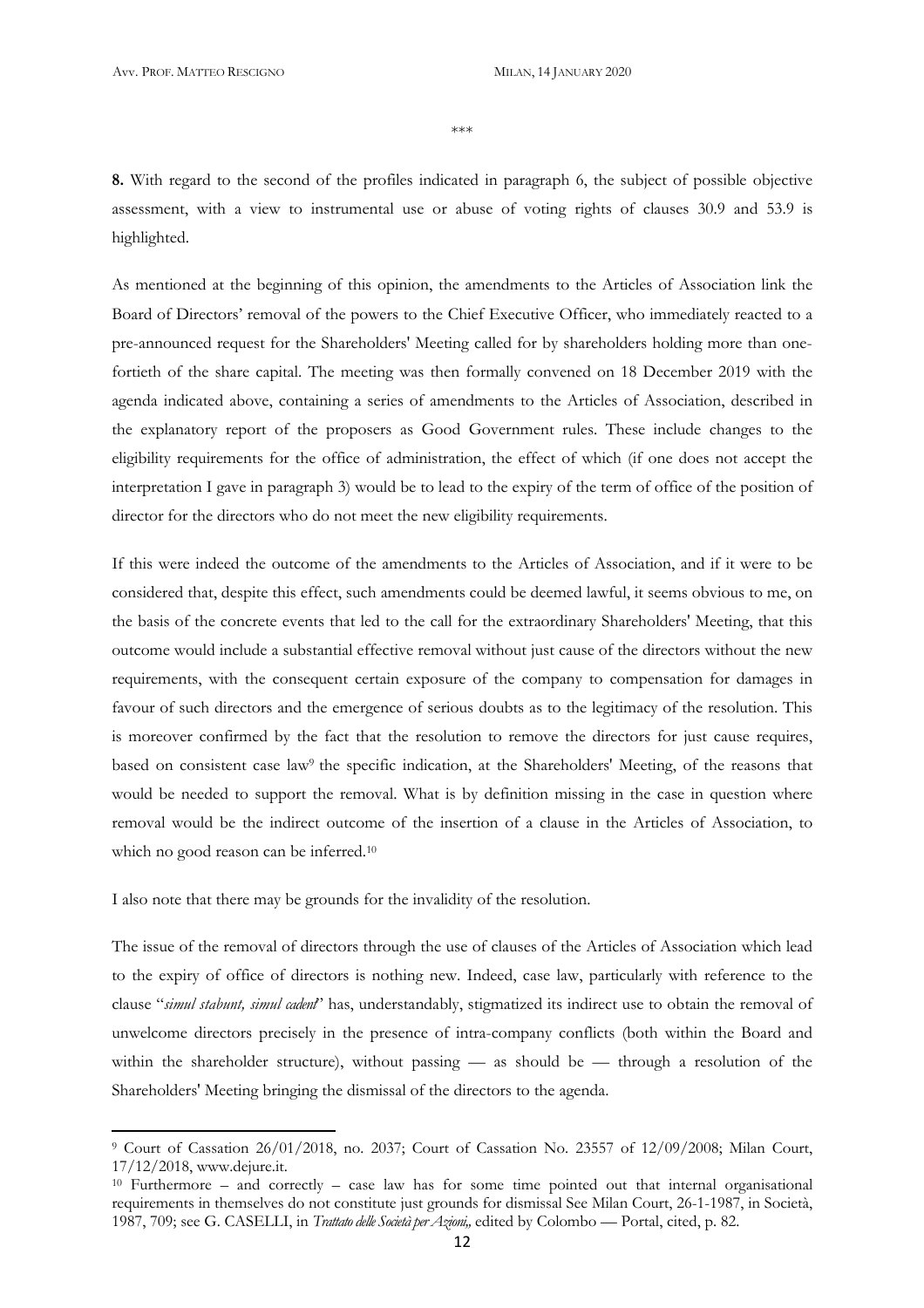\*\*\*

**8.** With regard to the second of the profiles indicated in paragraph 6, the subject of possible objective assessment, with a view to instrumental use or abuse of voting rights of clauses 30.9 and 53.9 is highlighted.

As mentioned at the beginning of this opinion, the amendments to the Articles of Association link the Board of Directors' removal of the powers to the Chief Executive Officer, who immediately reacted to a pre-announced request for the Shareholders' Meeting called for by shareholders holding more than one-fortieth of the share capital. The meeting was then formally convened on 18 December 2019 with the agenda indicated above, containing a series of amendments to the Articles of Association, described in the explanatory report of the proposers as Good Government rules. These include changes to the eligibility requirements for the office of administration, the effect of which (if one does not accept the interpretation I gave in paragraph 3) would be to lead to the expiry of the term of office of the position of director for the directors who do not meet the new eligibility requirements.

If this were indeed the outcome of the amendments to the Articles of Association, and if it were to be considered that, despite this effect, such amendments could be deemed lawful, it seems obvious to me, on the basis of the concrete events that led to the call for the extraordinary Shareholders' Meeting, that this outcome would include a substantial effective removal without just cause of the directors without the new requirements, with the consequent certain exposure of the company to compensation for damages in favour of such directors and the emergence of serious doubts as to the legitimacy of the resolution. This is moreover confirmed by the fact that the resolution to remove the directors for just cause requires, based on consistent case law[9] the specific indication, at the Shareholders' Meeting, of the reasons that would be needed to support the removal. What is by definition missing in the case in question where removal would be the indirect outcome of the insertion of a clause in the Articles of Association, to which no good reason can be inferred.[10]

I also note that there may be grounds for the invalidity of the resolution.

The issue of the removal of directors through the use of clauses of the Articles of Association which lead to the expiry of office of directors is nothing new. Indeed, case law, particularly with reference to the clause "*simul stabunt, simul cadent*" has, understandably, stigmatized its indirect use to obtain the removal of unwelcome directors precisely in the presence of intra-company conflicts (both within the Board and within the shareholder structure), without passing — as should be — through a resolution of the Shareholders' Meeting bringing the dismissal of the directors to the agenda.

---

[9] Court of Cassation 26/01/2018, no. 2037; Court of Cassation No. 23557 of 12/09/2008; Milan Court, 17/12/2018, www.dejure.it.

[10] Furthermore – and correctly – case law has for some time pointed out that internal organisational requirements in themselves do not constitute just grounds for dismissal See Milan Court, 26-1-1987, in Società, 1987, 709; see G. CASELLI, in *Trattato delle Società per Azioni,*, edited by Colombo — Portal, cited, p. 82.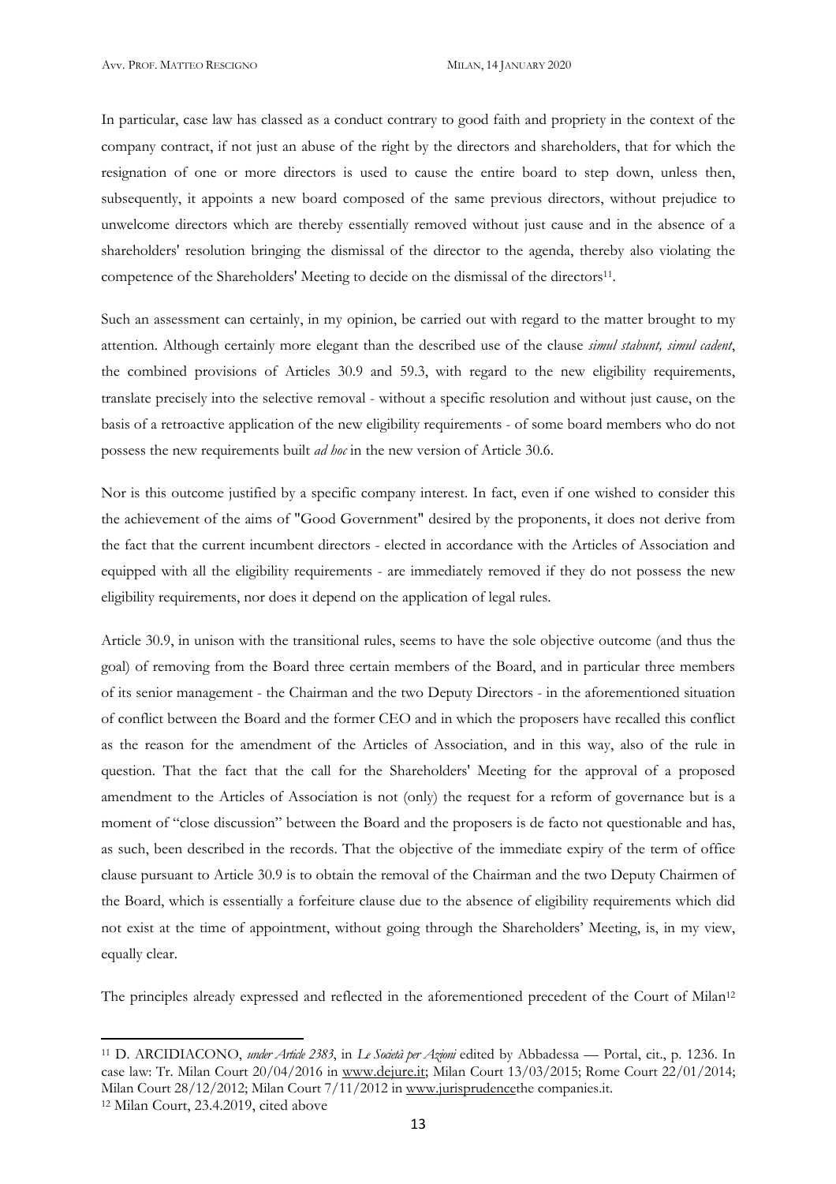In particular, case law has classed as a conduct contrary to good faith and propriety in the context of the company contract, if not just an abuse of the right by the directors and shareholders, that for which the resignation of one or more directors is used to cause the entire board to step down, unless then, subsequently, it appoints a new board composed of the same previous directors, without prejudice to unwelcome directors which are thereby essentially removed without just cause and in the absence of a shareholders' resolution bringing the dismissal of the director to the agenda, thereby also violating the competence of the Shareholders' Meeting to decide on the dismissal of the directors[11].

Such an assessment can certainly, in my opinion, be carried out with regard to the matter brought to my attention. Although certainly more elegant than the described use of the clause *simul stabunt, simul cadent*, the combined provisions of Articles 30.9 and 59.3, with regard to the new eligibility requirements, translate precisely into the selective removal - without a specific resolution and without just cause, on the basis of a retroactive application of the new eligibility requirements - of some board members who do not possess the new requirements built *ad hoc* in the new version of Article 30.6.

Nor is this outcome justified by a specific company interest. In fact, even if one wished to consider this the achievement of the aims of "Good Government" desired by the proponents, it does not derive from the fact that the current incumbent directors - elected in accordance with the Articles of Association and equipped with all the eligibility requirements - are immediately removed if they do not possess the new eligibility requirements, nor does it depend on the application of legal rules.

Article 30.9, in unison with the transitional rules, seems to have the sole objective outcome (and thus the goal) of removing from the Board three certain members of the Board, and in particular three members of its senior management - the Chairman and the two Deputy Directors - in the aforementioned situation of conflict between the Board and the former CEO and in which the proposers have recalled this conflict as the reason for the amendment of the Articles of Association, and in this way, also of the rule in question. That the fact that the call for the Shareholders' Meeting for the approval of a proposed amendment to the Articles of Association is not (only) the request for a reform of governance but is a moment of "close discussion" between the Board and the proposers is de facto not questionable and has, as such, been described in the records. That the objective of the immediate expiry of the term of office clause pursuant to Article 30.9 is to obtain the removal of the Chairman and the two Deputy Chairmen of the Board, which is essentially a forfeiture clause due to the absence of eligibility requirements which did not exist at the time of appointment, without going through the Shareholders' Meeting, is, in my view, equally clear.

The principles already expressed and reflected in the aforementioned precedent of the Court of Milan[12]

---

[11] D. ARCIDIACONO, *under Article 2383*, in *Le Società per Azioni* edited by Abbadessa — Portal, cit., p. 1236. In case law: Tr. Milan Court 20/04/2016 in www.dejure.it; Milan Court 13/03/2015; Rome Court 22/01/2014; Milan Court 28/12/2012; Milan Court 7/11/2012 in www.jurisprudencethe companies.it.

[12] Milan Court, 23.4.2019, cited above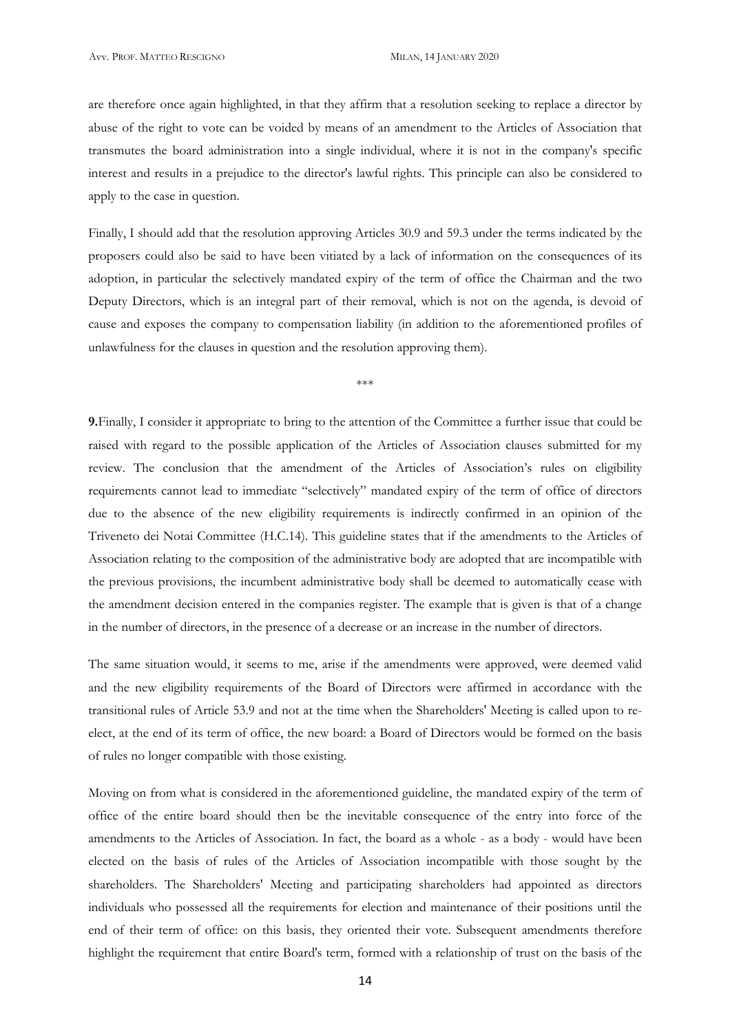are therefore once again highlighted, in that they affirm that a resolution seeking to replace a director by abuse of the right to vote can be voided by means of an amendment to the Articles of Association that transmutes the board administration into a single individual, where it is not in the company's specific interest and results in a prejudice to the director's lawful rights. This principle can also be considered to apply to the case in question.

Finally, I should add that the resolution approving Articles 30.9 and 59.3 under the terms indicated by the proposers could also be said to have been vitiated by a lack of information on the consequences of its adoption, in particular the selectively mandated expiry of the term of office the Chairman and the two Deputy Directors, which is an integral part of their removal, which is not on the agenda, is devoid of cause and exposes the company to compensation liability (in addition to the aforementioned profiles of unlawfulness for the clauses in question and the resolution approving them).

\*\*\*

**9.** Finally, I consider it appropriate to bring to the attention of the Committee a further issue that could be raised with regard to the possible application of the Articles of Association clauses submitted for my review. The conclusion that the amendment of the Articles of Association's rules on eligibility requirements cannot lead to immediate "selectively" mandated expiry of the term of office of directors due to the absence of the new eligibility requirements is indirectly confirmed in an opinion of the Triveneto dei Notai Committee (H.C.14). This guideline states that if the amendments to the Articles of Association relating to the composition of the administrative body are adopted that are incompatible with the previous provisions, the incumbent administrative body shall be deemed to automatically cease with the amendment decision entered in the companies register. The example that is given is that of a change in the number of directors, in the presence of a decrease or an increase in the number of directors.

The same situation would, it seems to me, arise if the amendments were approved, were deemed valid and the new eligibility requirements of the Board of Directors were affirmed in accordance with the transitional rules of Article 53.9 and not at the time when the Shareholders' Meeting is called upon to re-elect, at the end of its term of office, the new board: a Board of Directors would be formed on the basis of rules no longer compatible with those existing.

Moving on from what is considered in the aforementioned guideline, the mandated expiry of the term of office of the entire board should then be the inevitable consequence of the entry into force of the amendments to the Articles of Association. In fact, the board as a whole - as a body - would have been elected on the basis of rules of the Articles of Association incompatible with those sought by the shareholders. The Shareholders' Meeting and participating shareholders had appointed as directors individuals who possessed all the requirements for election and maintenance of their positions until the end of their term of office: on this basis, they oriented their vote. Subsequent amendments therefore highlight the requirement that entire Board's term, formed with a relationship of trust on the basis of the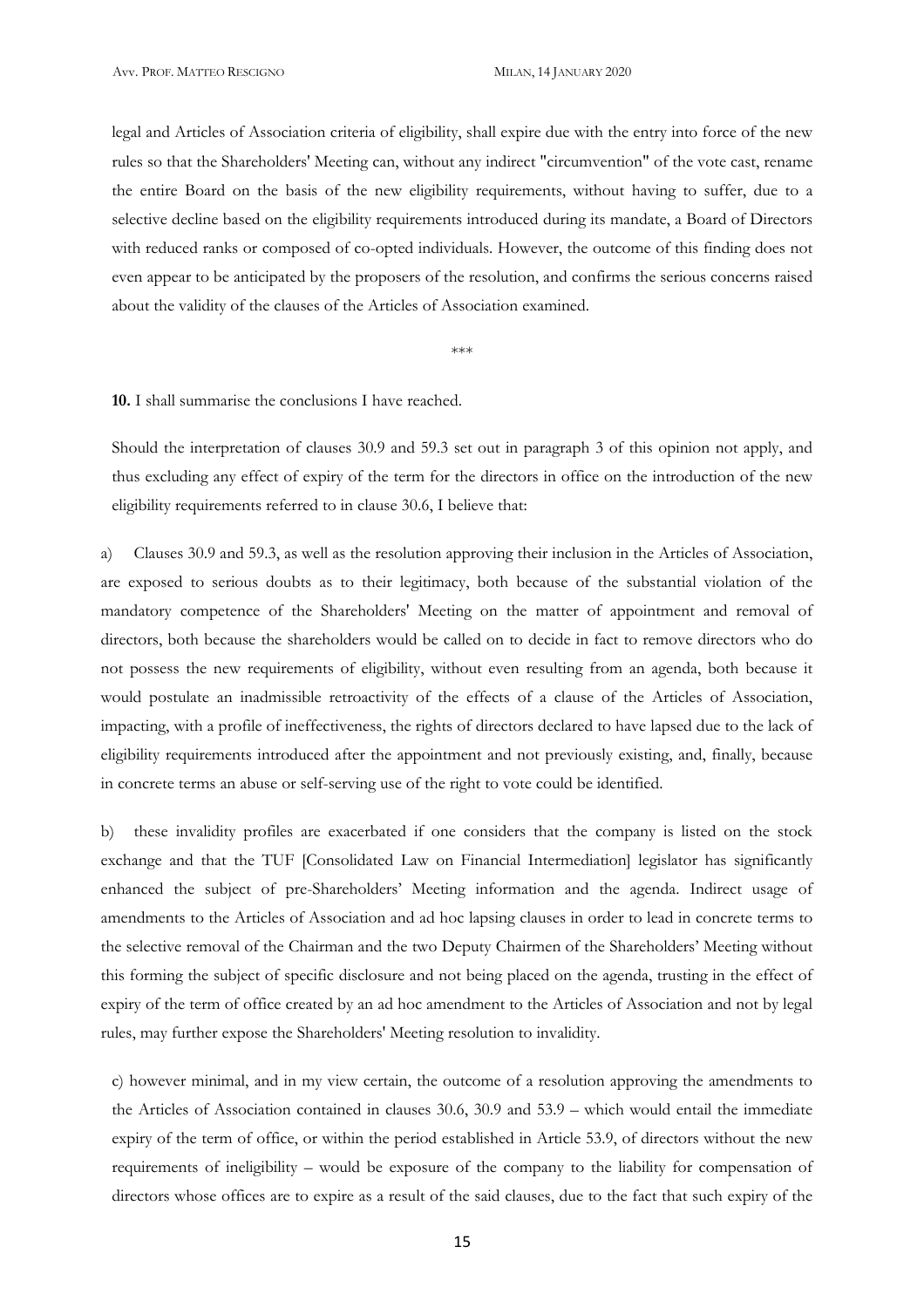legal and Articles of Association criteria of eligibility, shall expire due with the entry into force of the new rules so that the Shareholders' Meeting can, without any indirect "circumvention" of the vote cast, rename the entire Board on the basis of the new eligibility requirements, without having to suffer, due to a selective decline based on the eligibility requirements introduced during its mandate, a Board of Directors with reduced ranks or composed of co-opted individuals. However, the outcome of this finding does not even appear to be anticipated by the proposers of the resolution, and confirms the serious concerns raised about the validity of the clauses of the Articles of Association examined.

\*\*\*

**10.** I shall summarise the conclusions I have reached.

Should the interpretation of clauses 30.9 and 59.3 set out in paragraph 3 of this opinion not apply, and thus excluding any effect of expiry of the term for the directors in office on the introduction of the new eligibility requirements referred to in clause 30.6, I believe that:

a) Clauses 30.9 and 59.3, as well as the resolution approving their inclusion in the Articles of Association, are exposed to serious doubts as to their legitimacy, both because of the substantial violation of the mandatory competence of the Shareholders' Meeting on the matter of appointment and removal of directors, both because the shareholders would be called on to decide in fact to remove directors who do not possess the new requirements of eligibility, without even resulting from an agenda, both because it would postulate an inadmissible retroactivity of the effects of a clause of the Articles of Association, impacting, with a profile of ineffectiveness, the rights of directors declared to have lapsed due to the lack of eligibility requirements introduced after the appointment and not previously existing, and, finally, because in concrete terms an abuse or self-serving use of the right to vote could be identified.

b) these invalidity profiles are exacerbated if one considers that the company is listed on the stock exchange and that the TUF [Consolidated Law on Financial Intermediation] legislator has significantly enhanced the subject of pre-Shareholders' Meeting information and the agenda. Indirect usage of amendments to the Articles of Association and ad hoc lapsing clauses in order to lead in concrete terms to the selective removal of the Chairman and the two Deputy Chairmen of the Shareholders' Meeting without this forming the subject of specific disclosure and not being placed on the agenda, trusting in the effect of expiry of the term of office created by an ad hoc amendment to the Articles of Association and not by legal rules, may further expose the Shareholders' Meeting resolution to invalidity.

c) however minimal, and in my view certain, the outcome of a resolution approving the amendments to the Articles of Association contained in clauses 30.6, 30.9 and 53.9 – which would entail the immediate expiry of the term of office, or within the period established in Article 53.9, of directors without the new requirements of ineligibility – would be exposure of the company to the liability for compensation of directors whose offices are to expire as a result of the said clauses, due to the fact that such expiry of the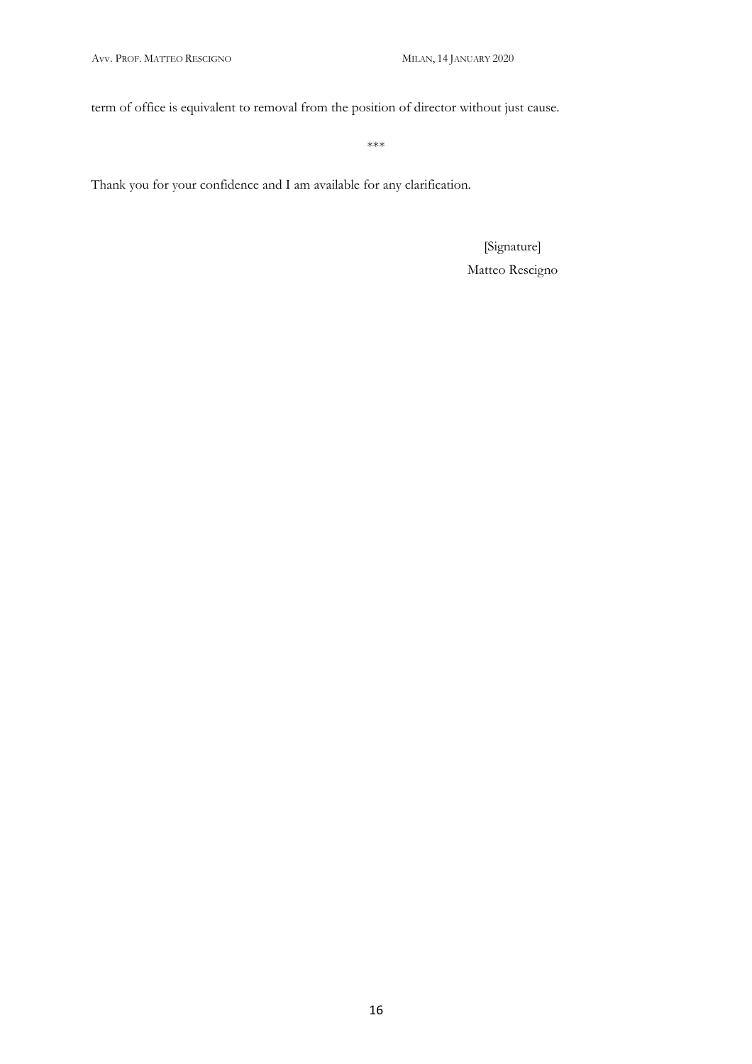term of office is equivalent to removal from the position of director without just cause.

***

Thank you for your confidence and I am available for any clarification.

[Signature]
Matteo Rescigno